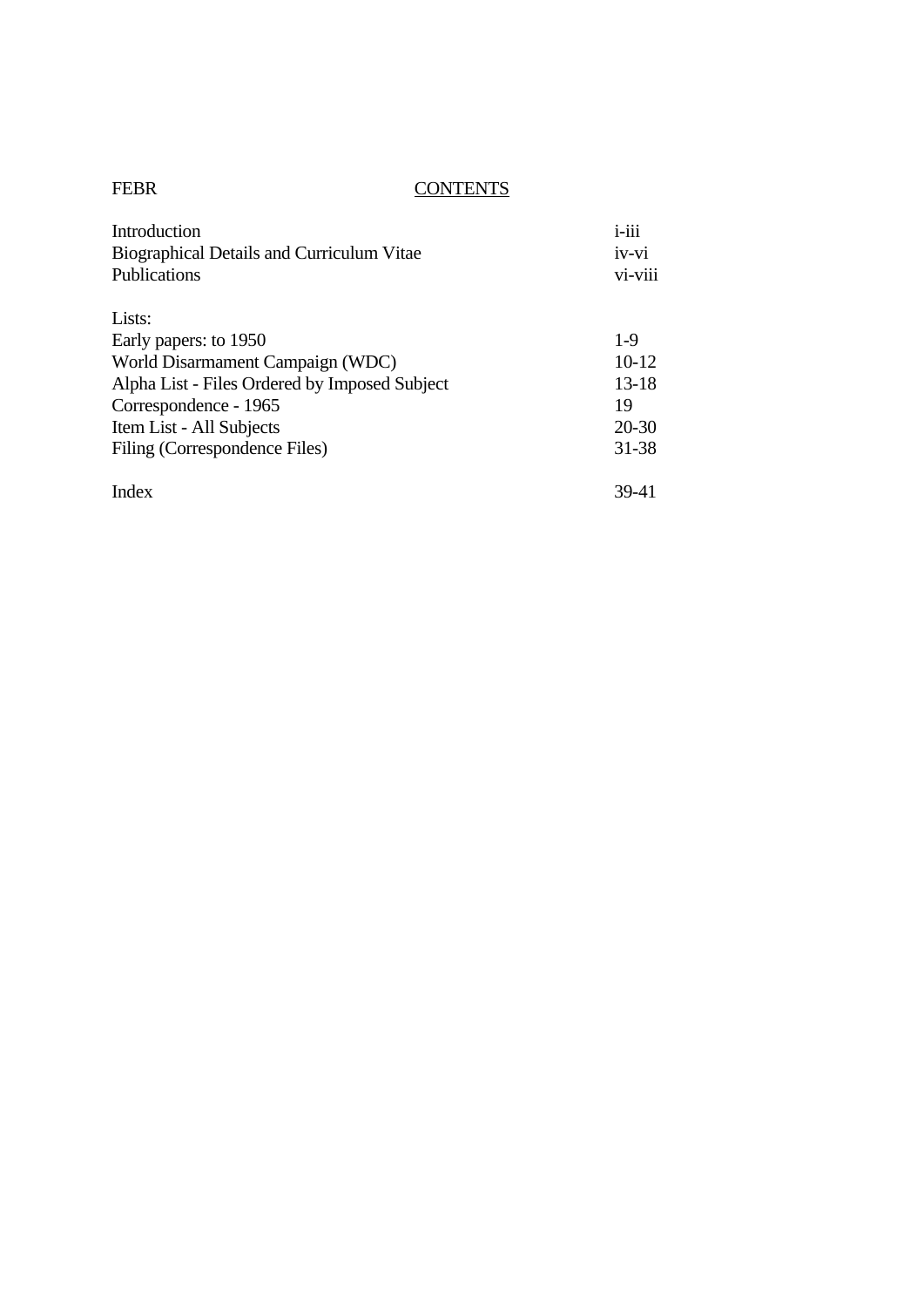FEBR

# CONTENTS

| | |
|---|---|
| Introduction | i-iii |
| Biographical Details and Curriculum Vitae | iv-vi |
| Publications | vi-viii |
| | |
| Lists: | |
| Early papers: to 1950 | 1-9 |
| World Disarmament Campaign (WDC) | 10-12 |
| Alpha List - Files Ordered by Imposed Subject | 13-18 |
| Correspondence - 1965 | 19 |
| Item List - All Subjects | 20-30 |
| Filing (Correspondence Files) | 31-38 |
| | |
| Index | 39-41 |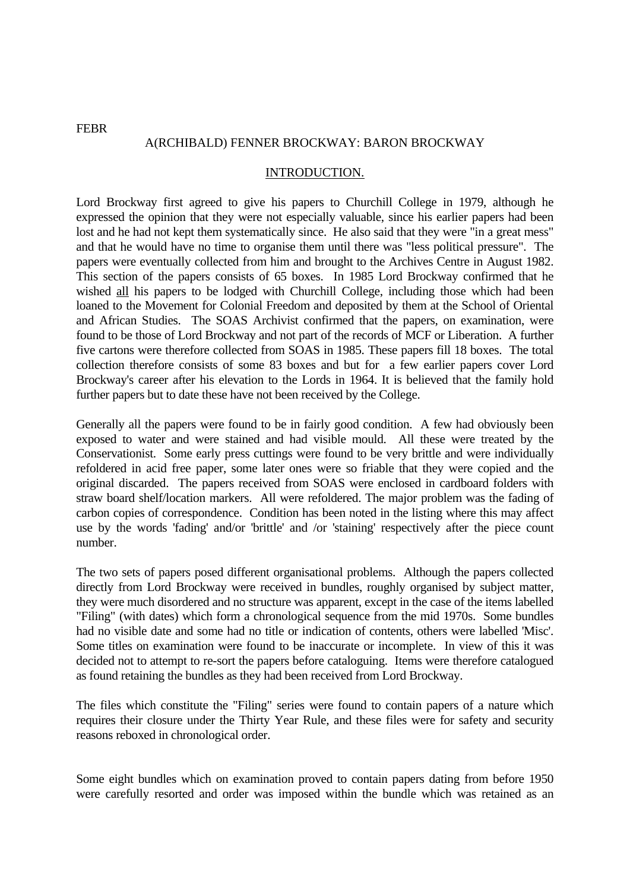FEBR

A(RCHIBALD) FENNER BROCKWAY: BARON BROCKWAY

## INTRODUCTION.

Lord Brockway first agreed to give his papers to Churchill College in 1979, although he expressed the opinion that they were not especially valuable, since his earlier papers had been lost and he had not kept them systematically since. He also said that they were "in a great mess" and that he would have no time to organise them until there was "less political pressure". The papers were eventually collected from him and brought to the Archives Centre in August 1982. This section of the papers consists of 65 boxes. In 1985 Lord Brockway confirmed that he wished all his papers to be lodged with Churchill College, including those which had been loaned to the Movement for Colonial Freedom and deposited by them at the School of Oriental and African Studies. The SOAS Archivist confirmed that the papers, on examination, were found to be those of Lord Brockway and not part of the records of MCF or Liberation. A further five cartons were therefore collected from SOAS in 1985. These papers fill 18 boxes. The total collection therefore consists of some 83 boxes and but for a few earlier papers cover Lord Brockway's career after his elevation to the Lords in 1964. It is believed that the family hold further papers but to date these have not been received by the College.

Generally all the papers were found to be in fairly good condition. A few had obviously been exposed to water and were stained and had visible mould. All these were treated by the Conservationist. Some early press cuttings were found to be very brittle and were individually refoldered in acid free paper, some later ones were so friable that they were copied and the original discarded. The papers received from SOAS were enclosed in cardboard folders with straw board shelf/location markers. All were refoldered. The major problem was the fading of carbon copies of correspondence. Condition has been noted in the listing where this may affect use by the words 'fading' and/or 'brittle' and /or 'staining' respectively after the piece count number.

The two sets of papers posed different organisational problems. Although the papers collected directly from Lord Brockway were received in bundles, roughly organised by subject matter, they were much disordered and no structure was apparent, except in the case of the items labelled "Filing" (with dates) which form a chronological sequence from the mid 1970s. Some bundles had no visible date and some had no title or indication of contents, others were labelled 'Misc'. Some titles on examination were found to be inaccurate or incomplete. In view of this it was decided not to attempt to re-sort the papers before cataloguing. Items were therefore catalogued as found retaining the bundles as they had been received from Lord Brockway.

The files which constitute the "Filing" series were found to contain papers of a nature which requires their closure under the Thirty Year Rule, and these files were for safety and security reasons reboxed in chronological order.

Some eight bundles which on examination proved to contain papers dating from before 1950 were carefully resorted and order was imposed within the bundle which was retained as an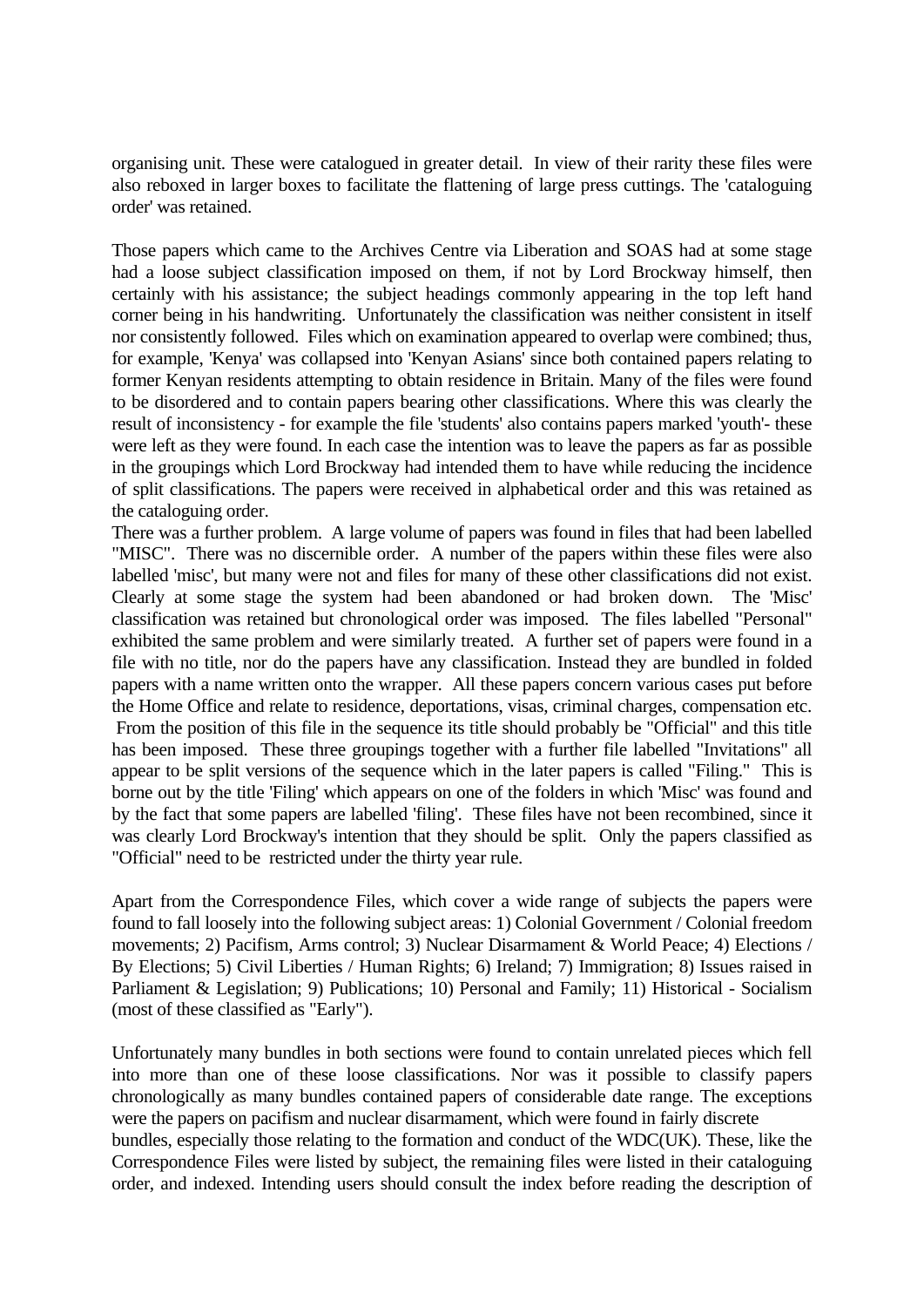organising unit. These were catalogued in greater detail. In view of their rarity these files were also reboxed in larger boxes to facilitate the flattening of large press cuttings. The 'cataloguing order' was retained.

Those papers which came to the Archives Centre via Liberation and SOAS had at some stage had a loose subject classification imposed on them, if not by Lord Brockway himself, then certainly with his assistance; the subject headings commonly appearing in the top left hand corner being in his handwriting. Unfortunately the classification was neither consistent in itself nor consistently followed. Files which on examination appeared to overlap were combined; thus, for example, 'Kenya' was collapsed into 'Kenyan Asians' since both contained papers relating to former Kenyan residents attempting to obtain residence in Britain. Many of the files were found to be disordered and to contain papers bearing other classifications. Where this was clearly the result of inconsistency - for example the file 'students' also contains papers marked 'youth'- these were left as they were found. In each case the intention was to leave the papers as far as possible in the groupings which Lord Brockway had intended them to have while reducing the incidence of split classifications. The papers were received in alphabetical order and this was retained as the cataloguing order.

There was a further problem. A large volume of papers was found in files that had been labelled "MISC". There was no discernible order. A number of the papers within these files were also labelled 'misc', but many were not and files for many of these other classifications did not exist. Clearly at some stage the system had been abandoned or had broken down. The 'Misc' classification was retained but chronological order was imposed. The files labelled "Personal" exhibited the same problem and were similarly treated. A further set of papers were found in a file with no title, nor do the papers have any classification. Instead they are bundled in folded papers with a name written onto the wrapper. All these papers concern various cases put before the Home Office and relate to residence, deportations, visas, criminal charges, compensation etc. From the position of this file in the sequence its title should probably be "Official" and this title has been imposed. These three groupings together with a further file labelled "Invitations" all appear to be split versions of the sequence which in the later papers is called "Filing." This is borne out by the title 'Filing' which appears on one of the folders in which 'Misc' was found and by the fact that some papers are labelled 'filing'. These files have not been recombined, since it was clearly Lord Brockway's intention that they should be split. Only the papers classified as "Official" need to be restricted under the thirty year rule.

Apart from the Correspondence Files, which cover a wide range of subjects the papers were found to fall loosely into the following subject areas: 1) Colonial Government / Colonial freedom movements; 2) Pacifism, Arms control; 3) Nuclear Disarmament & World Peace; 4) Elections / By Elections; 5) Civil Liberties / Human Rights; 6) Ireland; 7) Immigration; 8) Issues raised in Parliament & Legislation; 9) Publications; 10) Personal and Family; 11) Historical - Socialism (most of these classified as "Early").

Unfortunately many bundles in both sections were found to contain unrelated pieces which fell into more than one of these loose classifications. Nor was it possible to classify papers chronologically as many bundles contained papers of considerable date range. The exceptions were the papers on pacifism and nuclear disarmament, which were found in fairly discrete bundles, especially those relating to the formation and conduct of the WDC(UK). These, like the Correspondence Files were listed by subject, the remaining files were listed in their cataloguing order, and indexed. Intending users should consult the index before reading the description of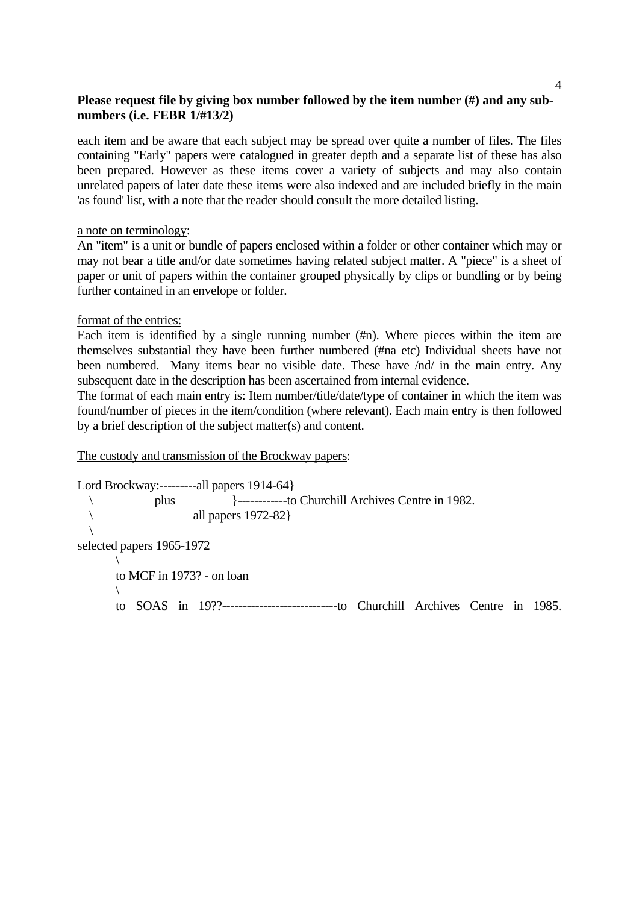**Please request file by giving box number followed by the item number (#) and any sub-numbers (i.e. FEBR 1/#13/2)**

each item and be aware that each subject may be spread over quite a number of files. The files containing "Early" papers were catalogued in greater depth and a separate list of these has also been prepared. However as these items cover a variety of subjects and may also contain unrelated papers of later date these items were also indexed and are included briefly in the main 'as found' list, with a note that the reader should consult the more detailed listing.

a note on terminology:

An "item" is a unit or bundle of papers enclosed within a folder or other container which may or may not bear a title and/or date sometimes having related subject matter. A "piece" is a sheet of paper or unit of papers within the container grouped physically by clips or bundling or by being further contained in an envelope or folder.

format of the entries:

Each item is identified by a single running number (#n). Where pieces within the item are themselves substantial they have been further numbered (#na etc) Individual sheets have not been numbered. Many items bear no visible date. These have /nd/ in the main entry. Any subsequent date in the description has been ascertained from internal evidence.

The format of each main entry is: Item number/title/date/type of container in which the item was found/number of pieces in the item/condition (where relevant). Each main entry is then followed by a brief description of the subject matter(s) and content.

The custody and transmission of the Brockway papers:

```
Lord Brockway:---------all papers 1914-64}
   \            plus            }------------to Churchill Archives Centre in 1982.
    \                  all papers 1972-82}
     \
selected papers 1965-1972
        \
        to MCF in 1973? - on loan
        \
        to SOAS in 19??----------------------------to Churchill Archives Centre in 1985.
```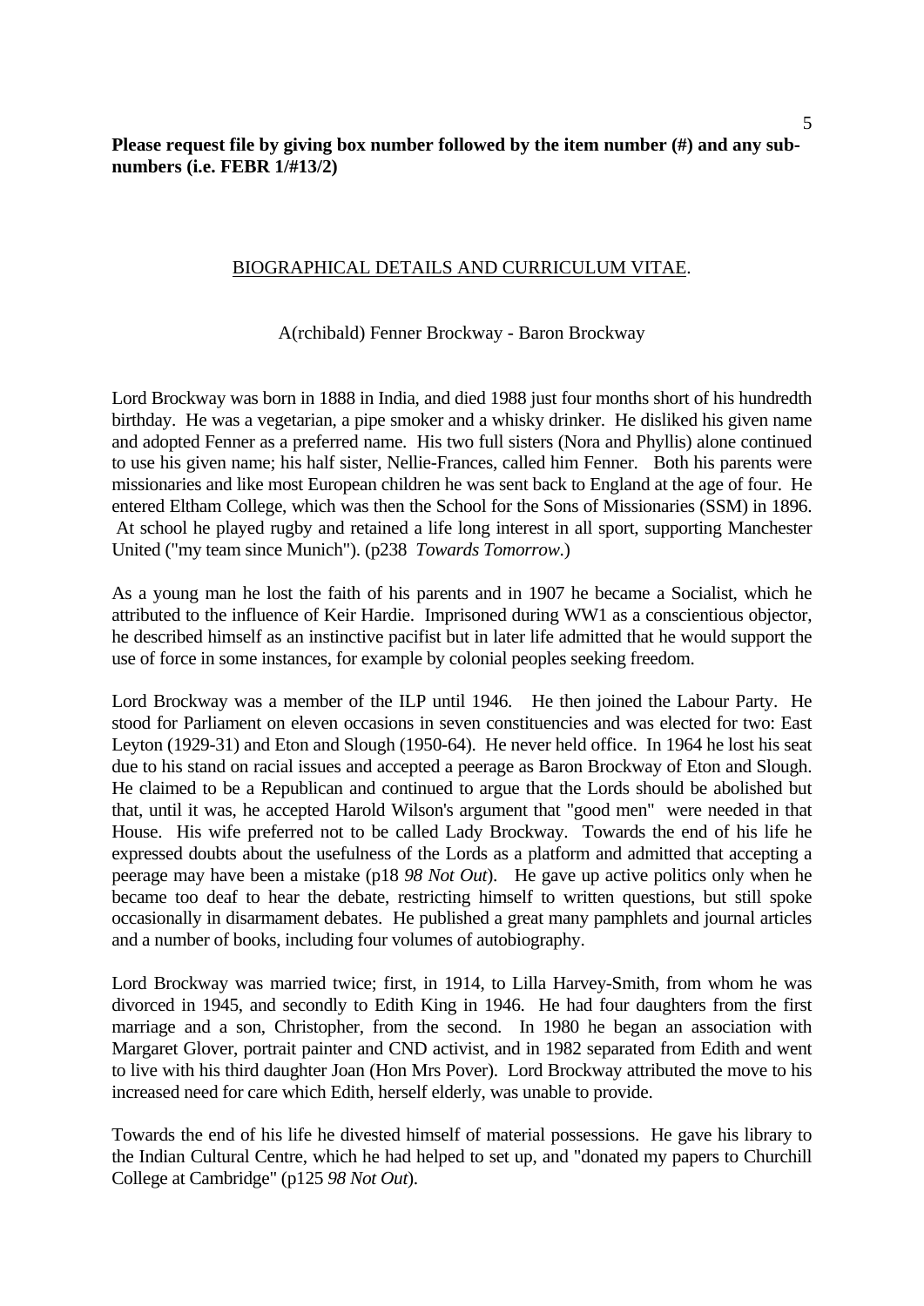**Please request file by giving box number followed by the item number (#) and any sub-numbers (i.e. FEBR 1/#13/2)**

## BIOGRAPHICAL DETAILS AND CURRICULUM VITAE.

A(rchibald) Fenner Brockway - Baron Brockway

Lord Brockway was born in 1888 in India, and died 1988 just four months short of his hundredth birthday. He was a vegetarian, a pipe smoker and a whisky drinker. He disliked his given name and adopted Fenner as a preferred name. His two full sisters (Nora and Phyllis) alone continued to use his given name; his half sister, Nellie-Frances, called him Fenner. Both his parents were missionaries and like most European children he was sent back to England at the age of four. He entered Eltham College, which was then the School for the Sons of Missionaries (SSM) in 1896. At school he played rugby and retained a life long interest in all sport, supporting Manchester United ("my team since Munich"). (p238 *Towards Tomorrow*.)

As a young man he lost the faith of his parents and in 1907 he became a Socialist, which he attributed to the influence of Keir Hardie. Imprisoned during WW1 as a conscientious objector, he described himself as an instinctive pacifist but in later life admitted that he would support the use of force in some instances, for example by colonial peoples seeking freedom.

Lord Brockway was a member of the ILP until 1946. He then joined the Labour Party. He stood for Parliament on eleven occasions in seven constituencies and was elected for two: East Leyton (1929-31) and Eton and Slough (1950-64). He never held office. In 1964 he lost his seat due to his stand on racial issues and accepted a peerage as Baron Brockway of Eton and Slough. He claimed to be a Republican and continued to argue that the Lords should be abolished but that, until it was, he accepted Harold Wilson's argument that "good men" were needed in that House. His wife preferred not to be called Lady Brockway. Towards the end of his life he expressed doubts about the usefulness of the Lords as a platform and admitted that accepting a peerage may have been a mistake (p18 *98 Not Out*). He gave up active politics only when he became too deaf to hear the debate, restricting himself to written questions, but still spoke occasionally in disarmament debates. He published a great many pamphlets and journal articles and a number of books, including four volumes of autobiography.

Lord Brockway was married twice; first, in 1914, to Lilla Harvey-Smith, from whom he was divorced in 1945, and secondly to Edith King in 1946. He had four daughters from the first marriage and a son, Christopher, from the second. In 1980 he began an association with Margaret Glover, portrait painter and CND activist, and in 1982 separated from Edith and went to live with his third daughter Joan (Hon Mrs Pover). Lord Brockway attributed the move to his increased need for care which Edith, herself elderly, was unable to provide.

Towards the end of his life he divested himself of material possessions. He gave his library to the Indian Cultural Centre, which he had helped to set up, and "donated my papers to Churchill College at Cambridge" (p125 *98 Not Out*).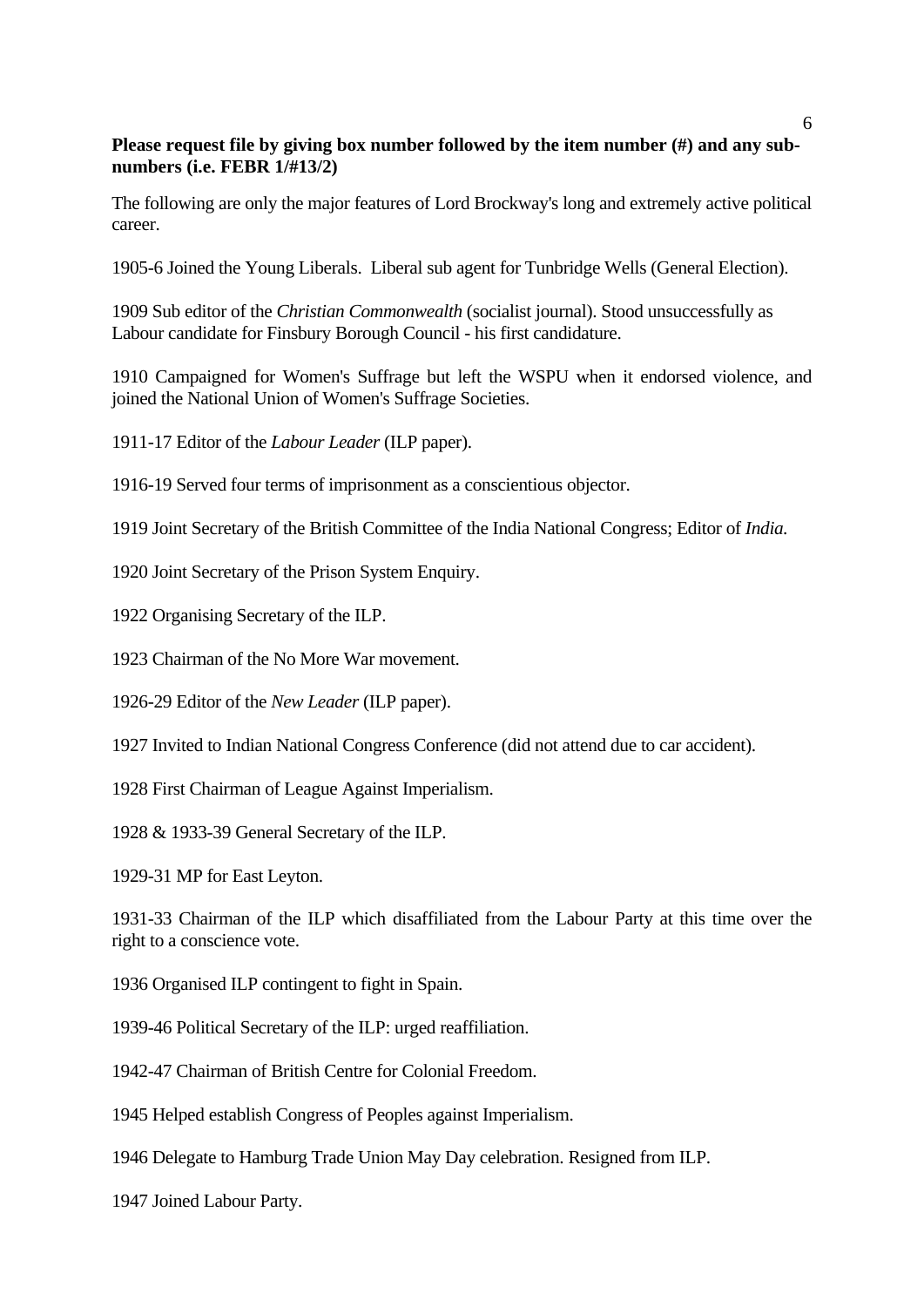**Please request file by giving box number followed by the item number (#) and any sub-numbers (i.e. FEBR 1/#13/2)**

The following are only the major features of Lord Brockway's long and extremely active political career.

1905-6 Joined the Young Liberals. Liberal sub agent for Tunbridge Wells (General Election).

1909 Sub editor of the *Christian Commonwealth* (socialist journal). Stood unsuccessfully as Labour candidate for Finsbury Borough Council - his first candidature.

1910 Campaigned for Women's Suffrage but left the WSPU when it endorsed violence, and joined the National Union of Women's Suffrage Societies.

1911-17 Editor of the *Labour Leader* (ILP paper).

1916-19 Served four terms of imprisonment as a conscientious objector.

1919 Joint Secretary of the British Committee of the India National Congress; Editor of *India.*

1920 Joint Secretary of the Prison System Enquiry.

1922 Organising Secretary of the ILP.

1923 Chairman of the No More War movement.

1926-29 Editor of the *New Leader* (ILP paper).

1927 Invited to Indian National Congress Conference (did not attend due to car accident).

1928 First Chairman of League Against Imperialism.

1928 & 1933-39 General Secretary of the ILP.

1929-31 MP for East Leyton.

1931-33 Chairman of the ILP which disaffiliated from the Labour Party at this time over the right to a conscience vote.

1936 Organised ILP contingent to fight in Spain.

1939-46 Political Secretary of the ILP: urged reaffiliation.

1942-47 Chairman of British Centre for Colonial Freedom.

1945 Helped establish Congress of Peoples against Imperialism.

1946 Delegate to Hamburg Trade Union May Day celebration. Resigned from ILP.

1947 Joined Labour Party.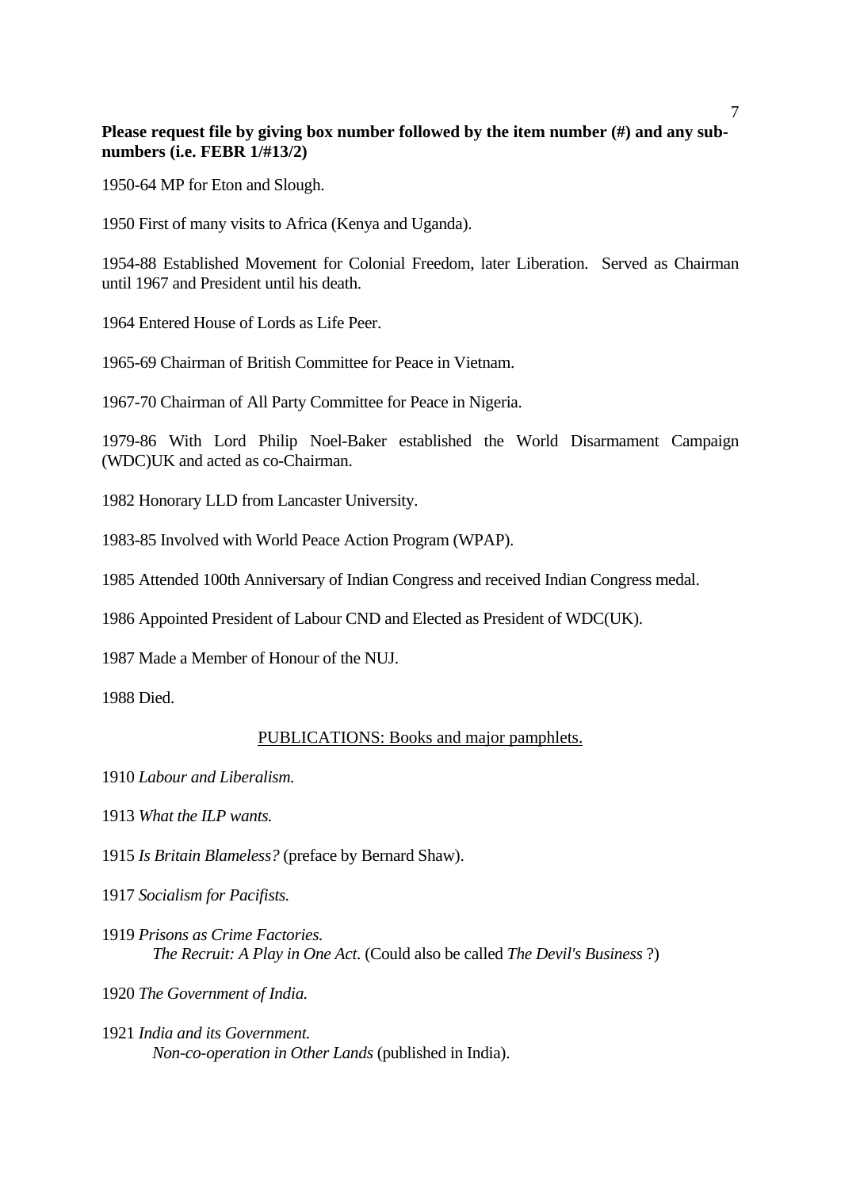**Please request file by giving box number followed by the item number (#) and any sub-numbers (i.e. FEBR 1/#13/2)**

1950-64 MP for Eton and Slough.

1950 First of many visits to Africa (Kenya and Uganda).

1954-88 Established Movement for Colonial Freedom, later Liberation. Served as Chairman until 1967 and President until his death.

1964 Entered House of Lords as Life Peer.

1965-69 Chairman of British Committee for Peace in Vietnam.

1967-70 Chairman of All Party Committee for Peace in Nigeria.

1979-86 With Lord Philip Noel-Baker established the World Disarmament Campaign (WDC)UK and acted as co-Chairman.

1982 Honorary LLD from Lancaster University.

1983-85 Involved with World Peace Action Program (WPAP).

1985 Attended 100th Anniversary of Indian Congress and received Indian Congress medal.

1986 Appointed President of Labour CND and Elected as President of WDC(UK).

1987 Made a Member of Honour of the NUJ.

1988 Died.

## PUBLICATIONS: Books and major pamphlets.

1910 *Labour and Liberalism.*

1913 *What the ILP wants.*

1915 *Is Britain Blameless?* (preface by Bernard Shaw).

1917 *Socialism for Pacifists.*

1919 *Prisons as Crime Factories.*
*The Recruit: A Play in One Act.* (Could also be called *The Devil's Business* ?)

1920 *The Government of India.*

1921 *India and its Government.*
*Non-co-operation in Other Lands* (published in India).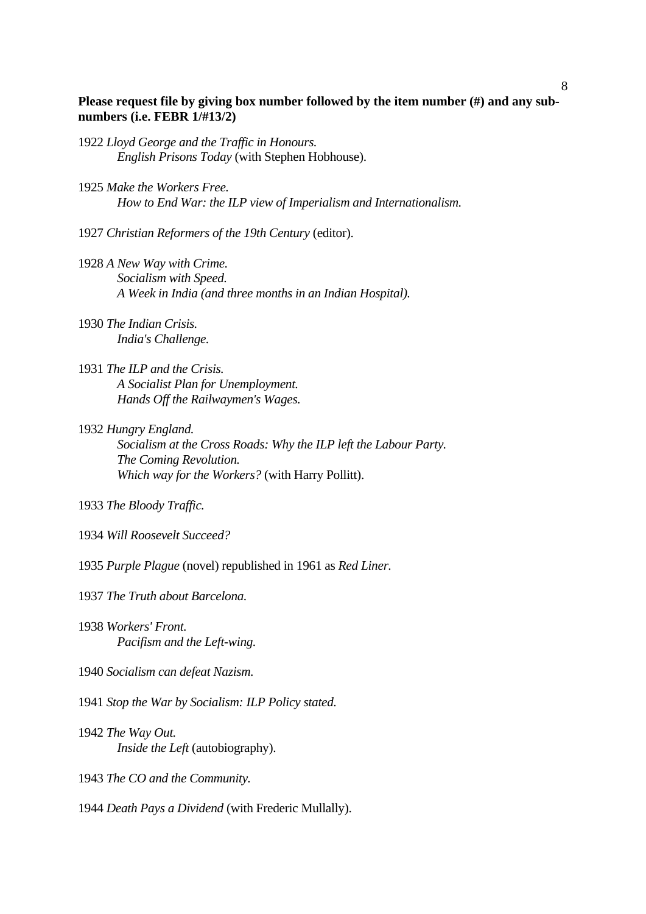**Please request file by giving box number followed by the item number (#) and any sub-numbers (i.e. FEBR 1/#13/2)**

1922 *Lloyd George and the Traffic in Honours.*
*English Prisons Today* (with Stephen Hobhouse).

1925 *Make the Workers Free.*
*How to End War: the ILP view of Imperialism and Internationalism.*

1927 *Christian Reformers of the 19th Century* (editor).

1928 *A New Way with Crime.*
*Socialism with Speed.*
*A Week in India (and three months in an Indian Hospital).*

1930 *The Indian Crisis.*
*India's Challenge.*

1931 *The ILP and the Crisis.*
*A Socialist Plan for Unemployment.*
*Hands Off the Railwaymen's Wages.*

1932 *Hungry England.*
*Socialism at the Cross Roads: Why the ILP left the Labour Party.*
*The Coming Revolution.*
*Which way for the Workers?* (with Harry Pollitt).

1933 *The Bloody Traffic.*

1934 *Will Roosevelt Succeed?*

1935 *Purple Plague* (novel) republished in 1961 as *Red Liner.*

1937 *The Truth about Barcelona.*

1938 *Workers' Front.*
*Pacifism and the Left-wing.*

1940 *Socialism can defeat Nazism.*

1941 *Stop the War by Socialism: ILP Policy stated.*

1942 *The Way Out.*
*Inside the Left* (autobiography).

1943 *The CO and the Community.*

1944 *Death Pays a Dividend* (with Frederic Mullally).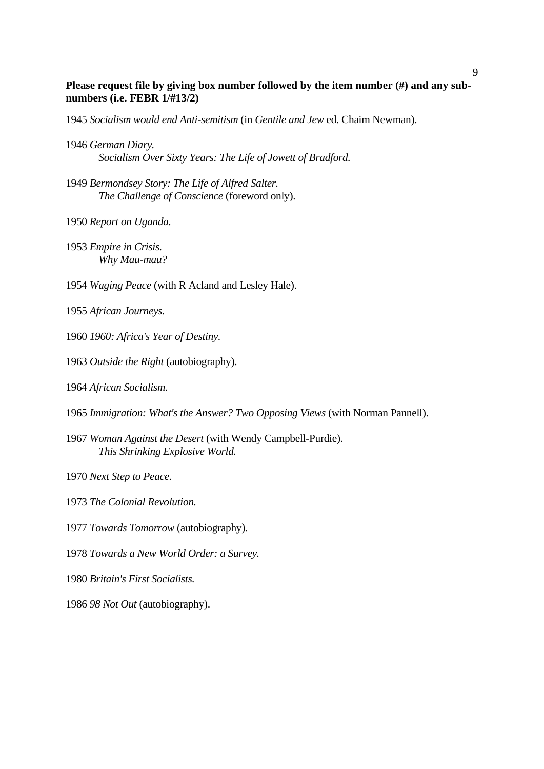**Please request file by giving box number followed by the item number (#) and any sub-numbers (i.e. FEBR 1/#13/2)**

1945 *Socialism would end Anti-semitism* (in *Gentile and Jew* ed. Chaim Newman).

1946 *German Diary.*
*Socialism Over Sixty Years: The Life of Jowett of Bradford.*

1949 *Bermondsey Story: The Life of Alfred Salter.*
*The Challenge of Conscience* (foreword only).

1950 *Report on Uganda.*

1953 *Empire in Crisis.*
*Why Mau-mau?*

1954 *Waging Peace* (with R Acland and Lesley Hale).

1955 *African Journeys.*

1960 *1960: Africa's Year of Destiny.*

1963 *Outside the Right* (autobiography).

1964 *African Socialism.*

1965 *Immigration: What's the Answer? Two Opposing Views* (with Norman Pannell).

1967 *Woman Against the Desert* (with Wendy Campbell-Purdie).
*This Shrinking Explosive World.*

1970 *Next Step to Peace.*

1973 *The Colonial Revolution.*

1977 *Towards Tomorrow* (autobiography).

1978 *Towards a New World Order: a Survey.*

1980 *Britain's First Socialists.*

1986 *98 Not Out* (autobiography).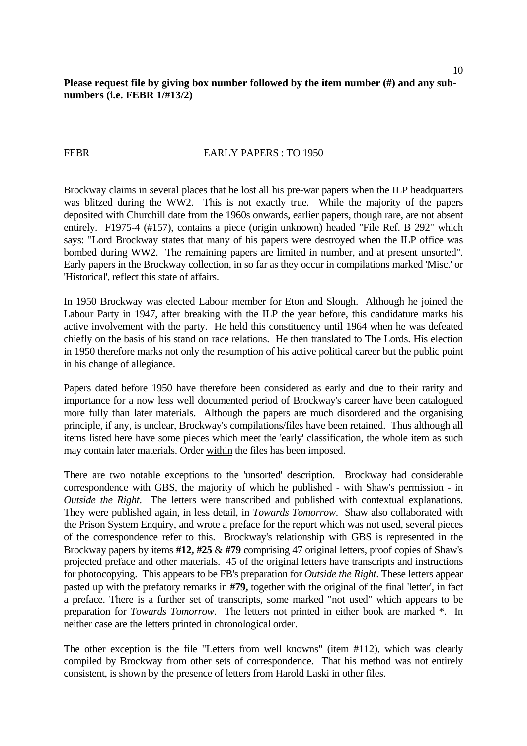**Please request file by giving box number followed by the item number (#) and any sub-numbers (i.e. FEBR 1/#13/2)**

FEBR EARLY PAPERS : TO 1950

Brockway claims in several places that he lost all his pre-war papers when the ILP headquarters was blitzed during the WW2. This is not exactly true. While the majority of the papers deposited with Churchill date from the 1960s onwards, earlier papers, though rare, are not absent entirely. F1975-4 (#157), contains a piece (origin unknown) headed "File Ref. B 292" which says: "Lord Brockway states that many of his papers were destroyed when the ILP office was bombed during WW2. The remaining papers are limited in number, and at present unsorted". Early papers in the Brockway collection, in so far as they occur in compilations marked 'Misc.' or 'Historical', reflect this state of affairs.

In 1950 Brockway was elected Labour member for Eton and Slough. Although he joined the Labour Party in 1947, after breaking with the ILP the year before, this candidature marks his active involvement with the party. He held this constituency until 1964 when he was defeated chiefly on the basis of his stand on race relations. He then translated to The Lords. His election in 1950 therefore marks not only the resumption of his active political career but the public point in his change of allegiance.

Papers dated before 1950 have therefore been considered as early and due to their rarity and importance for a now less well documented period of Brockway's career have been catalogued more fully than later materials. Although the papers are much disordered and the organising principle, if any, is unclear, Brockway's compilations/files have been retained. Thus although all items listed here have some pieces which meet the 'early' classification, the whole item as such may contain later materials. Order within the files has been imposed.

There are two notable exceptions to the 'unsorted' description. Brockway had considerable correspondence with GBS, the majority of which he published - with Shaw's permission - in *Outside the Right*. The letters were transcribed and published with contextual explanations. They were published again, in less detail, in *Towards Tomorrow*. Shaw also collaborated with the Prison System Enquiry, and wrote a preface for the report which was not used, several pieces of the correspondence refer to this. Brockway's relationship with GBS is represented in the Brockway papers by items **#12, #25** & **#79** comprising 47 original letters, proof copies of Shaw's projected preface and other materials. 45 of the original letters have transcripts and instructions for photocopying. This appears to be FB's preparation for *Outside the Right*. These letters appear pasted up with the prefatory remarks in **#79,** together with the original of the final 'letter', in fact a preface. There is a further set of transcripts, some marked "not used" which appears to be preparation for *Towards Tomorrow*. The letters not printed in either book are marked *. In neither case are the letters printed in chronological order.

The other exception is the file "Letters from well knowns" (item #112), which was clearly compiled by Brockway from other sets of correspondence. That his method was not entirely consistent, is shown by the presence of letters from Harold Laski in other files.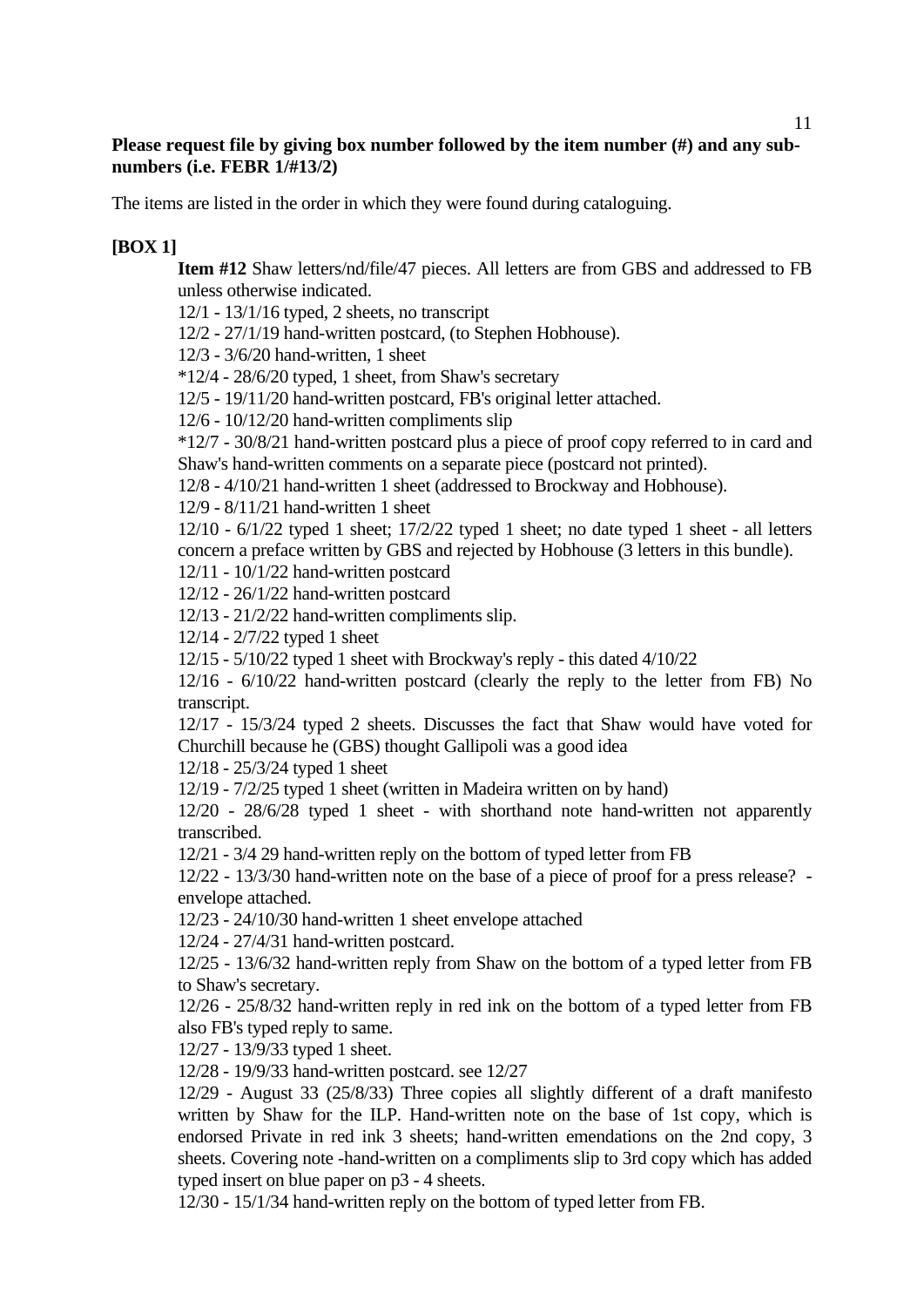**Please request file by giving box number followed by the item number (#) and any sub-numbers (i.e. FEBR 1/#13/2)**

The items are listed in the order in which they were found during cataloguing.

**[BOX 1]**

**Item #12** Shaw letters/nd/file/47 pieces. All letters are from GBS and addressed to FB unless otherwise indicated.

12/1 - 13/1/16 typed, 2 sheets, no transcript

12/2 - 27/1/19 hand-written postcard, (to Stephen Hobhouse).

12/3 - 3/6/20 hand-written, 1 sheet

*12/4 - 28/6/20 typed, 1 sheet, from Shaw's secretary

12/5 - 19/11/20 hand-written postcard, FB's original letter attached.

12/6 - 10/12/20 hand-written compliments slip

*12/7 - 30/8/21 hand-written postcard plus a piece of proof copy referred to in card and Shaw's hand-written comments on a separate piece (postcard not printed).

12/8 - 4/10/21 hand-written 1 sheet (addressed to Brockway and Hobhouse).

12/9 - 8/11/21 hand-written 1 sheet

12/10 - 6/1/22 typed 1 sheet; 17/2/22 typed 1 sheet; no date typed 1 sheet - all letters concern a preface written by GBS and rejected by Hobhouse (3 letters in this bundle).

12/11 - 10/1/22 hand-written postcard

12/12 - 26/1/22 hand-written postcard

12/13 - 21/2/22 hand-written compliments slip.

12/14 - 2/7/22 typed 1 sheet

12/15 - 5/10/22 typed 1 sheet with Brockway's reply - this dated 4/10/22

12/16 - 6/10/22 hand-written postcard (clearly the reply to the letter from FB) No transcript.

12/17 - 15/3/24 typed 2 sheets. Discusses the fact that Shaw would have voted for Churchill because he (GBS) thought Gallipoli was a good idea

12/18 - 25/3/24 typed 1 sheet

12/19 - 7/2/25 typed 1 sheet (written in Madeira written on by hand)

12/20 - 28/6/28 typed 1 sheet - with shorthand note hand-written not apparently transcribed.

12/21 - 3/4 29 hand-written reply on the bottom of typed letter from FB

12/22 - 13/3/30 hand-written note on the base of a piece of proof for a press release? - envelope attached.

12/23 - 24/10/30 hand-written 1 sheet envelope attached

12/24 - 27/4/31 hand-written postcard.

12/25 - 13/6/32 hand-written reply from Shaw on the bottom of a typed letter from FB to Shaw's secretary.

12/26 - 25/8/32 hand-written reply in red ink on the bottom of a typed letter from FB also FB's typed reply to same.

12/27 - 13/9/33 typed 1 sheet.

12/28 - 19/9/33 hand-written postcard. see 12/27

12/29 - August 33 (25/8/33) Three copies all slightly different of a draft manifesto written by Shaw for the ILP. Hand-written note on the base of 1st copy, which is endorsed Private in red ink 3 sheets; hand-written emendations on the 2nd copy, 3 sheets. Covering note -hand-written on a compliments slip to 3rd copy which has added typed insert on blue paper on p3 - 4 sheets.

12/30 - 15/1/34 hand-written reply on the bottom of typed letter from FB.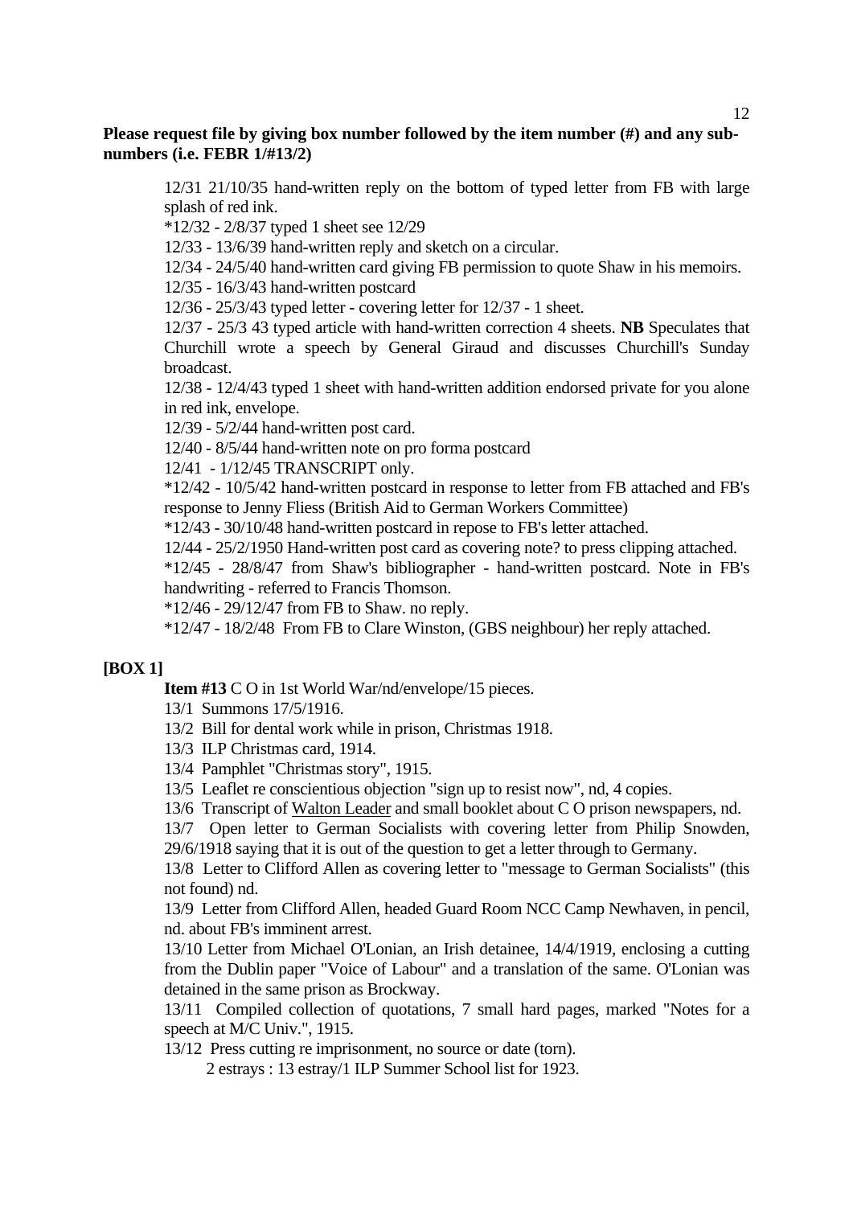**Please request file by giving box number followed by the item number (#) and any sub-numbers (i.e. FEBR 1/#13/2)**

12/31 21/10/35 hand-written reply on the bottom of typed letter from FB with large splash of red ink.

*12/32 - 2/8/37 typed 1 sheet see 12/29

12/33 - 13/6/39 hand-written reply and sketch on a circular.

12/34 - 24/5/40 hand-written card giving FB permission to quote Shaw in his memoirs.

12/35 - 16/3/43 hand-written postcard

12/36 - 25/3/43 typed letter - covering letter for 12/37 - 1 sheet.

12/37 - 25/3 43 typed article with hand-written correction 4 sheets. **NB** Speculates that Churchill wrote a speech by General Giraud and discusses Churchill's Sunday broadcast.

12/38 - 12/4/43 typed 1 sheet with hand-written addition endorsed private for you alone in red ink, envelope.

12/39 - 5/2/44 hand-written post card.

12/40 - 8/5/44 hand-written note on pro forma postcard

12/41 - 1/12/45 TRANSCRIPT only.

*12/42 - 10/5/42 hand-written postcard in response to letter from FB attached and FB's response to Jenny Fliess (British Aid to German Workers Committee)

*12/43 - 30/10/48 hand-written postcard in repose to FB's letter attached.

12/44 - 25/2/1950 Hand-written post card as covering note? to press clipping attached.

*12/45 - 28/8/47 from Shaw's bibliographer - hand-written postcard. Note in FB's handwriting - referred to Francis Thomson.

*12/46 - 29/12/47 from FB to Shaw. no reply.

*12/47 - 18/2/48 From FB to Clare Winston, (GBS neighbour) her reply attached.

**[BOX 1]**

**Item #13** C O in 1st World War/nd/envelope/15 pieces.

13/1 Summons 17/5/1916.

13/2 Bill for dental work while in prison, Christmas 1918.

13/3 ILP Christmas card, 1914.

13/4 Pamphlet "Christmas story", 1915.

13/5 Leaflet re conscientious objection "sign up to resist now", nd, 4 copies.

13/6 Transcript of Walton Leader and small booklet about C O prison newspapers, nd.

13/7 Open letter to German Socialists with covering letter from Philip Snowden, 29/6/1918 saying that it is out of the question to get a letter through to Germany.

13/8 Letter to Clifford Allen as covering letter to "message to German Socialists" (this not found) nd.

13/9 Letter from Clifford Allen, headed Guard Room NCC Camp Newhaven, in pencil, nd. about FB's imminent arrest.

13/10 Letter from Michael O'Lonian, an Irish detainee, 14/4/1919, enclosing a cutting from the Dublin paper "Voice of Labour" and a translation of the same. O'Lonian was detained in the same prison as Brockway.

13/11 Compiled collection of quotations, 7 small hard pages, marked "Notes for a speech at M/C Univ.", 1915.

13/12 Press cutting re imprisonment, no source or date (torn).

2 estrays : 13 estray/1 ILP Summer School list for 1923.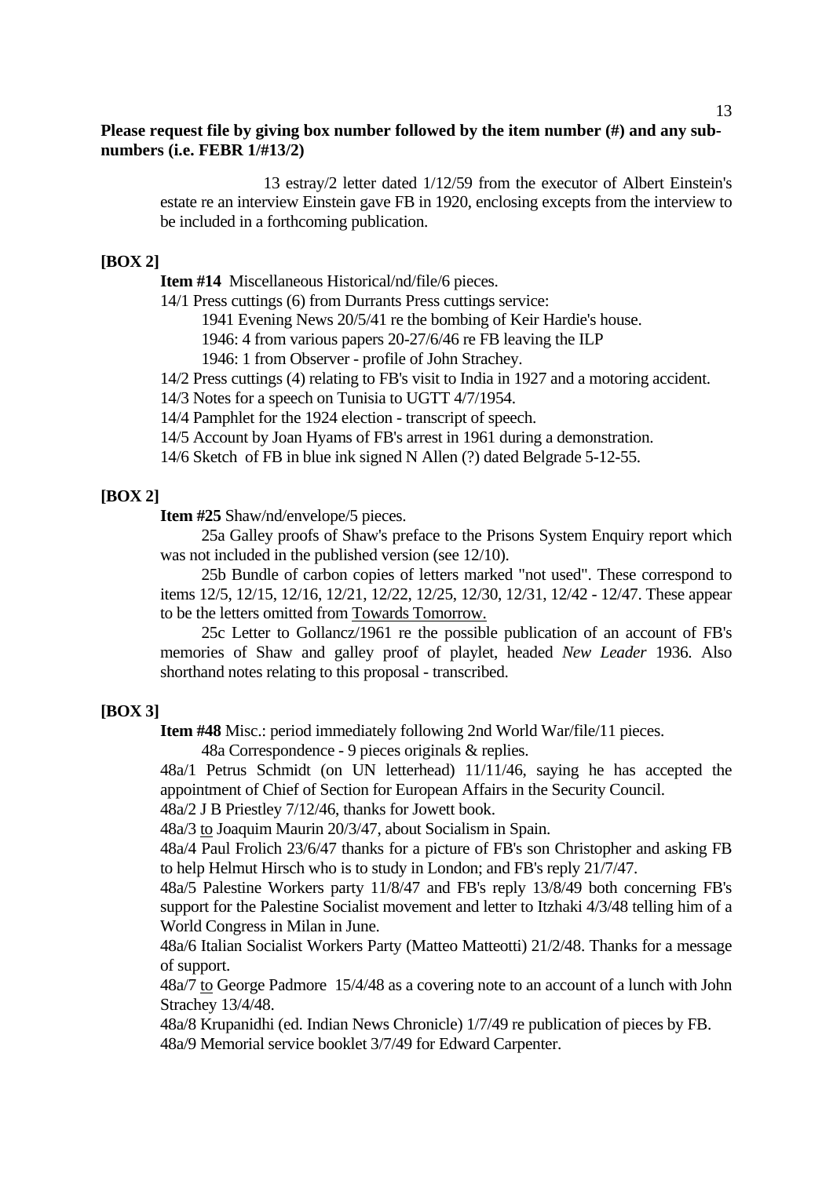**Please request file by giving box number followed by the item number (#) and any sub-numbers (i.e. FEBR 1/#13/2)**

13 estray/2 letter dated 1/12/59 from the executor of Albert Einstein's estate re an interview Einstein gave FB in 1920, enclosing excepts from the interview to be included in a forthcoming publication.

**[BOX 2]**

**Item #14** Miscellaneous Historical/nd/file/6 pieces.

14/1 Press cuttings (6) from Durrants Press cuttings service:

1941 Evening News 20/5/41 re the bombing of Keir Hardie's house.

1946: 4 from various papers 20-27/6/46 re FB leaving the ILP

1946: 1 from Observer - profile of John Strachey.

14/2 Press cuttings (4) relating to FB's visit to India in 1927 and a motoring accident.

14/3 Notes for a speech on Tunisia to UGTT 4/7/1954.

14/4 Pamphlet for the 1924 election - transcript of speech.

14/5 Account by Joan Hyams of FB's arrest in 1961 during a demonstration.

14/6 Sketch of FB in blue ink signed N Allen (?) dated Belgrade 5-12-55.

**[BOX 2]**

**Item #25** Shaw/nd/envelope/5 pieces.

25a Galley proofs of Shaw's preface to the Prisons System Enquiry report which was not included in the published version (see 12/10).

25b Bundle of carbon copies of letters marked "not used". These correspond to items 12/5, 12/15, 12/16, 12/21, 12/22, 12/25, 12/30, 12/31, 12/42 - 12/47. These appear to be the letters omitted from Towards Tomorrow.

25c Letter to Gollancz/1961 re the possible publication of an account of FB's memories of Shaw and galley proof of playlet, headed *New Leader* 1936. Also shorthand notes relating to this proposal - transcribed.

**[BOX 3]**

**Item #48** Misc.: period immediately following 2nd World War/file/11 pieces.

48a Correspondence - 9 pieces originals & replies.

48a/1 Petrus Schmidt (on UN letterhead) 11/11/46, saying he has accepted the appointment of Chief of Section for European Affairs in the Security Council.

48a/2 J B Priestley 7/12/46, thanks for Jowett book.

48a/3 to Joaquim Maurin 20/3/47, about Socialism in Spain.

48a/4 Paul Frolich 23/6/47 thanks for a picture of FB's son Christopher and asking FB to help Helmut Hirsch who is to study in London; and FB's reply 21/7/47.

48a/5 Palestine Workers party 11/8/47 and FB's reply 13/8/49 both concerning FB's support for the Palestine Socialist movement and letter to Itzhaki 4/3/48 telling him of a World Congress in Milan in June.

48a/6 Italian Socialist Workers Party (Matteo Matteotti) 21/2/48. Thanks for a message of support.

48a/7 to George Padmore 15/4/48 as a covering note to an account of a lunch with John Strachey 13/4/48.

48a/8 Krupanidhi (ed. Indian News Chronicle) 1/7/49 re publication of pieces by FB.

48a/9 Memorial service booklet 3/7/49 for Edward Carpenter.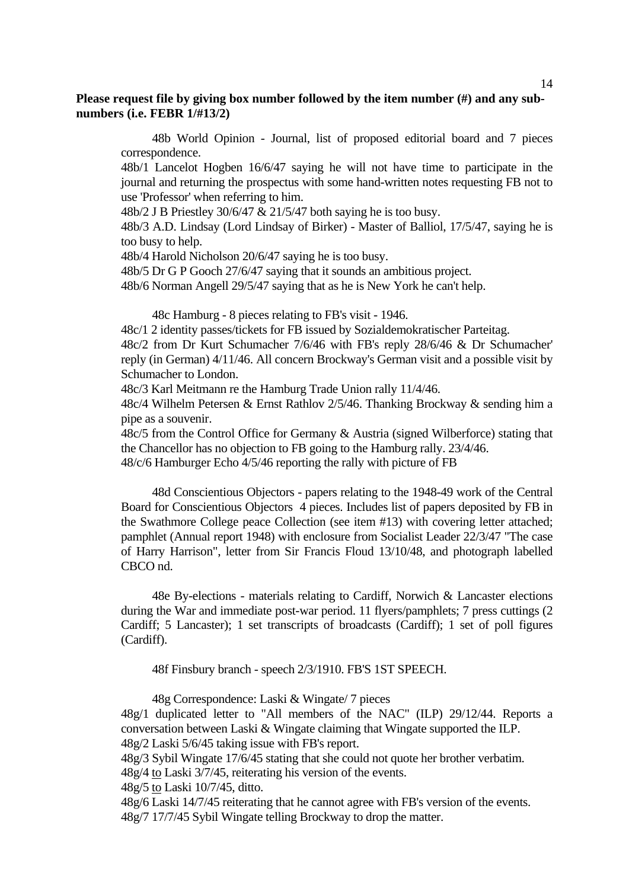**Please request file by giving box number followed by the item number (#) and any sub-numbers (i.e. FEBR 1/#13/2)**

48b World Opinion - Journal, list of proposed editorial board and 7 pieces correspondence.

48b/1 Lancelot Hogben 16/6/47 saying he will not have time to participate in the journal and returning the prospectus with some hand-written notes requesting FB not to use 'Professor' when referring to him.

48b/2 J B Priestley 30/6/47 & 21/5/47 both saying he is too busy.

48b/3 A.D. Lindsay (Lord Lindsay of Birker) - Master of Balliol, 17/5/47, saying he is too busy to help.

48b/4 Harold Nicholson 20/6/47 saying he is too busy.

48b/5 Dr G P Gooch 27/6/47 saying that it sounds an ambitious project.

48b/6 Norman Angell 29/5/47 saying that as he is New York he can't help.

48c Hamburg - 8 pieces relating to FB's visit - 1946.

48c/1 2 identity passes/tickets for FB issued by Sozialdemokratischer Parteitag.

48c/2 from Dr Kurt Schumacher 7/6/46 with FB's reply 28/6/46 & Dr Schumacher' reply (in German) 4/11/46. All concern Brockway's German visit and a possible visit by Schumacher to London.

48c/3 Karl Meitmann re the Hamburg Trade Union rally 11/4/46.

48c/4 Wilhelm Petersen & Ernst Rathlov 2/5/46. Thanking Brockway & sending him a pipe as a souvenir.

48c/5 from the Control Office for Germany & Austria (signed Wilberforce) stating that the Chancellor has no objection to FB going to the Hamburg rally. 23/4/46.

48/c/6 Hamburger Echo 4/5/46 reporting the rally with picture of FB

48d Conscientious Objectors - papers relating to the 1948-49 work of the Central Board for Conscientious Objectors 4 pieces. Includes list of papers deposited by FB in the Swathmore College peace Collection (see item #13) with covering letter attached; pamphlet (Annual report 1948) with enclosure from Socialist Leader 22/3/47 "The case of Harry Harrison", letter from Sir Francis Floud 13/10/48, and photograph labelled CBCO nd.

48e By-elections - materials relating to Cardiff, Norwich & Lancaster elections during the War and immediate post-war period. 11 flyers/pamphlets; 7 press cuttings (2 Cardiff; 5 Lancaster); 1 set transcripts of broadcasts (Cardiff); 1 set of poll figures (Cardiff).

48f Finsbury branch - speech 2/3/1910. FB'S 1ST SPEECH.

48g Correspondence: Laski & Wingate/ 7 pieces

48g/1 duplicated letter to "All members of the NAC" (ILP) 29/12/44. Reports a conversation between Laski & Wingate claiming that Wingate supported the ILP.

48g/2 Laski 5/6/45 taking issue with FB's report.

48g/3 Sybil Wingate 17/6/45 stating that she could not quote her brother verbatim.

48g/4 to Laski 3/7/45, reiterating his version of the events.

48g/5 to Laski 10/7/45, ditto.

48g/6 Laski 14/7/45 reiterating that he cannot agree with FB's version of the events.

48g/7 17/7/45 Sybil Wingate telling Brockway to drop the matter.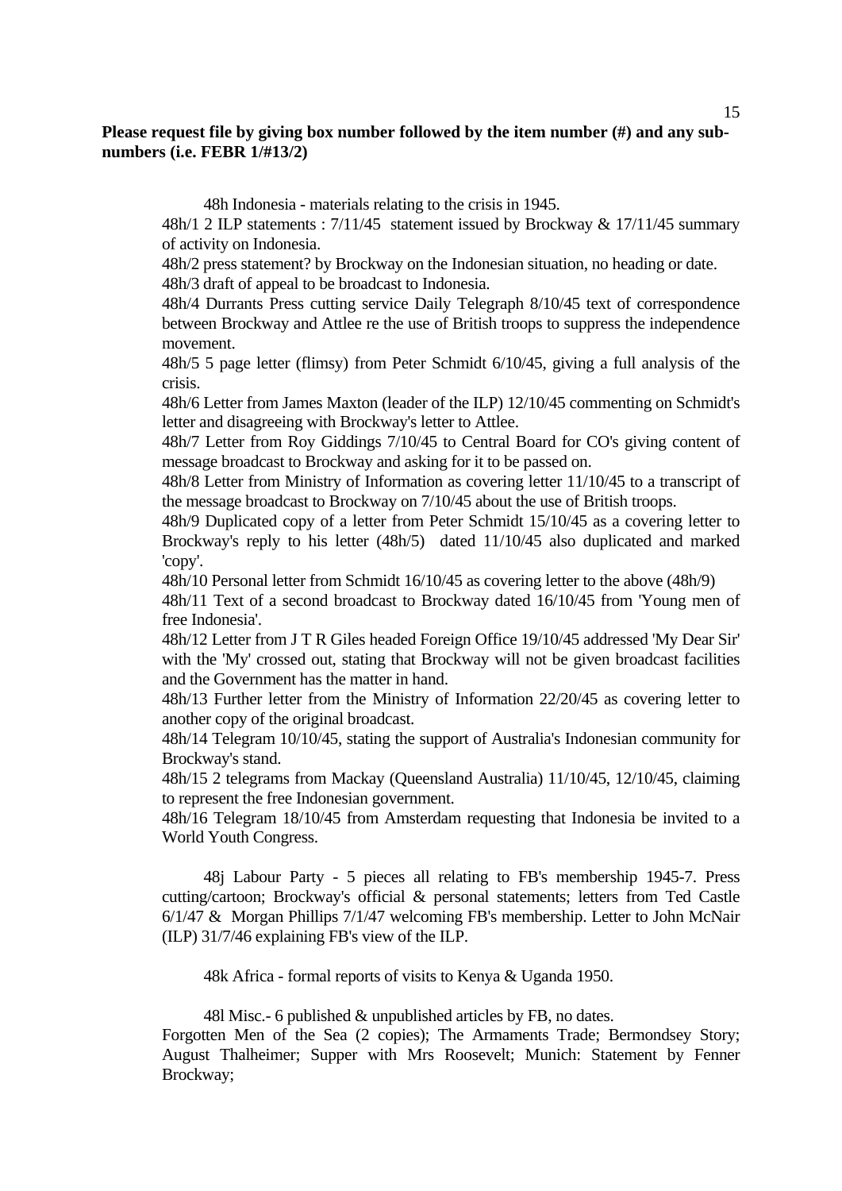**Please request file by giving box number followed by the item number (#) and any sub-numbers (i.e. FEBR 1/#13/2)**

48h Indonesia - materials relating to the crisis in 1945.

48h/1 2 ILP statements : 7/11/45 statement issued by Brockway & 17/11/45 summary of activity on Indonesia.

48h/2 press statement? by Brockway on the Indonesian situation, no heading or date.

48h/3 draft of appeal to be broadcast to Indonesia.

48h/4 Durrants Press cutting service Daily Telegraph 8/10/45 text of correspondence between Brockway and Attlee re the use of British troops to suppress the independence movement.

48h/5 5 page letter (flimsy) from Peter Schmidt 6/10/45, giving a full analysis of the crisis.

48h/6 Letter from James Maxton (leader of the ILP) 12/10/45 commenting on Schmidt's letter and disagreeing with Brockway's letter to Attlee.

48h/7 Letter from Roy Giddings 7/10/45 to Central Board for CO's giving content of message broadcast to Brockway and asking for it to be passed on.

48h/8 Letter from Ministry of Information as covering letter 11/10/45 to a transcript of the message broadcast to Brockway on 7/10/45 about the use of British troops.

48h/9 Duplicated copy of a letter from Peter Schmidt 15/10/45 as a covering letter to Brockway's reply to his letter (48h/5) dated 11/10/45 also duplicated and marked 'copy'.

48h/10 Personal letter from Schmidt 16/10/45 as covering letter to the above (48h/9)

48h/11 Text of a second broadcast to Brockway dated 16/10/45 from 'Young men of free Indonesia'.

48h/12 Letter from J T R Giles headed Foreign Office 19/10/45 addressed 'My Dear Sir' with the 'My' crossed out, stating that Brockway will not be given broadcast facilities and the Government has the matter in hand.

48h/13 Further letter from the Ministry of Information 22/20/45 as covering letter to another copy of the original broadcast.

48h/14 Telegram 10/10/45, stating the support of Australia's Indonesian community for Brockway's stand.

48h/15 2 telegrams from Mackay (Queensland Australia) 11/10/45, 12/10/45, claiming to represent the free Indonesian government.

48h/16 Telegram 18/10/45 from Amsterdam requesting that Indonesia be invited to a World Youth Congress.

48j Labour Party - 5 pieces all relating to FB's membership 1945-7. Press cutting/cartoon; Brockway's official & personal statements; letters from Ted Castle 6/1/47 & Morgan Phillips 7/1/47 welcoming FB's membership. Letter to John McNair (ILP) 31/7/46 explaining FB's view of the ILP.

48k Africa - formal reports of visits to Kenya & Uganda 1950.

48l Misc.- 6 published & unpublished articles by FB, no dates.

Forgotten Men of the Sea (2 copies); The Armaments Trade; Bermondsey Story; August Thalheimer; Supper with Mrs Roosevelt; Munich: Statement by Fenner Brockway;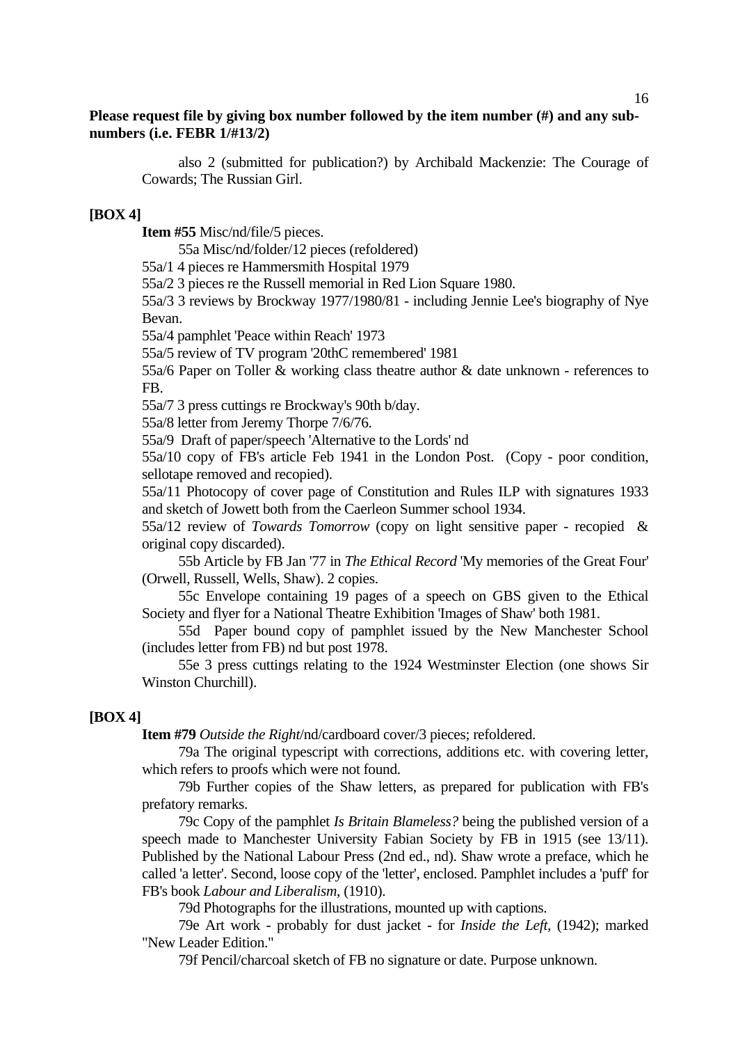**Please request file by giving box number followed by the item number (#) and any sub-numbers (i.e. FEBR 1/#13/2)**

also 2 (submitted for publication?) by Archibald Mackenzie: The Courage of Cowards; The Russian Girl.

**[BOX 4]**

**Item #55** Misc/nd/file/5 pieces.

55a Misc/nd/folder/12 pieces (refoldered)

55a/1 4 pieces re Hammersmith Hospital 1979

55a/2 3 pieces re the Russell memorial in Red Lion Square 1980.

55a/3 3 reviews by Brockway 1977/1980/81 - including Jennie Lee's biography of Nye Bevan.

55a/4 pamphlet 'Peace within Reach' 1973

55a/5 review of TV program '20thC remembered' 1981

55a/6 Paper on Toller & working class theatre author & date unknown - references to FB.

55a/7 3 press cuttings re Brockway's 90th b/day.

55a/8 letter from Jeremy Thorpe 7/6/76.

55a/9 Draft of paper/speech 'Alternative to the Lords' nd

55a/10 copy of FB's article Feb 1941 in the London Post. (Copy - poor condition, sellotape removed and recopied).

55a/11 Photocopy of cover page of Constitution and Rules ILP with signatures 1933 and sketch of Jowett both from the Caerleon Summer school 1934.

55a/12 review of *Towards Tomorrow* (copy on light sensitive paper - recopied & original copy discarded).

55b Article by FB Jan '77 in *The Ethical Record* 'My memories of the Great Four' (Orwell, Russell, Wells, Shaw). 2 copies.

55c Envelope containing 19 pages of a speech on GBS given to the Ethical Society and flyer for a National Theatre Exhibition 'Images of Shaw' both 1981.

55d Paper bound copy of pamphlet issued by the New Manchester School (includes letter from FB) nd but post 1978.

55e 3 press cuttings relating to the 1924 Westminster Election (one shows Sir Winston Churchill).

**[BOX 4]**

**Item #79** *Outside the Right*/nd/cardboard cover/3 pieces; refoldered.

79a The original typescript with corrections, additions etc. with covering letter, which refers to proofs which were not found.

79b Further copies of the Shaw letters, as prepared for publication with FB's prefatory remarks.

79c Copy of the pamphlet *Is Britain Blameless?* being the published version of a speech made to Manchester University Fabian Society by FB in 1915 (see 13/11). Published by the National Labour Press (2nd ed., nd). Shaw wrote a preface, which he called 'a letter'. Second, loose copy of the 'letter', enclosed. Pamphlet includes a 'puff' for FB's book *Labour and Liberalism*, (1910).

79d Photographs for the illustrations, mounted up with captions.

79e Art work - probably for dust jacket - for *Inside the Left*, (1942); marked "New Leader Edition."

79f Pencil/charcoal sketch of FB no signature or date. Purpose unknown.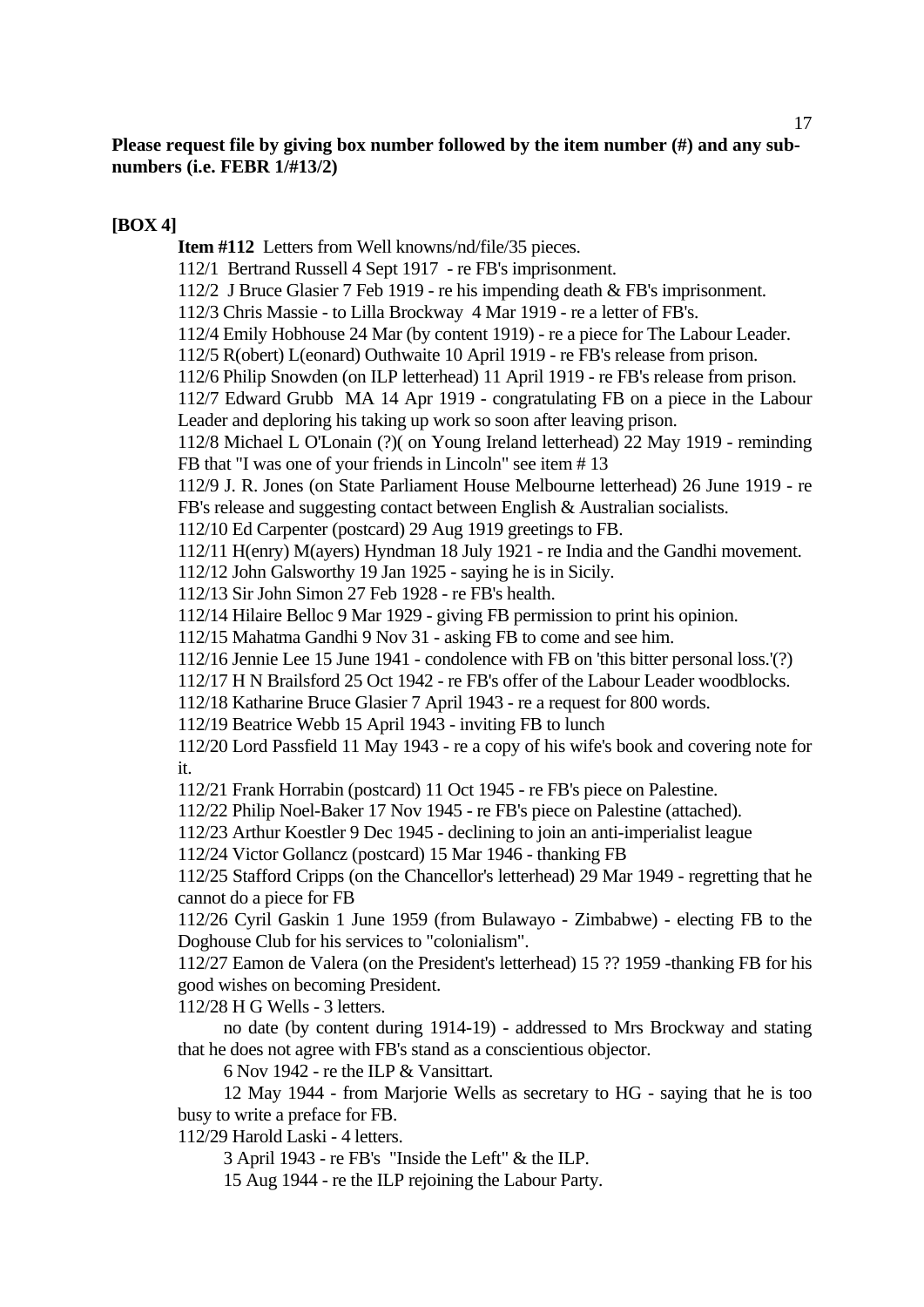**Please request file by giving box number followed by the item number (#) and any sub-numbers (i.e. FEBR 1/#13/2)**

**[BOX 4]**

**Item #112** Letters from Well knowns/nd/file/35 pieces.

112/1 Bertrand Russell 4 Sept 1917 - re FB's imprisonment.

112/2 J Bruce Glasier 7 Feb 1919 - re his impending death & FB's imprisonment.

112/3 Chris Massie - to Lilla Brockway 4 Mar 1919 - re a letter of FB's.

112/4 Emily Hobhouse 24 Mar (by content 1919) - re a piece for The Labour Leader.

112/5 R(obert) L(eonard) Outhwaite 10 April 1919 - re FB's release from prison.

112/6 Philip Snowden (on ILP letterhead) 11 April 1919 - re FB's release from prison.

112/7 Edward Grubb MA 14 Apr 1919 - congratulating FB on a piece in the Labour Leader and deploring his taking up work so soon after leaving prison.

112/8 Michael L O'Lonain (?)( on Young Ireland letterhead) 22 May 1919 - reminding FB that "I was one of your friends in Lincoln" see item # 13

112/9 J. R. Jones (on State Parliament House Melbourne letterhead) 26 June 1919 - re FB's release and suggesting contact between English & Australian socialists.

112/10 Ed Carpenter (postcard) 29 Aug 1919 greetings to FB.

112/11 H(enry) M(ayers) Hyndman 18 July 1921 - re India and the Gandhi movement.

112/12 John Galsworthy 19 Jan 1925 - saying he is in Sicily.

112/13 Sir John Simon 27 Feb 1928 - re FB's health.

112/14 Hilaire Belloc 9 Mar 1929 - giving FB permission to print his opinion.

112/15 Mahatma Gandhi 9 Nov 31 - asking FB to come and see him.

112/16 Jennie Lee 15 June 1941 - condolence with FB on 'this bitter personal loss.'(?)

112/17 H N Brailsford 25 Oct 1942 - re FB's offer of the Labour Leader woodblocks.

112/18 Katharine Bruce Glasier 7 April 1943 - re a request for 800 words.

112/19 Beatrice Webb 15 April 1943 - inviting FB to lunch

112/20 Lord Passfield 11 May 1943 - re a copy of his wife's book and covering note for it.

112/21 Frank Horrabin (postcard) 11 Oct 1945 - re FB's piece on Palestine.

112/22 Philip Noel-Baker 17 Nov 1945 - re FB's piece on Palestine (attached).

112/23 Arthur Koestler 9 Dec 1945 - declining to join an anti-imperialist league

112/24 Victor Gollancz (postcard) 15 Mar 1946 - thanking FB

112/25 Stafford Cripps (on the Chancellor's letterhead) 29 Mar 1949 - regretting that he cannot do a piece for FB

112/26 Cyril Gaskin 1 June 1959 (from Bulawayo - Zimbabwe) - electing FB to the Doghouse Club for his services to "colonialism".

112/27 Eamon de Valera (on the President's letterhead) 15 ?? 1959 -thanking FB for his good wishes on becoming President.

112/28 H G Wells - 3 letters.

no date (by content during 1914-19) - addressed to Mrs Brockway and stating that he does not agree with FB's stand as a conscientious objector.

6 Nov 1942 - re the ILP & Vansittart.

12 May 1944 - from Marjorie Wells as secretary to HG - saying that he is too busy to write a preface for FB.

112/29 Harold Laski - 4 letters.

3 April 1943 - re FB's "Inside the Left" & the ILP.

15 Aug 1944 - re the ILP rejoining the Labour Party.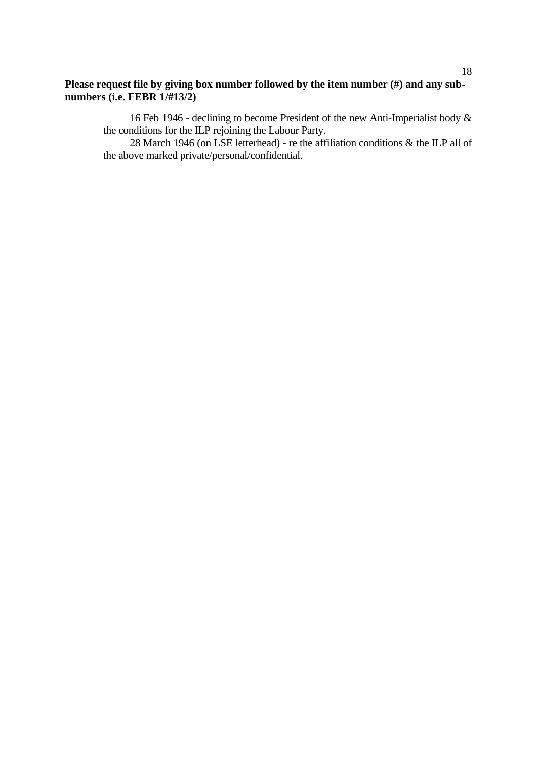**Please request file by giving box number followed by the item number (#) and any sub-numbers (i.e. FEBR 1/#13/2)**

16 Feb 1946 - declining to become President of the new Anti-Imperialist body & the conditions for the ILP rejoining the Labour Party.

28 March 1946 (on LSE letterhead) - re the affiliation conditions & the ILP all of the above marked private/personal/confidential.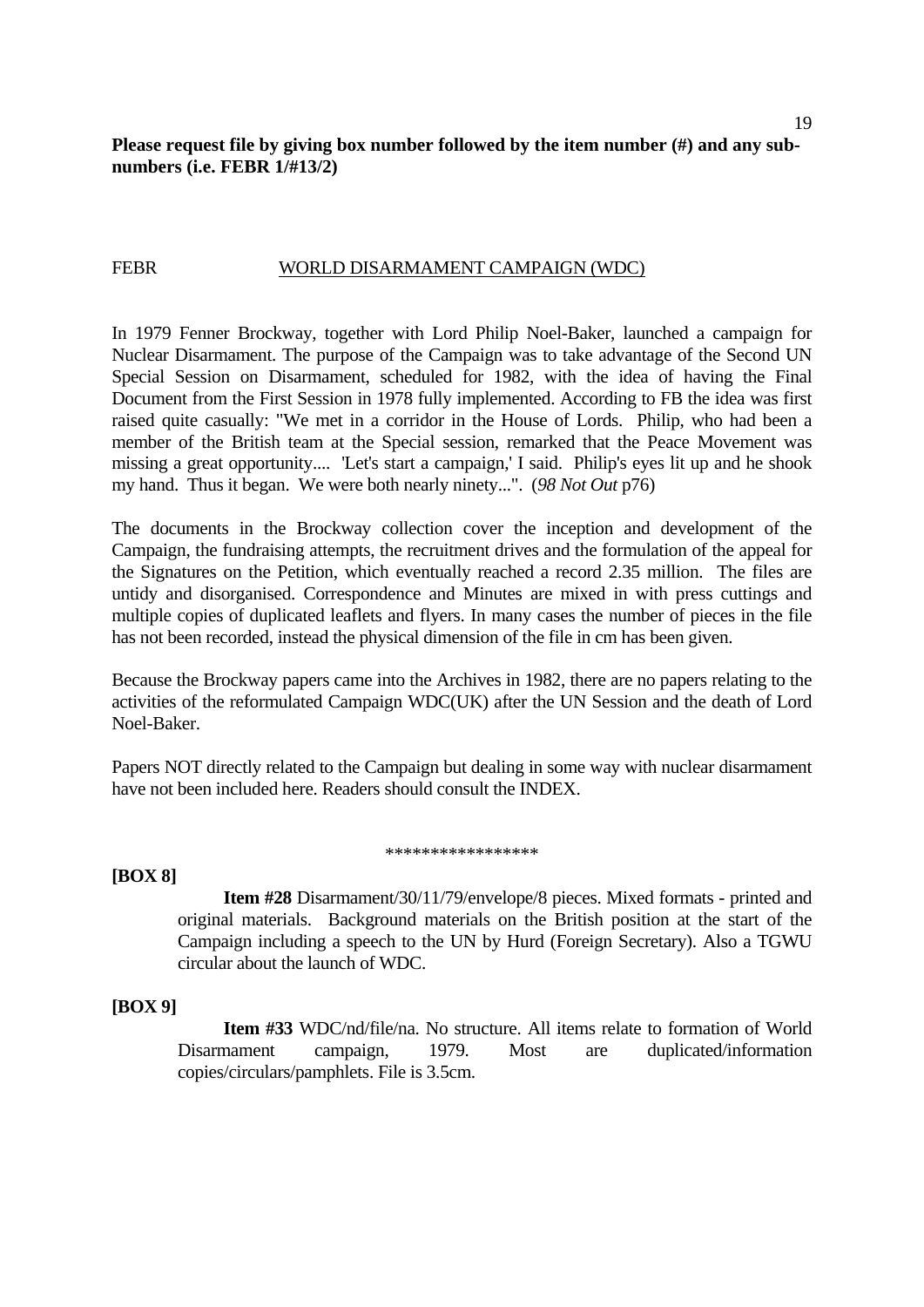**Please request file by giving box number followed by the item number (#) and any sub-numbers (i.e. FEBR 1/#13/2)**

FEBR WORLD DISARMAMENT CAMPAIGN (WDC)

In 1979 Fenner Brockway, together with Lord Philip Noel-Baker, launched a campaign for Nuclear Disarmament. The purpose of the Campaign was to take advantage of the Second UN Special Session on Disarmament, scheduled for 1982, with the idea of having the Final Document from the First Session in 1978 fully implemented. According to FB the idea was first raised quite casually: "We met in a corridor in the House of Lords. Philip, who had been a member of the British team at the Special session, remarked that the Peace Movement was missing a great opportunity.... 'Let's start a campaign,' I said. Philip's eyes lit up and he shook my hand. Thus it began. We were both nearly ninety...". (*98 Not Out* p76)

The documents in the Brockway collection cover the inception and development of the Campaign, the fundraising attempts, the recruitment drives and the formulation of the appeal for the Signatures on the Petition, which eventually reached a record 2.35 million. The files are untidy and disorganised. Correspondence and Minutes are mixed in with press cuttings and multiple copies of duplicated leaflets and flyers. In many cases the number of pieces in the file has not been recorded, instead the physical dimension of the file in cm has been given.

Because the Brockway papers came into the Archives in 1982, there are no papers relating to the activities of the reformulated Campaign WDC(UK) after the UN Session and the death of Lord Noel-Baker.

Papers NOT directly related to the Campaign but dealing in some way with nuclear disarmament have not been included here. Readers should consult the INDEX.

*****************

**[BOX 8]**

**Item #28** Disarmament/30/11/79/envelope/8 pieces. Mixed formats - printed and original materials. Background materials on the British position at the start of the Campaign including a speech to the UN by Hurd (Foreign Secretary). Also a TGWU circular about the launch of WDC.

**[BOX 9]**

**Item #33** WDC/nd/file/na. No structure. All items relate to formation of World Disarmament campaign, 1979. Most are duplicated/information copies/circulars/pamphlets. File is 3.5cm.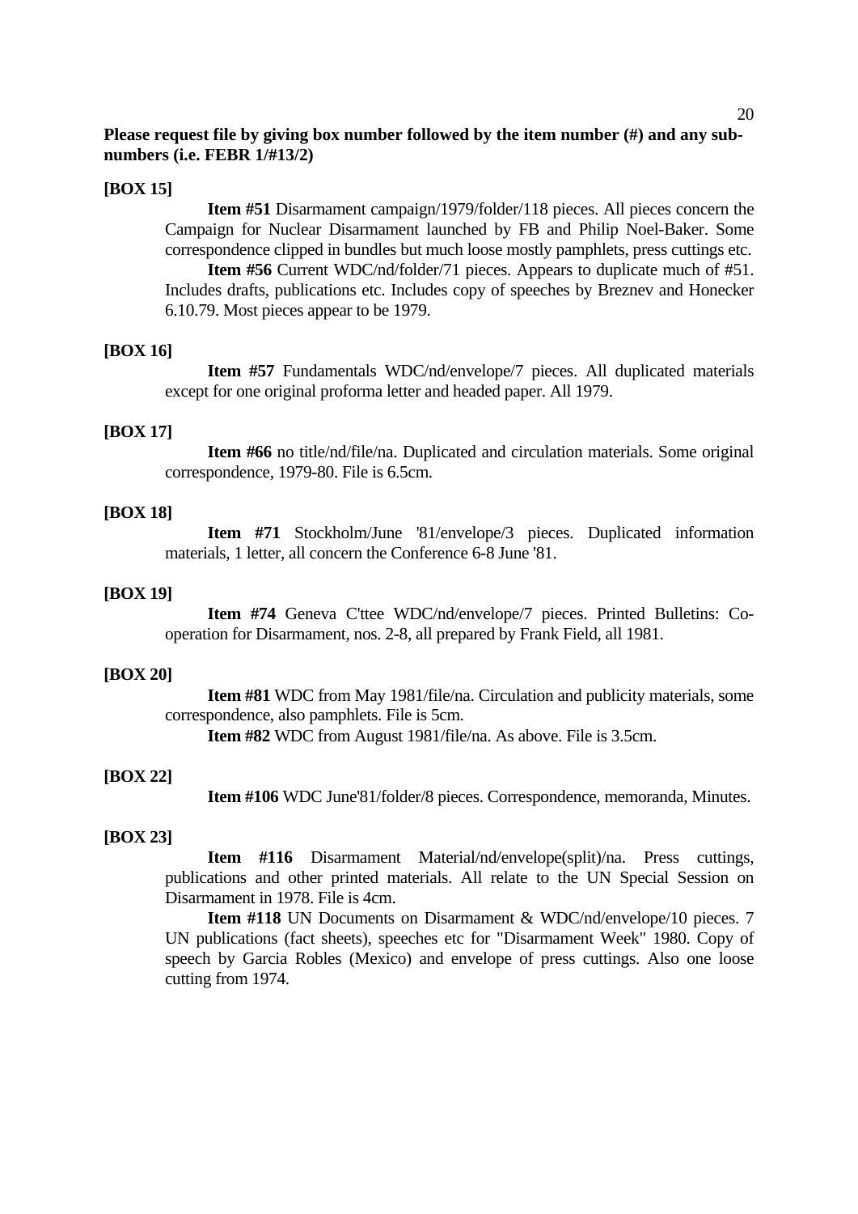**Please request file by giving box number followed by the item number (#) and any sub-numbers (i.e. FEBR 1/#13/2)**

**[BOX 15]**

**Item #51** Disarmament campaign/1979/folder/118 pieces. All pieces concern the Campaign for Nuclear Disarmament launched by FB and Philip Noel-Baker. Some correspondence clipped in bundles but much loose mostly pamphlets, press cuttings etc.

**Item #56** Current WDC/nd/folder/71 pieces. Appears to duplicate much of #51. Includes drafts, publications etc. Includes copy of speeches by Breznev and Honecker 6.10.79. Most pieces appear to be 1979.

**[BOX 16]**

**Item #57** Fundamentals WDC/nd/envelope/7 pieces. All duplicated materials except for one original proforma letter and headed paper. All 1979.

**[BOX 17]**

**Item #66** no title/nd/file/na. Duplicated and circulation materials. Some original correspondence, 1979-80. File is 6.5cm.

**[BOX 18]**

**Item #71** Stockholm/June '81/envelope/3 pieces. Duplicated information materials, 1 letter, all concern the Conference 6-8 June '81.

**[BOX 19]**

**Item #74** Geneva C'ttee WDC/nd/envelope/7 pieces. Printed Bulletins: Co-operation for Disarmament, nos. 2-8, all prepared by Frank Field, all 1981.

**[BOX 20]**

**Item #81** WDC from May 1981/file/na. Circulation and publicity materials, some correspondence, also pamphlets. File is 5cm.

**Item #82** WDC from August 1981/file/na. As above. File is 3.5cm.

**[BOX 22]**

**Item #106** WDC June'81/folder/8 pieces. Correspondence, memoranda, Minutes.

**[BOX 23]**

**Item #116** Disarmament Material/nd/envelope(split)/na. Press cuttings, publications and other printed materials. All relate to the UN Special Session on Disarmament in 1978. File is 4cm.

**Item #118** UN Documents on Disarmament & WDC/nd/envelope/10 pieces. 7 UN publications (fact sheets), speeches etc for "Disarmament Week" 1980. Copy of speech by Garcia Robles (Mexico) and envelope of press cuttings. Also one loose cutting from 1974.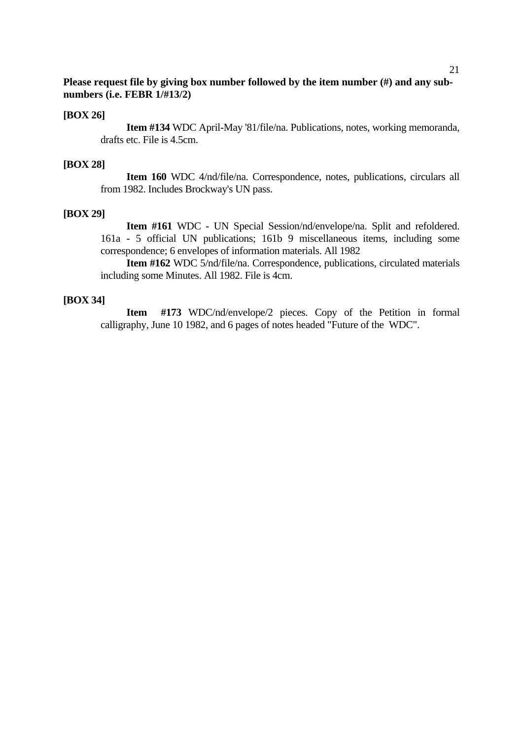**Please request file by giving box number followed by the item number (#) and any sub-numbers (i.e. FEBR 1/#13/2)**

**[BOX 26]**

**Item #134** WDC April-May '81/file/na. Publications, notes, working memoranda, drafts etc. File is 4.5cm.

**[BOX 28]**

**Item 160** WDC 4/nd/file/na. Correspondence, notes, publications, circulars all from 1982. Includes Brockway's UN pass.

**[BOX 29]**

**Item #161** WDC - UN Special Session/nd/envelope/na. Split and refoldered. 161a - 5 official UN publications; 161b 9 miscellaneous items, including some correspondence; 6 envelopes of information materials. All 1982

**Item #162** WDC 5/nd/file/na. Correspondence, publications, circulated materials including some Minutes. All 1982. File is 4cm.

**[BOX 34]**

**Item #173** WDC/nd/envelope/2 pieces. Copy of the Petition in formal calligraphy, June 10 1982, and 6 pages of notes headed "Future of the WDC".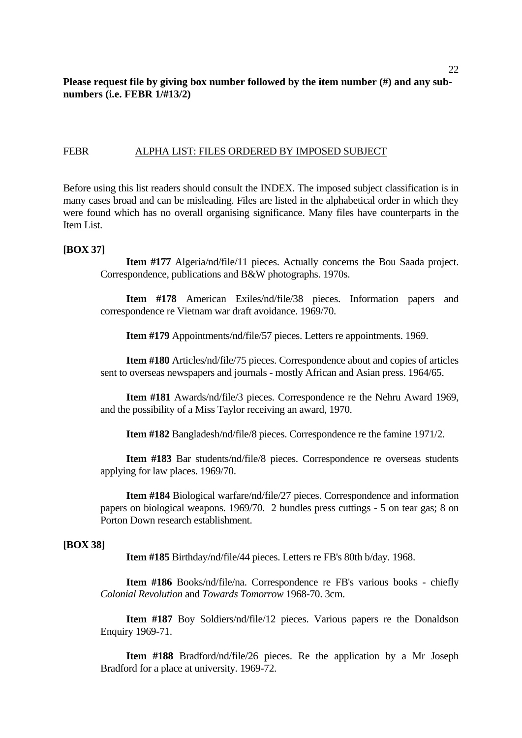**Please request file by giving box number followed by the item number (#) and any sub-numbers (i.e. FEBR 1/#13/2)**

FEBR ALPHA LIST: FILES ORDERED BY IMPOSED SUBJECT

Before using this list readers should consult the INDEX. The imposed subject classification is in many cases broad and can be misleading. Files are listed in the alphabetical order in which they were found which has no overall organising significance. Many files have counterparts in the Item List.

**[BOX 37]**

**Item #177** Algeria/nd/file/11 pieces. Actually concerns the Bou Saada project. Correspondence, publications and B&W photographs. 1970s.

**Item #178** American Exiles/nd/file/38 pieces. Information papers and correspondence re Vietnam war draft avoidance. 1969/70.

**Item #179** Appointments/nd/file/57 pieces. Letters re appointments. 1969.

**Item #180** Articles/nd/file/75 pieces. Correspondence about and copies of articles sent to overseas newspapers and journals - mostly African and Asian press. 1964/65.

**Item #181** Awards/nd/file/3 pieces. Correspondence re the Nehru Award 1969, and the possibility of a Miss Taylor receiving an award, 1970.

**Item #182** Bangladesh/nd/file/8 pieces. Correspondence re the famine 1971/2.

**Item #183** Bar students/nd/file/8 pieces. Correspondence re overseas students applying for law places. 1969/70.

**Item #184** Biological warfare/nd/file/27 pieces. Correspondence and information papers on biological weapons. 1969/70. 2 bundles press cuttings - 5 on tear gas; 8 on Porton Down research establishment.

**[BOX 38]**

**Item #185** Birthday/nd/file/44 pieces. Letters re FB's 80th b/day. 1968.

**Item #186** Books/nd/file/na. Correspondence re FB's various books - chiefly *Colonial Revolution* and *Towards Tomorrow* 1968-70. 3cm.

**Item #187** Boy Soldiers/nd/file/12 pieces. Various papers re the Donaldson Enquiry 1969-71.

**Item #188** Bradford/nd/file/26 pieces. Re the application by a Mr Joseph Bradford for a place at university. 1969-72.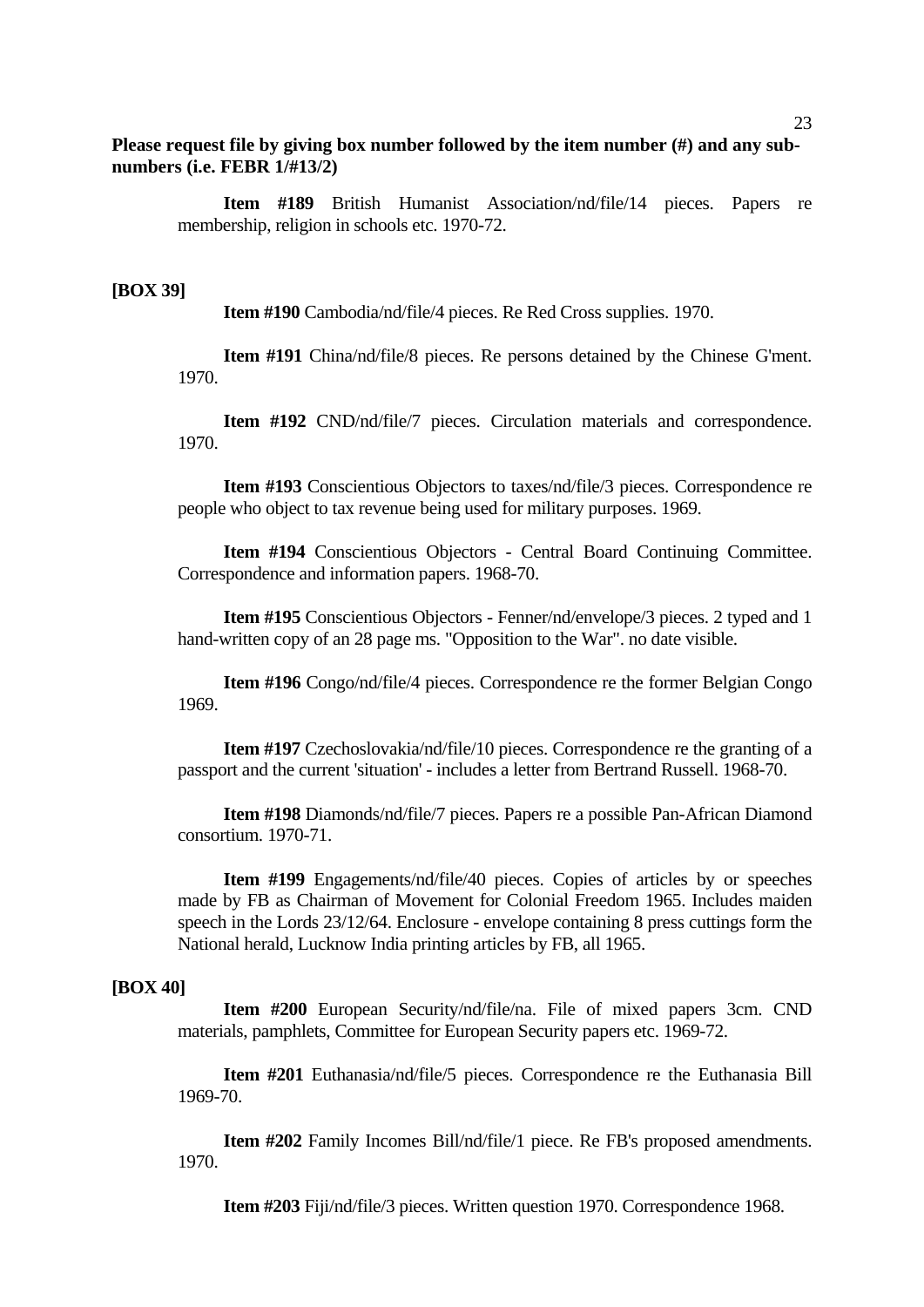**Please request file by giving box number followed by the item number (#) and any sub-numbers (i.e. FEBR 1/#13/2)**

**Item #189** British Humanist Association/nd/file/14 pieces. Papers re membership, religion in schools etc. 1970-72.

**[BOX 39]**

**Item #190** Cambodia/nd/file/4 pieces. Re Red Cross supplies. 1970.

**Item #191** China/nd/file/8 pieces. Re persons detained by the Chinese G'ment. 1970.

**Item #192** CND/nd/file/7 pieces. Circulation materials and correspondence. 1970.

**Item #193** Conscientious Objectors to taxes/nd/file/3 pieces. Correspondence re people who object to tax revenue being used for military purposes. 1969.

**Item #194** Conscientious Objectors - Central Board Continuing Committee. Correspondence and information papers. 1968-70.

**Item #195** Conscientious Objectors - Fenner/nd/envelope/3 pieces. 2 typed and 1 hand-written copy of an 28 page ms. "Opposition to the War". no date visible.

**Item #196** Congo/nd/file/4 pieces. Correspondence re the former Belgian Congo 1969.

**Item #197** Czechoslovakia/nd/file/10 pieces. Correspondence re the granting of a passport and the current 'situation' - includes a letter from Bertrand Russell. 1968-70.

**Item #198** Diamonds/nd/file/7 pieces. Papers re a possible Pan-African Diamond consortium. 1970-71.

**Item #199** Engagements/nd/file/40 pieces. Copies of articles by or speeches made by FB as Chairman of Movement for Colonial Freedom 1965. Includes maiden speech in the Lords 23/12/64. Enclosure - envelope containing 8 press cuttings form the National herald, Lucknow India printing articles by FB, all 1965.

**[BOX 40]**

**Item #200** European Security/nd/file/na. File of mixed papers 3cm. CND materials, pamphlets, Committee for European Security papers etc. 1969-72.

**Item #201** Euthanasia/nd/file/5 pieces. Correspondence re the Euthanasia Bill 1969-70.

**Item #202** Family Incomes Bill/nd/file/1 piece. Re FB's proposed amendments. 1970.

**Item #203** Fiji/nd/file/3 pieces. Written question 1970. Correspondence 1968.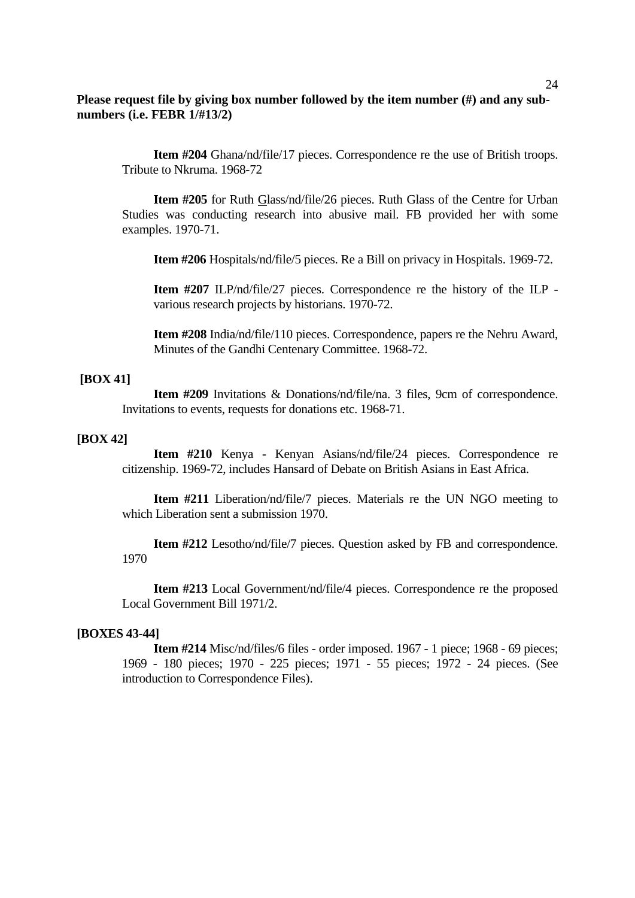**Please request file by giving box number followed by the item number (#) and any sub-numbers (i.e. FEBR 1/#13/2)**

**Item #204** Ghana/nd/file/17 pieces. Correspondence re the use of British troops. Tribute to Nkruma. 1968-72

**Item #205** for Ruth Glass/nd/file/26 pieces. Ruth Glass of the Centre for Urban Studies was conducting research into abusive mail. FB provided her with some examples. 1970-71.

**Item #206** Hospitals/nd/file/5 pieces. Re a Bill on privacy in Hospitals. 1969-72.

**Item #207** ILP/nd/file/27 pieces. Correspondence re the history of the ILP - various research projects by historians. 1970-72.

**Item #208** India/nd/file/110 pieces. Correspondence, papers re the Nehru Award, Minutes of the Gandhi Centenary Committee. 1968-72.

**[BOX 41]**

**Item #209** Invitations & Donations/nd/file/na. 3 files, 9cm of correspondence. Invitations to events, requests for donations etc. 1968-71.

**[BOX 42]**

**Item #210** Kenya - Kenyan Asians/nd/file/24 pieces. Correspondence re citizenship. 1969-72, includes Hansard of Debate on British Asians in East Africa.

**Item #211** Liberation/nd/file/7 pieces. Materials re the UN NGO meeting to which Liberation sent a submission 1970.

**Item #212** Lesotho/nd/file/7 pieces. Question asked by FB and correspondence. 1970

**Item #213** Local Government/nd/file/4 pieces. Correspondence re the proposed Local Government Bill 1971/2.

**[BOXES 43-44]**

**Item #214** Misc/nd/files/6 files - order imposed. 1967 - 1 piece; 1968 - 69 pieces; 1969 - 180 pieces; 1970 - 225 pieces; 1971 - 55 pieces; 1972 - 24 pieces. (See introduction to Correspondence Files).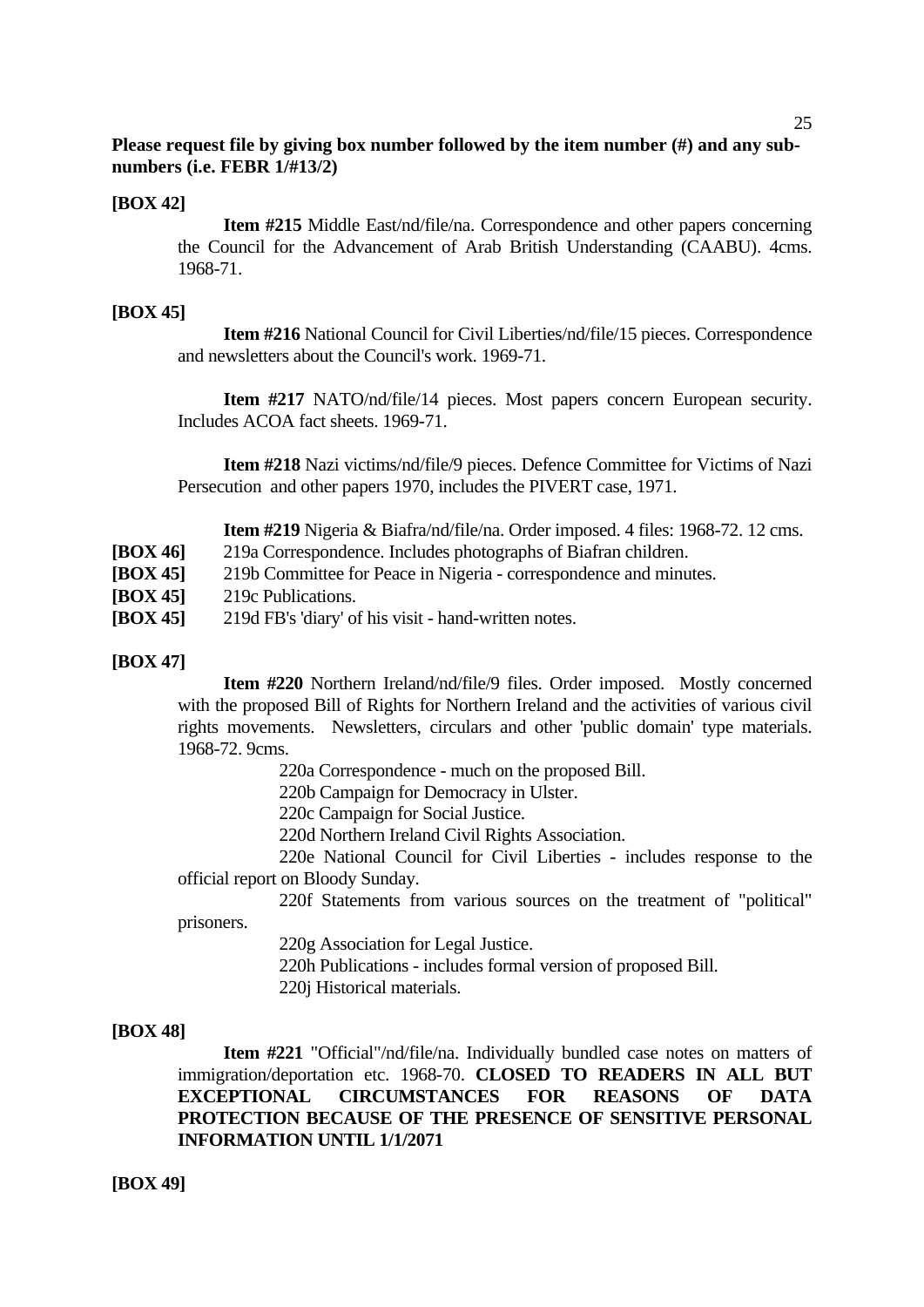**Please request file by giving box number followed by the item number (#) and any sub-numbers (i.e. FEBR 1/#13/2)**

**[BOX 42]**

**Item #215** Middle East/nd/file/na. Correspondence and other papers concerning the Council for the Advancement of Arab British Understanding (CAABU). 4cms. 1968-71.

**[BOX 45]**

**Item #216** National Council for Civil Liberties/nd/file/15 pieces. Correspondence and newsletters about the Council's work. 1969-71.

**Item #217** NATO/nd/file/14 pieces. Most papers concern European security. Includes ACOA fact sheets. 1969-71.

**Item #218** Nazi victims/nd/file/9 pieces. Defence Committee for Victims of Nazi Persecution and other papers 1970, includes the PIVERT case, 1971.

**Item #219** Nigeria & Biafra/nd/file/na. Order imposed. 4 files: 1968-72. 12 cms.

**[BOX 46]** 219a Correspondence. Includes photographs of Biafran children.
**[BOX 45]** 219b Committee for Peace in Nigeria - correspondence and minutes.
**[BOX 45]** 219c Publications.
**[BOX 45]** 219d FB's 'diary' of his visit - hand-written notes.

**[BOX 47]**

**Item #220** Northern Ireland/nd/file/9 files. Order imposed. Mostly concerned with the proposed Bill of Rights for Northern Ireland and the activities of various civil rights movements. Newsletters, circulars and other 'public domain' type materials. 1968-72. 9cms.

220a Correspondence - much on the proposed Bill.
220b Campaign for Democracy in Ulster.
220c Campaign for Social Justice.
220d Northern Ireland Civil Rights Association.
220e National Council for Civil Liberties - includes response to the official report on Bloody Sunday.
220f Statements from various sources on the treatment of "political" prisoners.
220g Association for Legal Justice.
220h Publications - includes formal version of proposed Bill.
220j Historical materials.

**[BOX 48]**

**Item #221** "Official"/nd/file/na. Individually bundled case notes on matters of immigration/deportation etc. 1968-70. **CLOSED TO READERS IN ALL BUT EXCEPTIONAL CIRCUMSTANCES FOR REASONS OF DATA PROTECTION BECAUSE OF THE PRESENCE OF SENSITIVE PERSONAL INFORMATION UNTIL 1/1/2071**

**[BOX 49]**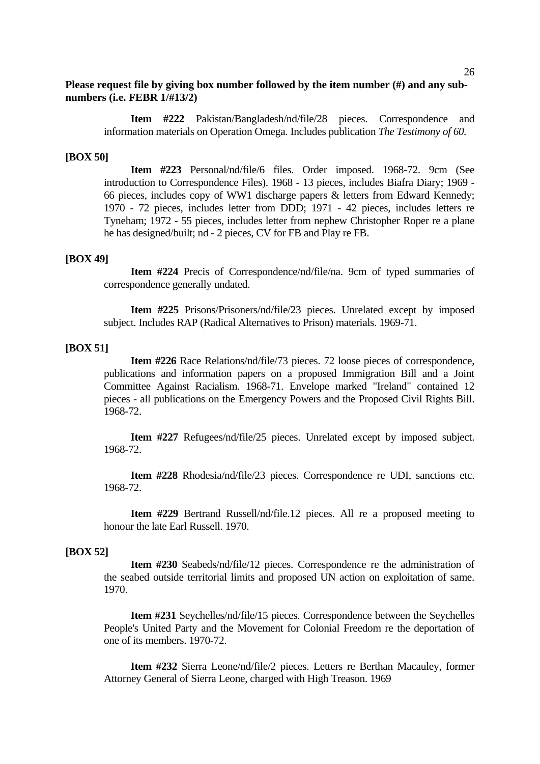**Please request file by giving box number followed by the item number (#) and any sub-numbers (i.e. FEBR 1/#13/2)**

**Item #222** Pakistan/Bangladesh/nd/file/28 pieces. Correspondence and information materials on Operation Omega. Includes publication *The Testimony of 60.*

**[BOX 50]**

**Item #223** Personal/nd/file/6 files. Order imposed. 1968-72. 9cm (See introduction to Correspondence Files). 1968 - 13 pieces, includes Biafra Diary; 1969 - 66 pieces, includes copy of WW1 discharge papers & letters from Edward Kennedy; 1970 - 72 pieces, includes letter from DDD; 1971 - 42 pieces, includes letters re Tyneham; 1972 - 55 pieces, includes letter from nephew Christopher Roper re a plane he has designed/built; nd - 2 pieces, CV for FB and Play re FB.

**[BOX 49]**

**Item #224** Precis of Correspondence/nd/file/na. 9cm of typed summaries of correspondence generally undated.

**Item #225** Prisons/Prisoners/nd/file/23 pieces. Unrelated except by imposed subject. Includes RAP (Radical Alternatives to Prison) materials. 1969-71.

**[BOX 51]**

**Item #226** Race Relations/nd/file/73 pieces. 72 loose pieces of correspondence, publications and information papers on a proposed Immigration Bill and a Joint Committee Against Racialism. 1968-71. Envelope marked "Ireland" contained 12 pieces - all publications on the Emergency Powers and the Proposed Civil Rights Bill. 1968-72.

**Item #227** Refugees/nd/file/25 pieces. Unrelated except by imposed subject. 1968-72.

**Item #228** Rhodesia/nd/file/23 pieces. Correspondence re UDI, sanctions etc. 1968-72.

**Item #229** Bertrand Russell/nd/file.12 pieces. All re a proposed meeting to honour the late Earl Russell. 1970.

**[BOX 52]**

**Item #230** Seabeds/nd/file/12 pieces. Correspondence re the administration of the seabed outside territorial limits and proposed UN action on exploitation of same. 1970.

**Item #231** Seychelles/nd/file/15 pieces. Correspondence between the Seychelles People's United Party and the Movement for Colonial Freedom re the deportation of one of its members. 1970-72.

**Item #232** Sierra Leone/nd/file/2 pieces. Letters re Berthan Macauley, former Attorney General of Sierra Leone, charged with High Treason. 1969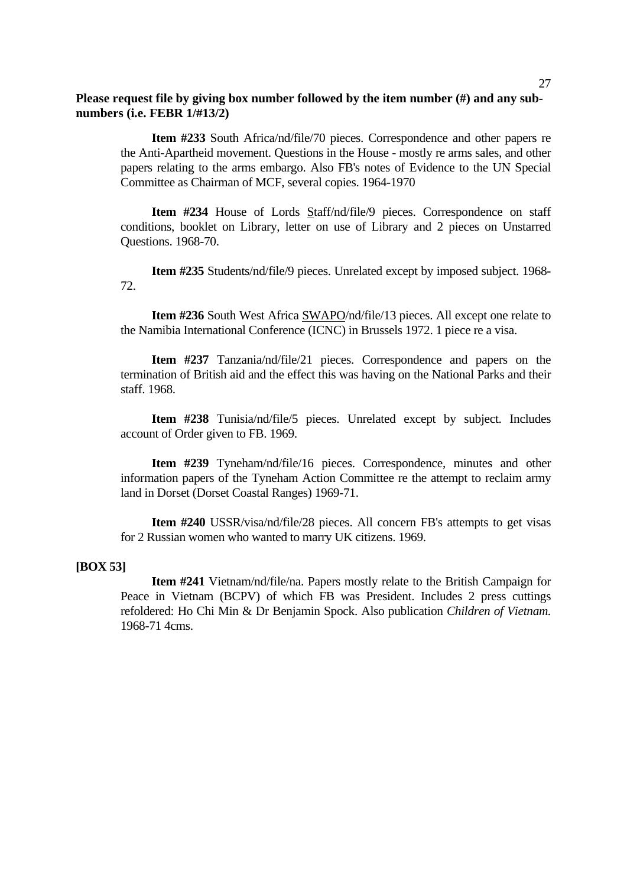**Please request file by giving box number followed by the item number (#) and any sub-numbers (i.e. FEBR 1/#13/2)**

**Item #233** South Africa/nd/file/70 pieces. Correspondence and other papers re the Anti-Apartheid movement. Questions in the House - mostly re arms sales, and other papers relating to the arms embargo. Also FB's notes of Evidence to the UN Special Committee as Chairman of MCF, several copies. 1964-1970

**Item #234** House of Lords Staff/nd/file/9 pieces. Correspondence on staff conditions, booklet on Library, letter on use of Library and 2 pieces on Unstarred Questions. 1968-70.

**Item #235** Students/nd/file/9 pieces. Unrelated except by imposed subject. 1968-72.

**Item #236** South West Africa SWAPO/nd/file/13 pieces. All except one relate to the Namibia International Conference (ICNC) in Brussels 1972. 1 piece re a visa.

**Item #237** Tanzania/nd/file/21 pieces. Correspondence and papers on the termination of British aid and the effect this was having on the National Parks and their staff. 1968.

**Item #238** Tunisia/nd/file/5 pieces. Unrelated except by subject. Includes account of Order given to FB. 1969.

**Item #239** Tyneham/nd/file/16 pieces. Correspondence, minutes and other information papers of the Tyneham Action Committee re the attempt to reclaim army land in Dorset (Dorset Coastal Ranges) 1969-71.

**Item #240** USSR/visa/nd/file/28 pieces. All concern FB's attempts to get visas for 2 Russian women who wanted to marry UK citizens. 1969.

**[BOX 53]**

**Item #241** Vietnam/nd/file/na. Papers mostly relate to the British Campaign for Peace in Vietnam (BCPV) of which FB was President. Includes 2 press cuttings refoldered: Ho Chi Min & Dr Benjamin Spock. Also publication *Children of Vietnam.* 1968-71 4cms.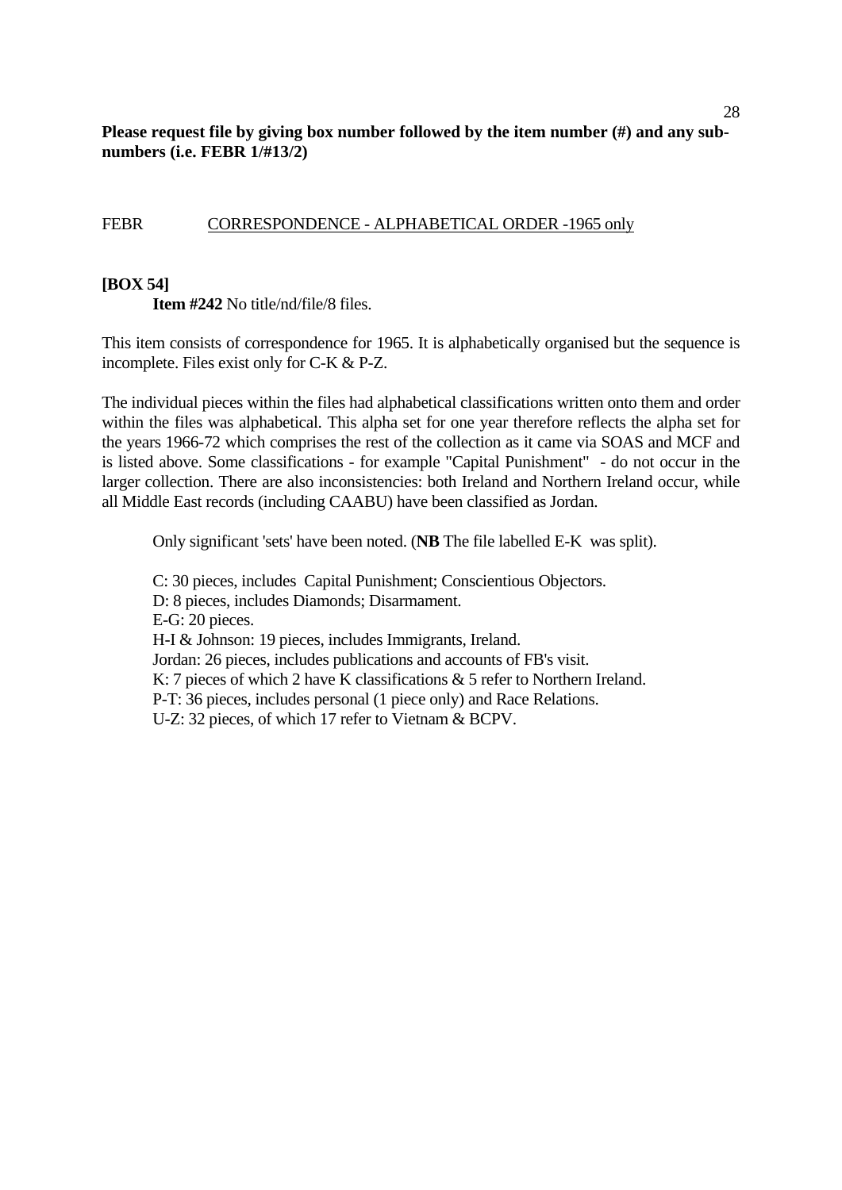**Please request file by giving box number followed by the item number (#) and any sub-numbers (i.e. FEBR 1/#13/2)**

FEBR CORRESPONDENCE - ALPHABETICAL ORDER -1965 only

**[BOX 54]**

**Item #242** No title/nd/file/8 files.

This item consists of correspondence for 1965. It is alphabetically organised but the sequence is incomplete. Files exist only for C-K & P-Z.

The individual pieces within the files had alphabetical classifications written onto them and order within the files was alphabetical. This alpha set for one year therefore reflects the alpha set for the years 1966-72 which comprises the rest of the collection as it came via SOAS and MCF and is listed above. Some classifications - for example "Capital Punishment" - do not occur in the larger collection. There are also inconsistencies: both Ireland and Northern Ireland occur, while all Middle East records (including CAABU) have been classified as Jordan.

Only significant 'sets' have been noted. (**NB** The file labelled E-K was split).

C: 30 pieces, includes Capital Punishment; Conscientious Objectors.
D: 8 pieces, includes Diamonds; Disarmament.
E-G: 20 pieces.
H-I & Johnson: 19 pieces, includes Immigrants, Ireland.
Jordan: 26 pieces, includes publications and accounts of FB's visit.
K: 7 pieces of which 2 have K classifications & 5 refer to Northern Ireland.
P-T: 36 pieces, includes personal (1 piece only) and Race Relations.
U-Z: 32 pieces, of which 17 refer to Vietnam & BCPV.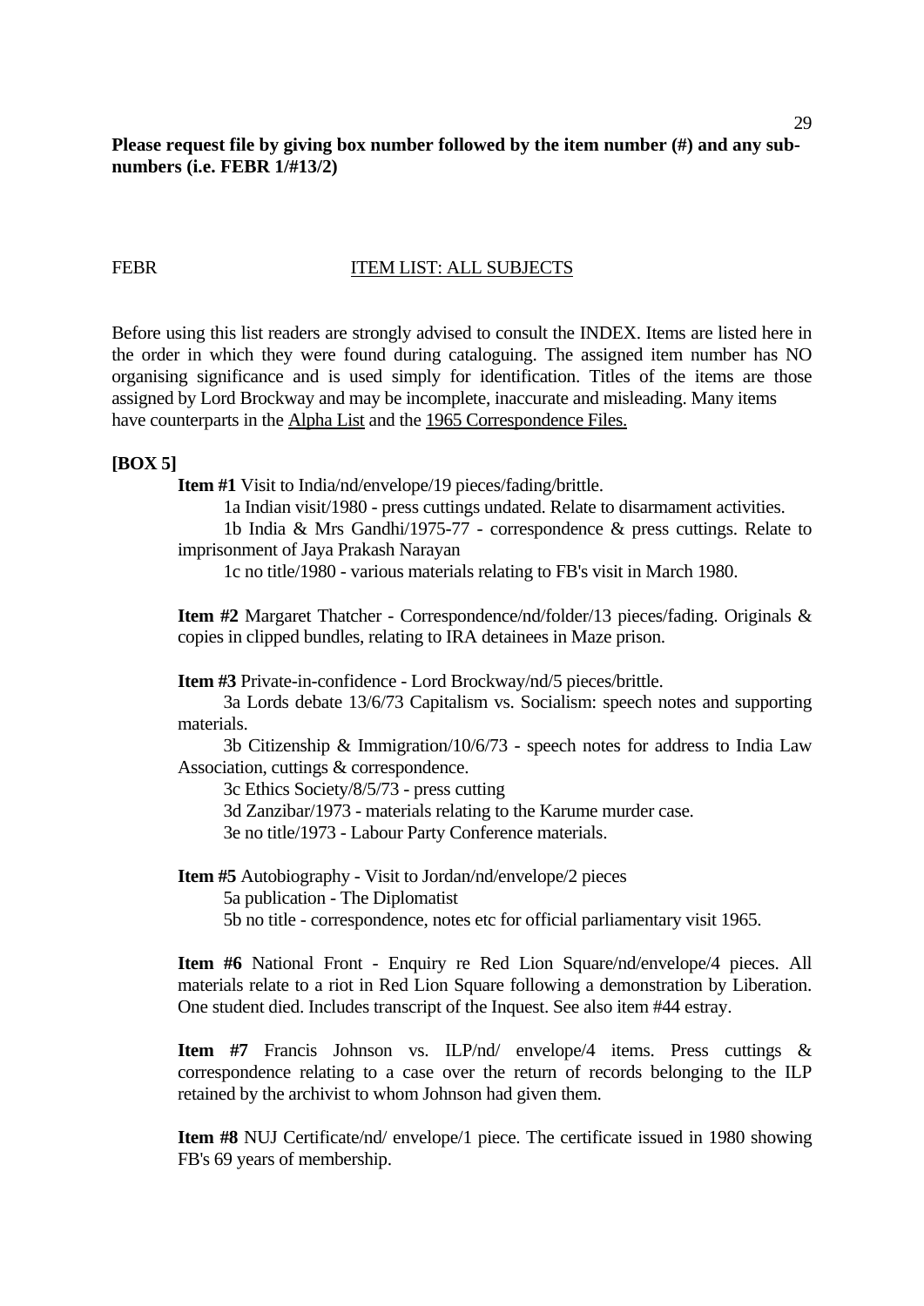**Please request file by giving box number followed by the item number (#) and any sub-numbers (i.e. FEBR 1/#13/2)**

FEBR ITEM LIST: ALL SUBJECTS

Before using this list readers are strongly advised to consult the INDEX. Items are listed here in the order in which they were found during cataloguing. The assigned item number has NO organising significance and is used simply for identification. Titles of the items are those assigned by Lord Brockway and may be incomplete, inaccurate and misleading. Many items have counterparts in the Alpha List and the 1965 Correspondence Files.

**[BOX 5]**

**Item #1** Visit to India/nd/envelope/19 pieces/fading/brittle.

1a Indian visit/1980 - press cuttings undated. Relate to disarmament activities.

1b India & Mrs Gandhi/1975-77 - correspondence & press cuttings. Relate to imprisonment of Jaya Prakash Narayan

1c no title/1980 - various materials relating to FB's visit in March 1980.

**Item #2** Margaret Thatcher - Correspondence/nd/folder/13 pieces/fading. Originals & copies in clipped bundles, relating to IRA detainees in Maze prison.

**Item #3** Private-in-confidence - Lord Brockway/nd/5 pieces/brittle.

3a Lords debate 13/6/73 Capitalism vs. Socialism: speech notes and supporting materials.

3b Citizenship & Immigration/10/6/73 - speech notes for address to India Law Association, cuttings & correspondence.

3c Ethics Society/8/5/73 - press cutting

3d Zanzibar/1973 - materials relating to the Karume murder case.

3e no title/1973 - Labour Party Conference materials.

**Item #5** Autobiography - Visit to Jordan/nd/envelope/2 pieces

5a publication - The Diplomatist

5b no title - correspondence, notes etc for official parliamentary visit 1965.

**Item #6** National Front - Enquiry re Red Lion Square/nd/envelope/4 pieces. All materials relate to a riot in Red Lion Square following a demonstration by Liberation. One student died. Includes transcript of the Inquest. See also item #44 estray.

**Item #7** Francis Johnson vs. ILP/nd/ envelope/4 items. Press cuttings & correspondence relating to a case over the return of records belonging to the ILP retained by the archivist to whom Johnson had given them.

**Item #8** NUJ Certificate/nd/ envelope/1 piece. The certificate issued in 1980 showing FB's 69 years of membership.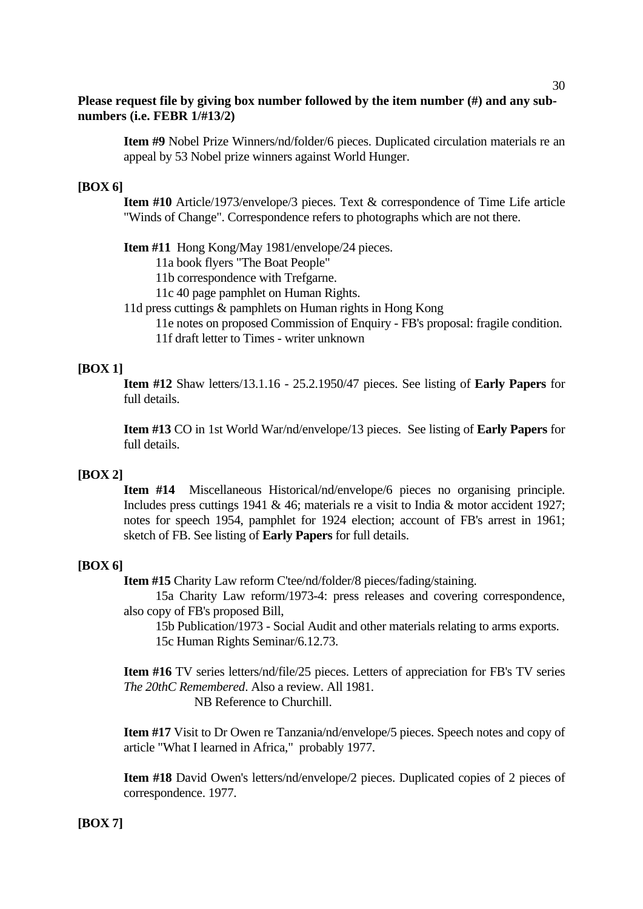**Please request file by giving box number followed by the item number (#) and any sub-numbers (i.e. FEBR 1/#13/2)**

**Item #9** Nobel Prize Winners/nd/folder/6 pieces. Duplicated circulation materials re an appeal by 53 Nobel prize winners against World Hunger.

**[BOX 6]**

**Item #10** Article/1973/envelope/3 pieces. Text & correspondence of Time Life article "Winds of Change". Correspondence refers to photographs which are not there.

**Item #11** Hong Kong/May 1981/envelope/24 pieces.

11a book flyers "The Boat People"
11b correspondence with Trefgarne.
11c 40 page pamphlet on Human Rights.
11d press cuttings & pamphlets on Human rights in Hong Kong
11e notes on proposed Commission of Enquiry - FB's proposal: fragile condition.
11f draft letter to Times - writer unknown

**[BOX 1]**

**Item #12** Shaw letters/13.1.16 - 25.2.1950/47 pieces. See listing of **Early Papers** for full details.

**Item #13** CO in 1st World War/nd/envelope/13 pieces. See listing of **Early Papers** for full details.

**[BOX 2]**

**Item #14** Miscellaneous Historical/nd/envelope/6 pieces no organising principle. Includes press cuttings 1941 & 46; materials re a visit to India & motor accident 1927; notes for speech 1954, pamphlet for 1924 election; account of FB's arrest in 1961; sketch of FB. See listing of **Early Papers** for full details.

**[BOX 6]**

**Item #15** Charity Law reform C'tee/nd/folder/8 pieces/fading/staining.

15a Charity Law reform/1973-4: press releases and covering correspondence, also copy of FB's proposed Bill,
15b Publication/1973 - Social Audit and other materials relating to arms exports.
15c Human Rights Seminar/6.12.73.

**Item #16** TV series letters/nd/file/25 pieces. Letters of appreciation for FB's TV series *The 20thC Remembered*. Also a review. All 1981.
NB Reference to Churchill.

**Item #17** Visit to Dr Owen re Tanzania/nd/envelope/5 pieces. Speech notes and copy of article "What I learned in Africa," probably 1977.

**Item #18** David Owen's letters/nd/envelope/2 pieces. Duplicated copies of 2 pieces of correspondence. 1977.

**[BOX 7]**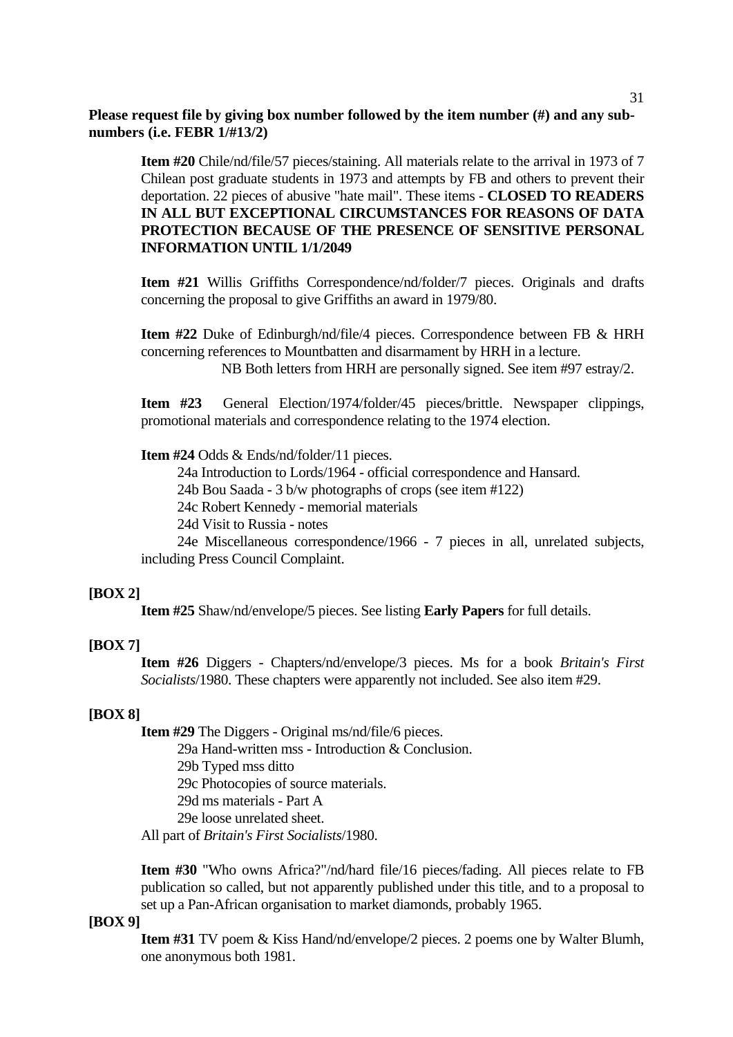**Please request file by giving box number followed by the item number (#) and any sub-numbers (i.e. FEBR 1/#13/2)**

**Item #20** Chile/nd/file/57 pieces/staining. All materials relate to the arrival in 1973 of 7 Chilean post graduate students in 1973 and attempts by FB and others to prevent their deportation. 22 pieces of abusive "hate mail". These items - **CLOSED TO READERS IN ALL BUT EXCEPTIONAL CIRCUMSTANCES FOR REASONS OF DATA PROTECTION BECAUSE OF THE PRESENCE OF SENSITIVE PERSONAL INFORMATION UNTIL 1/1/2049**

**Item #21** Willis Griffiths Correspondence/nd/folder/7 pieces. Originals and drafts concerning the proposal to give Griffiths an award in 1979/80.

**Item #22** Duke of Edinburgh/nd/file/4 pieces. Correspondence between FB & HRH concerning references to Mountbatten and disarmament by HRH in a lecture.
NB Both letters from HRH are personally signed. See item #97 estray/2.

**Item #23** General Election/1974/folder/45 pieces/brittle. Newspaper clippings, promotional materials and correspondence relating to the 1974 election.

**Item #24** Odds & Ends/nd/folder/11 pieces.

24a Introduction to Lords/1964 - official correspondence and Hansard.

24b Bou Saada - 3 b/w photographs of crops (see item #122)

24c Robert Kennedy - memorial materials

24d Visit to Russia - notes

24e Miscellaneous correspondence/1966 - 7 pieces in all, unrelated subjects, including Press Council Complaint.

**[BOX 2]**

**Item #25** Shaw/nd/envelope/5 pieces. See listing **Early Papers** for full details.

**[BOX 7]**

**Item #26** Diggers - Chapters/nd/envelope/3 pieces. Ms for a book *Britain's First Socialists*/1980. These chapters were apparently not included. See also item #29.

**[BOX 8]**

**Item #29** The Diggers - Original ms/nd/file/6 pieces.

29a Hand-written mss - Introduction & Conclusion.

29b Typed mss ditto

29c Photocopies of source materials.

29d ms materials - Part A

29e loose unrelated sheet.

All part of *Britain's First Socialists*/1980.

**Item #30** "Who owns Africa?"/nd/hard file/16 pieces/fading. All pieces relate to FB publication so called, but not apparently published under this title, and to a proposal to set up a Pan-African organisation to market diamonds, probably 1965.

**[BOX 9]**

**Item #31** TV poem & Kiss Hand/nd/envelope/2 pieces. 2 poems one by Walter Blumh, one anonymous both 1981.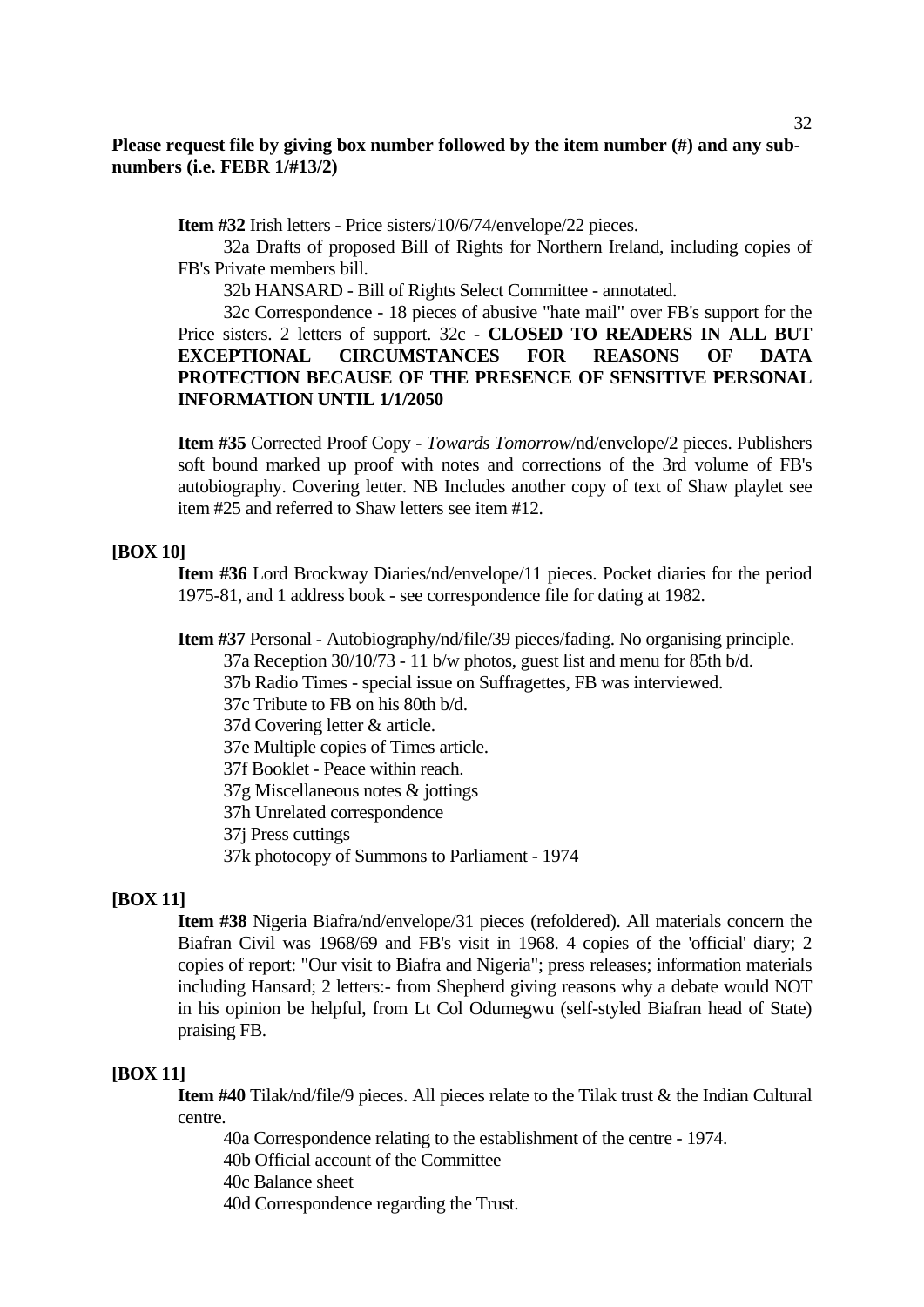**Please request file by giving box number followed by the item number (#) and any sub-numbers (i.e. FEBR 1/#13/2)**

**Item #32** Irish letters - Price sisters/10/6/74/envelope/22 pieces.

32a Drafts of proposed Bill of Rights for Northern Ireland, including copies of FB's Private members bill.

32b HANSARD - Bill of Rights Select Committee - annotated.

32c Correspondence - 18 pieces of abusive "hate mail" over FB's support for the Price sisters. 2 letters of support. 32c - **CLOSED TO READERS IN ALL BUT EXCEPTIONAL CIRCUMSTANCES FOR REASONS OF DATA PROTECTION BECAUSE OF THE PRESENCE OF SENSITIVE PERSONAL INFORMATION UNTIL 1/1/2050**

**Item #35** Corrected Proof Copy - *Towards Tomorrow*/nd/envelope/2 pieces. Publishers soft bound marked up proof with notes and corrections of the 3rd volume of FB's autobiography. Covering letter. NB Includes another copy of text of Shaw playlet see item #25 and referred to Shaw letters see item #12.

**[BOX 10]**

**Item #36** Lord Brockway Diaries/nd/envelope/11 pieces. Pocket diaries for the period 1975-81, and 1 address book - see correspondence file for dating at 1982.

**Item #37** Personal - Autobiography/nd/file/39 pieces/fading. No organising principle.

37a Reception 30/10/73 - 11 b/w photos, guest list and menu for 85th b/d.

37b Radio Times - special issue on Suffragettes, FB was interviewed.

37c Tribute to FB on his 80th b/d.

37d Covering letter & article.

37e Multiple copies of Times article.

37f Booklet - Peace within reach.

37g Miscellaneous notes & jottings

37h Unrelated correspondence

37j Press cuttings

37k photocopy of Summons to Parliament - 1974

**[BOX 11]**

**Item #38** Nigeria Biafra/nd/envelope/31 pieces (refoldered). All materials concern the Biafran Civil was 1968/69 and FB's visit in 1968. 4 copies of the 'official' diary; 2 copies of report: "Our visit to Biafra and Nigeria"; press releases; information materials including Hansard; 2 letters:- from Shepherd giving reasons why a debate would NOT in his opinion be helpful, from Lt Col Odumegwu (self-styled Biafran head of State) praising FB.

**[BOX 11]**

**Item #40** Tilak/nd/file/9 pieces. All pieces relate to the Tilak trust & the Indian Cultural centre.

40a Correspondence relating to the establishment of the centre - 1974.

40b Official account of the Committee

40c Balance sheet

40d Correspondence regarding the Trust.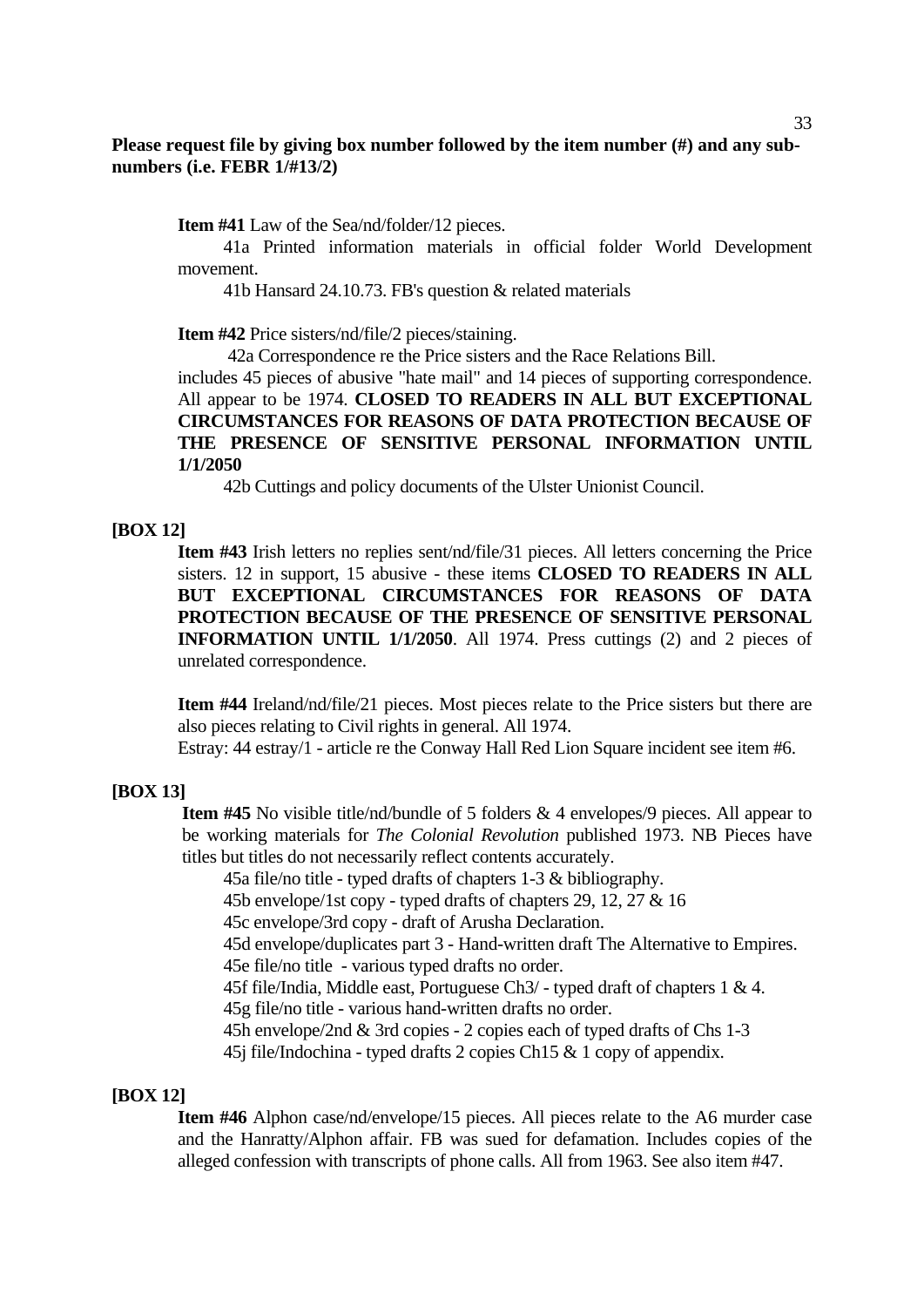**Please request file by giving box number followed by the item number (#) and any sub-numbers (i.e. FEBR 1/#13/2)**

**Item #41** Law of the Sea/nd/folder/12 pieces.

41a Printed information materials in official folder World Development movement.

41b Hansard 24.10.73. FB's question & related materials

**Item #42** Price sisters/nd/file/2 pieces/staining.

42a Correspondence re the Price sisters and the Race Relations Bill. includes 45 pieces of abusive "hate mail" and 14 pieces of supporting correspondence. All appear to be 1974. **CLOSED TO READERS IN ALL BUT EXCEPTIONAL CIRCUMSTANCES FOR REASONS OF DATA PROTECTION BECAUSE OF THE PRESENCE OF SENSITIVE PERSONAL INFORMATION UNTIL 1/1/2050**

42b Cuttings and policy documents of the Ulster Unionist Council.

**[BOX 12]**

**Item #43** Irish letters no replies sent/nd/file/31 pieces. All letters concerning the Price sisters. 12 in support, 15 abusive - these items **CLOSED TO READERS IN ALL BUT EXCEPTIONAL CIRCUMSTANCES FOR REASONS OF DATA PROTECTION BECAUSE OF THE PRESENCE OF SENSITIVE PERSONAL INFORMATION UNTIL 1/1/2050**. All 1974. Press cuttings (2) and 2 pieces of unrelated correspondence.

**Item #44** Ireland/nd/file/21 pieces. Most pieces relate to the Price sisters but there are also pieces relating to Civil rights in general. All 1974.

Estray: 44 estray/1 - article re the Conway Hall Red Lion Square incident see item #6.

**[BOX 13]**

**Item #45** No visible title/nd/bundle of 5 folders & 4 envelopes/9 pieces. All appear to be working materials for *The Colonial Revolution* published 1973. NB Pieces have titles but titles do not necessarily reflect contents accurately.

45a file/no title - typed drafts of chapters 1-3 & bibliography.

45b envelope/1st copy - typed drafts of chapters 29, 12, 27 & 16

45c envelope/3rd copy - draft of Arusha Declaration.

45d envelope/duplicates part 3 - Hand-written draft The Alternative to Empires.

45e file/no title - various typed drafts no order.

45f file/India, Middle east, Portuguese Ch3/ - typed draft of chapters 1 & 4.

45g file/no title - various hand-written drafts no order.

45h envelope/2nd & 3rd copies - 2 copies each of typed drafts of Chs 1-3

45j file/Indochina - typed drafts 2 copies Ch15 & 1 copy of appendix.

**[BOX 12]**

**Item #46** Alphon case/nd/envelope/15 pieces. All pieces relate to the A6 murder case and the Hanratty/Alphon affair. FB was sued for defamation. Includes copies of the alleged confession with transcripts of phone calls. All from 1963. See also item #47.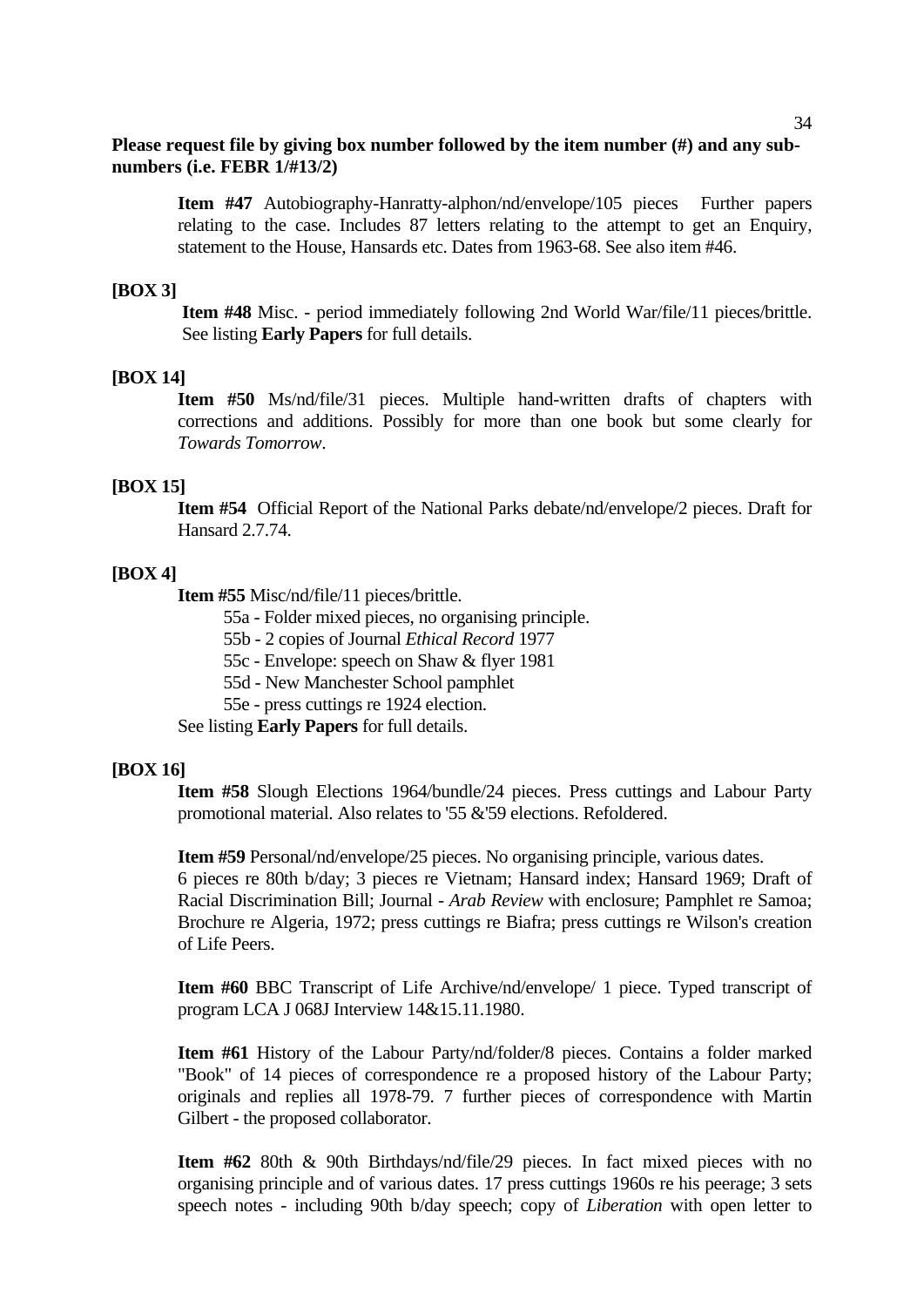**Please request file by giving box number followed by the item number (#) and any sub-numbers (i.e. FEBR 1/#13/2)**

**Item #47** Autobiography-Hanratty-alphon/nd/envelope/105 pieces Further papers relating to the case. Includes 87 letters relating to the attempt to get an Enquiry, statement to the House, Hansards etc. Dates from 1963-68. See also item #46.

**[BOX 3]**

**Item #48** Misc. - period immediately following 2nd World War/file/11 pieces/brittle. See listing **Early Papers** for full details.

**[BOX 14]**

**Item #50** Ms/nd/file/31 pieces. Multiple hand-written drafts of chapters with corrections and additions. Possibly for more than one book but some clearly for *Towards Tomorrow*.

**[BOX 15]**

**Item #54** Official Report of the National Parks debate/nd/envelope/2 pieces. Draft for Hansard 2.7.74.

**[BOX 4]**

**Item #55** Misc/nd/file/11 pieces/brittle.

- 55a - Folder mixed pieces, no organising principle.
- 55b - 2 copies of Journal *Ethical Record* 1977
- 55c - Envelope: speech on Shaw & flyer 1981
- 55d - New Manchester School pamphlet
- 55e - press cuttings re 1924 election.

See listing **Early Papers** for full details.

**[BOX 16]**

**Item #58** Slough Elections 1964/bundle/24 pieces. Press cuttings and Labour Party promotional material. Also relates to '55 &'59 elections. Refoldered.

**Item #59** Personal/nd/envelope/25 pieces. No organising principle, various dates.
6 pieces re 80th b/day; 3 pieces re Vietnam; Hansard index; Hansard 1969; Draft of Racial Discrimination Bill; Journal - *Arab Review* with enclosure; Pamphlet re Samoa; Brochure re Algeria, 1972; press cuttings re Biafra; press cuttings re Wilson's creation of Life Peers.

**Item #60** BBC Transcript of Life Archive/nd/envelope/ 1 piece. Typed transcript of program LCA J 068J Interview 14&15.11.1980.

**Item #61** History of the Labour Party/nd/folder/8 pieces. Contains a folder marked "Book" of 14 pieces of correspondence re a proposed history of the Labour Party; originals and replies all 1978-79. 7 further pieces of correspondence with Martin Gilbert - the proposed collaborator.

**Item #62** 80th & 90th Birthdays/nd/file/29 pieces. In fact mixed pieces with no organising principle and of various dates. 17 press cuttings 1960s re his peerage; 3 sets speech notes - including 90th b/day speech; copy of *Liberation* with open letter to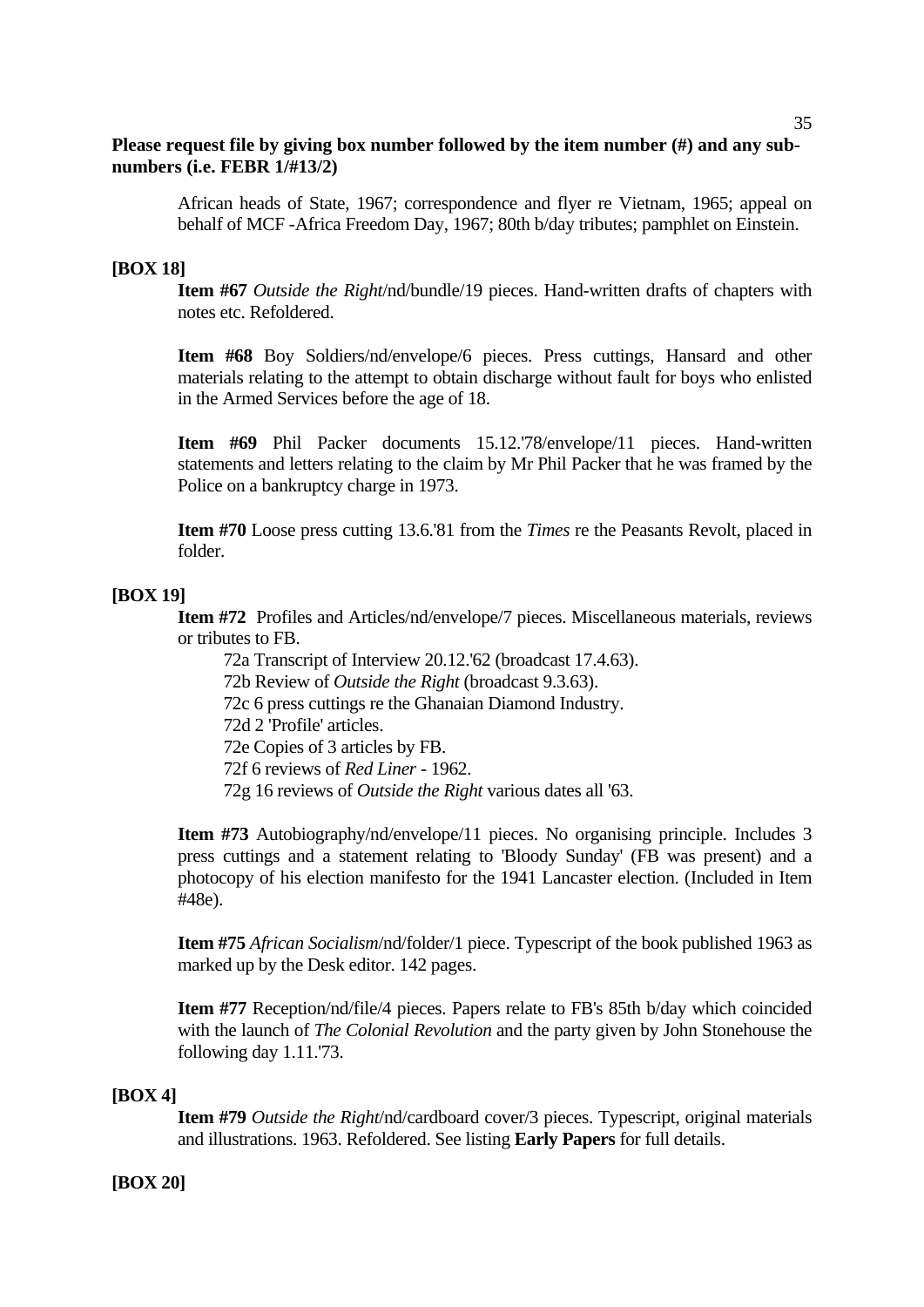**Please request file by giving box number followed by the item number (#) and any sub-numbers (i.e. FEBR 1/#13/2)**

African heads of State, 1967; correspondence and flyer re Vietnam, 1965; appeal on behalf of MCF -Africa Freedom Day, 1967; 80th b/day tributes; pamphlet on Einstein.

**[BOX 18]**

**Item #67** *Outside the Right*/nd/bundle/19 pieces. Hand-written drafts of chapters with notes etc. Refoldered.

**Item #68** Boy Soldiers/nd/envelope/6 pieces. Press cuttings, Hansard and other materials relating to the attempt to obtain discharge without fault for boys who enlisted in the Armed Services before the age of 18.

**Item #69** Phil Packer documents 15.12.'78/envelope/11 pieces. Hand-written statements and letters relating to the claim by Mr Phil Packer that he was framed by the Police on a bankruptcy charge in 1973.

**Item #70** Loose press cutting 13.6.'81 from the *Times* re the Peasants Revolt, placed in folder.

**[BOX 19]**

**Item #72** Profiles and Articles/nd/envelope/7 pieces. Miscellaneous materials, reviews or tributes to FB.

72a Transcript of Interview 20.12.'62 (broadcast 17.4.63).
72b Review of *Outside the Right* (broadcast 9.3.63).
72c 6 press cuttings re the Ghanaian Diamond Industry.
72d 2 'Profile' articles.
72e Copies of 3 articles by FB.
72f 6 reviews of *Red Liner* - 1962.
72g 16 reviews of *Outside the Right* various dates all '63.

**Item #73** Autobiography/nd/envelope/11 pieces. No organising principle. Includes 3 press cuttings and a statement relating to 'Bloody Sunday' (FB was present) and a photocopy of his election manifesto for the 1941 Lancaster election. (Included in Item #48e).

**Item #75** *African Socialism*/nd/folder/1 piece. Typescript of the book published 1963 as marked up by the Desk editor. 142 pages.

**Item #77** Reception/nd/file/4 pieces. Papers relate to FB's 85th b/day which coincided with the launch of *The Colonial Revolution* and the party given by John Stonehouse the following day 1.11.'73.

**[BOX 4]**

**Item #79** *Outside the Right*/nd/cardboard cover/3 pieces. Typescript, original materials and illustrations. 1963. Refoldered. See listing **Early Papers** for full details.

**[BOX 20]**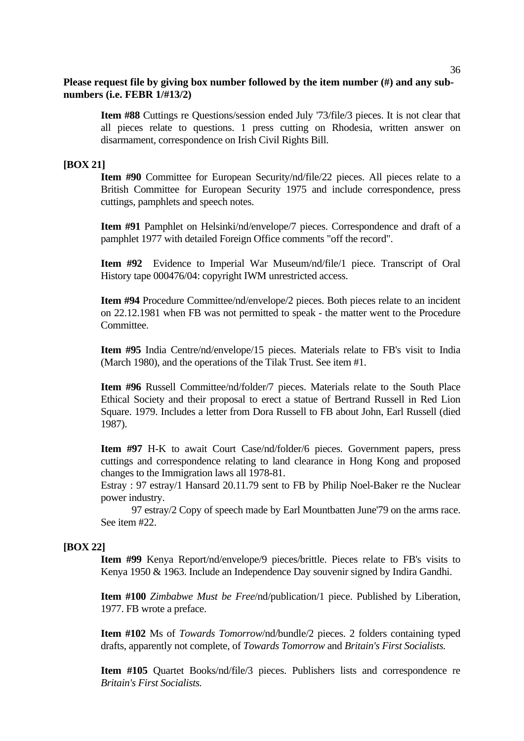**Please request file by giving box number followed by the item number (#) and any sub-numbers (i.e. FEBR 1/#13/2)**

**Item #88** Cuttings re Questions/session ended July '73/file/3 pieces. It is not clear that all pieces relate to questions. 1 press cutting on Rhodesia, written answer on disarmament, correspondence on Irish Civil Rights Bill.

**[BOX 21]**

**Item #90** Committee for European Security/nd/file/22 pieces. All pieces relate to a British Committee for European Security 1975 and include correspondence, press cuttings, pamphlets and speech notes.

**Item #91** Pamphlet on Helsinki/nd/envelope/7 pieces. Correspondence and draft of a pamphlet 1977 with detailed Foreign Office comments "off the record".

**Item #92** Evidence to Imperial War Museum/nd/file/1 piece. Transcript of Oral History tape 000476/04: copyright IWM unrestricted access.

**Item #94** Procedure Committee/nd/envelope/2 pieces. Both pieces relate to an incident on 22.12.1981 when FB was not permitted to speak - the matter went to the Procedure Committee.

**Item #95** India Centre/nd/envelope/15 pieces. Materials relate to FB's visit to India (March 1980), and the operations of the Tilak Trust. See item #1.

**Item #96** Russell Committee/nd/folder/7 pieces. Materials relate to the South Place Ethical Society and their proposal to erect a statue of Bertrand Russell in Red Lion Square. 1979. Includes a letter from Dora Russell to FB about John, Earl Russell (died 1987).

**Item #97** H-K to await Court Case/nd/folder/6 pieces. Government papers, press cuttings and correspondence relating to land clearance in Hong Kong and proposed changes to the Immigration laws all 1978-81.

Estray : 97 estray/1 Hansard 20.11.79 sent to FB by Philip Noel-Baker re the Nuclear power industry.

97 estray/2 Copy of speech made by Earl Mountbatten June'79 on the arms race. See item #22.

**[BOX 22]**

**Item #99** Kenya Report/nd/envelope/9 pieces/brittle. Pieces relate to FB's visits to Kenya 1950 & 1963. Include an Independence Day souvenir signed by Indira Gandhi.

**Item #100** *Zimbabwe Must be Free*/nd/publication/1 piece. Published by Liberation, 1977. FB wrote a preface.

**Item #102** Ms of *Towards Tomorrow*/nd/bundle/2 pieces. 2 folders containing typed drafts, apparently not complete, of *Towards Tomorrow* and *Britain's First Socialists.*

**Item #105** Quartet Books/nd/file/3 pieces. Publishers lists and correspondence re *Britain's First Socialists.*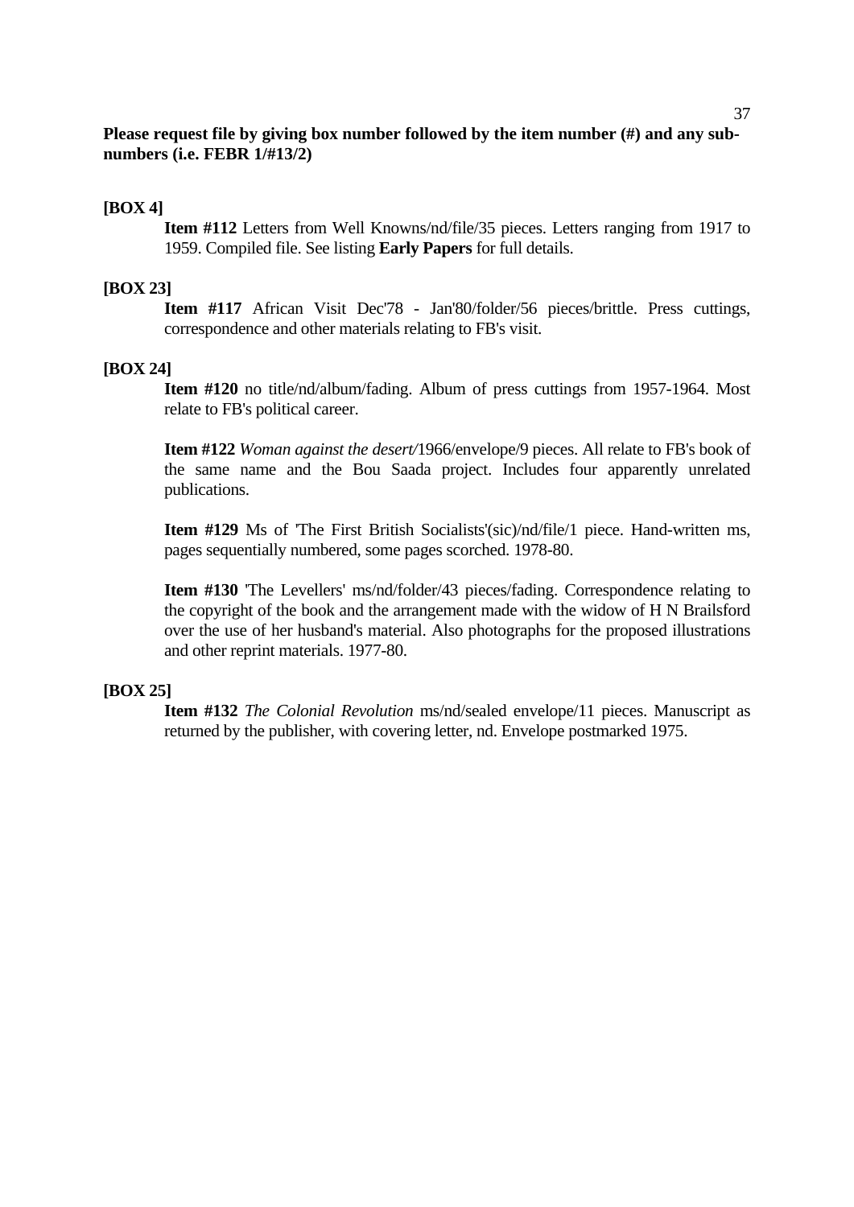**Please request file by giving box number followed by the item number (#) and any sub-numbers (i.e. FEBR 1/#13/2)**

**[BOX 4]**

**Item #112** Letters from Well Knowns/nd/file/35 pieces. Letters ranging from 1917 to 1959. Compiled file. See listing **Early Papers** for full details.

**[BOX 23]**

**Item #117** African Visit Dec'78 - Jan'80/folder/56 pieces/brittle. Press cuttings, correspondence and other materials relating to FB's visit.

**[BOX 24]**

**Item #120** no title/nd/album/fading. Album of press cuttings from 1957-1964. Most relate to FB's political career.

**Item #122** *Woman against the desert/*1966/envelope/9 pieces. All relate to FB's book of the same name and the Bou Saada project. Includes four apparently unrelated publications.

**Item #129** Ms of 'The First British Socialists'(sic)/nd/file/1 piece. Hand-written ms, pages sequentially numbered, some pages scorched. 1978-80.

**Item #130** 'The Levellers' ms/nd/folder/43 pieces/fading. Correspondence relating to the copyright of the book and the arrangement made with the widow of H N Brailsford over the use of her husband's material. Also photographs for the proposed illustrations and other reprint materials. 1977-80.

**[BOX 25]**

**Item #132** *The Colonial Revolution* ms/nd/sealed envelope/11 pieces. Manuscript as returned by the publisher, with covering letter, nd. Envelope postmarked 1975.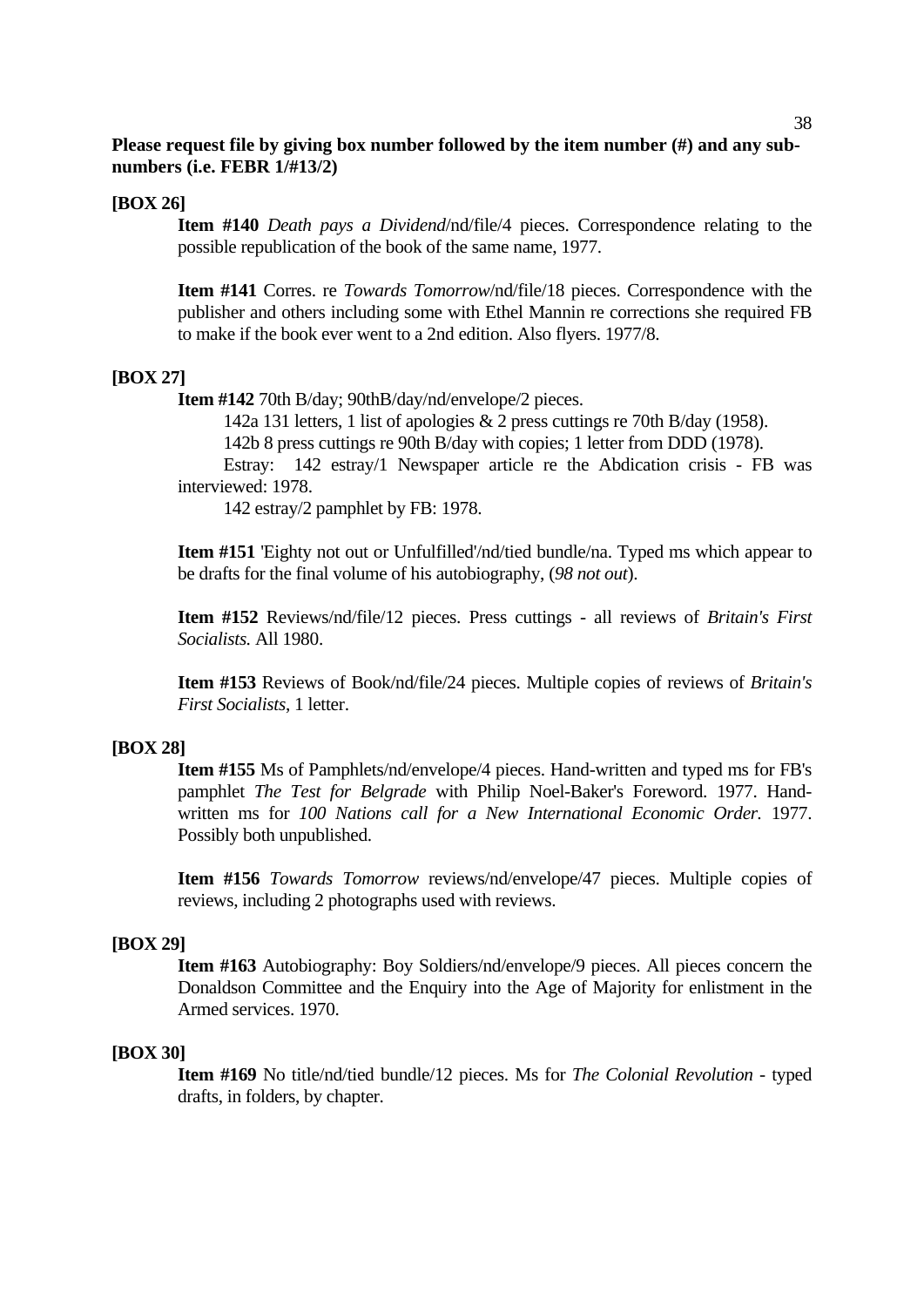**Please request file by giving box number followed by the item number (#) and any sub-numbers (i.e. FEBR 1/#13/2)**

**[BOX 26]**

**Item #140** *Death pays a Dividend*/nd/file/4 pieces. Correspondence relating to the possible republication of the book of the same name, 1977.

**Item #141** Corres. re *Towards Tomorrow*/nd/file/18 pieces. Correspondence with the publisher and others including some with Ethel Mannin re corrections she required FB to make if the book ever went to a 2nd edition. Also flyers. 1977/8.

**[BOX 27]**

**Item #142** 70th B/day; 90thB/day/nd/envelope/2 pieces.

142a 131 letters, 1 list of apologies & 2 press cuttings re 70th B/day (1958).

142b 8 press cuttings re 90th B/day with copies; 1 letter from DDD (1978).

Estray: 142 estray/1 Newspaper article re the Abdication crisis - FB was interviewed: 1978.

142 estray/2 pamphlet by FB: 1978.

**Item #151** 'Eighty not out or Unfulfilled'/nd/tied bundle/na. Typed ms which appear to be drafts for the final volume of his autobiography, (*98 not out*).

**Item #152** Reviews/nd/file/12 pieces. Press cuttings - all reviews of *Britain's First Socialists.* All 1980.

**Item #153** Reviews of Book/nd/file/24 pieces. Multiple copies of reviews of *Britain's First Socialists*, 1 letter.

**[BOX 28]**

**Item #155** Ms of Pamphlets/nd/envelope/4 pieces. Hand-written and typed ms for FB's pamphlet *The Test for Belgrade* with Philip Noel-Baker's Foreword. 1977. Hand-written ms for *100 Nations call for a New International Economic Order.* 1977. Possibly both unpublished.

**Item #156** *Towards Tomorrow* reviews/nd/envelope/47 pieces. Multiple copies of reviews, including 2 photographs used with reviews.

**[BOX 29]**

**Item #163** Autobiography: Boy Soldiers/nd/envelope/9 pieces. All pieces concern the Donaldson Committee and the Enquiry into the Age of Majority for enlistment in the Armed services. 1970.

**[BOX 30]**

**Item #169** No title/nd/tied bundle/12 pieces. Ms for *The Colonial Revolution* - typed drafts, in folders, by chapter.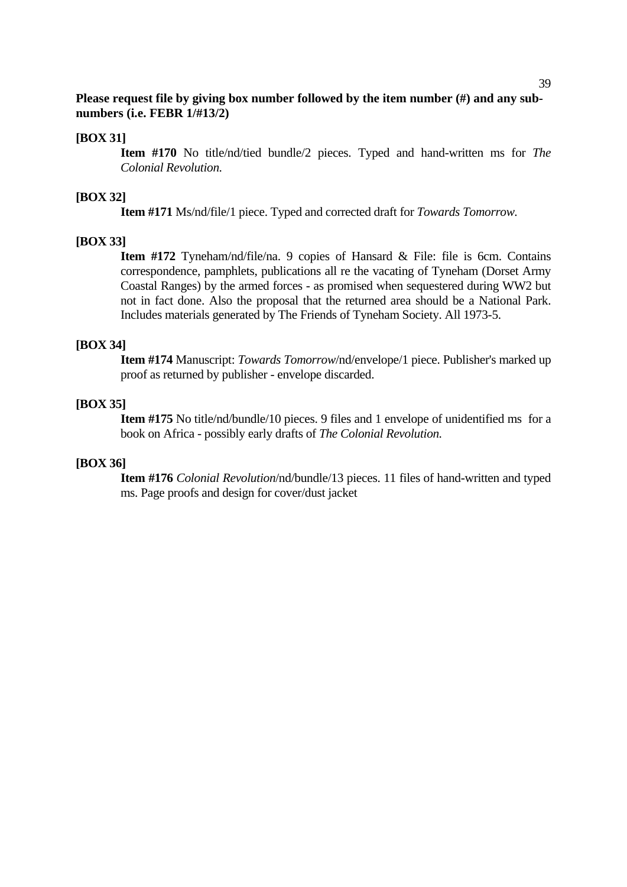**Please request file by giving box number followed by the item number (#) and any sub-numbers (i.e. FEBR 1/#13/2)**

**[BOX 31]**

**Item #170** No title/nd/tied bundle/2 pieces. Typed and hand-written ms for *The Colonial Revolution.*

**[BOX 32]**

**Item #171** Ms/nd/file/1 piece. Typed and corrected draft for *Towards Tomorrow.*

**[BOX 33]**

**Item #172** Tyneham/nd/file/na. 9 copies of Hansard & File: file is 6cm. Contains correspondence, pamphlets, publications all re the vacating of Tyneham (Dorset Army Coastal Ranges) by the armed forces - as promised when sequestered during WW2 but not in fact done. Also the proposal that the returned area should be a National Park. Includes materials generated by The Friends of Tyneham Society. All 1973-5.

**[BOX 34]**

**Item #174** Manuscript: *Towards Tomorrow*/nd/envelope/1 piece. Publisher's marked up proof as returned by publisher - envelope discarded.

**[BOX 35]**

**Item #175** No title/nd/bundle/10 pieces. 9 files and 1 envelope of unidentified ms for a book on Africa - possibly early drafts of *The Colonial Revolution.*

**[BOX 36]**

**Item #176** *Colonial Revolution*/nd/bundle/13 pieces. 11 files of hand-written and typed ms. Page proofs and design for cover/dust jacket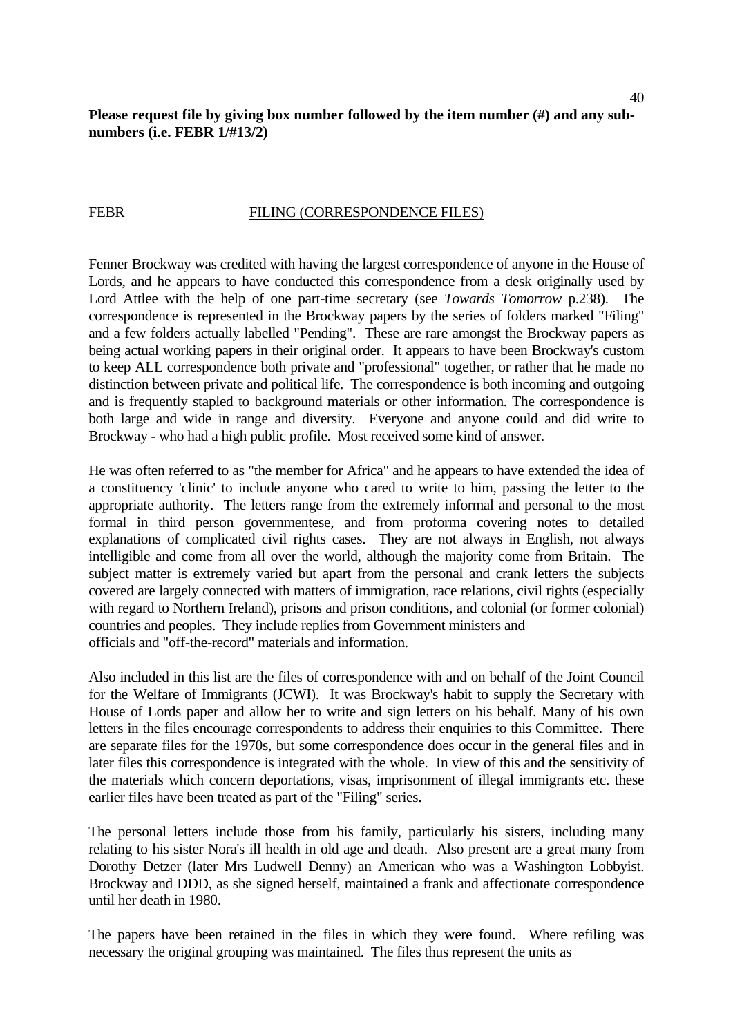**Please request file by giving box number followed by the item number (#) and any sub-numbers (i.e. FEBR 1/#13/2)**

FEBR FILING (CORRESPONDENCE FILES)

Fenner Brockway was credited with having the largest correspondence of anyone in the House of Lords, and he appears to have conducted this correspondence from a desk originally used by Lord Attlee with the help of one part-time secretary (see *Towards Tomorrow* p.238). The correspondence is represented in the Brockway papers by the series of folders marked "Filing" and a few folders actually labelled "Pending". These are rare amongst the Brockway papers as being actual working papers in their original order. It appears to have been Brockway's custom to keep ALL correspondence both private and "professional" together, or rather that he made no distinction between private and political life. The correspondence is both incoming and outgoing and is frequently stapled to background materials or other information. The correspondence is both large and wide in range and diversity. Everyone and anyone could and did write to Brockway - who had a high public profile. Most received some kind of answer.

He was often referred to as "the member for Africa" and he appears to have extended the idea of a constituency 'clinic' to include anyone who cared to write to him, passing the letter to the appropriate authority. The letters range from the extremely informal and personal to the most formal in third person governmentese, and from proforma covering notes to detailed explanations of complicated civil rights cases. They are not always in English, not always intelligible and come from all over the world, although the majority come from Britain. The subject matter is extremely varied but apart from the personal and crank letters the subjects covered are largely connected with matters of immigration, race relations, civil rights (especially with regard to Northern Ireland), prisons and prison conditions, and colonial (or former colonial) countries and peoples. They include replies from Government ministers and officials and "off-the-record" materials and information.

Also included in this list are the files of correspondence with and on behalf of the Joint Council for the Welfare of Immigrants (JCWI). It was Brockway's habit to supply the Secretary with House of Lords paper and allow her to write and sign letters on his behalf. Many of his own letters in the files encourage correspondents to address their enquiries to this Committee. There are separate files for the 1970s, but some correspondence does occur in the general files and in later files this correspondence is integrated with the whole. In view of this and the sensitivity of the materials which concern deportations, visas, imprisonment of illegal immigrants etc. these earlier files have been treated as part of the "Filing" series.

The personal letters include those from his family, particularly his sisters, including many relating to his sister Nora's ill health in old age and death. Also present are a great many from Dorothy Detzer (later Mrs Ludwell Denny) an American who was a Washington Lobbyist. Brockway and DDD, as she signed herself, maintained a frank and affectionate correspondence until her death in 1980.

The papers have been retained in the files in which they were found. Where refiling was necessary the original grouping was maintained. The files thus represent the units as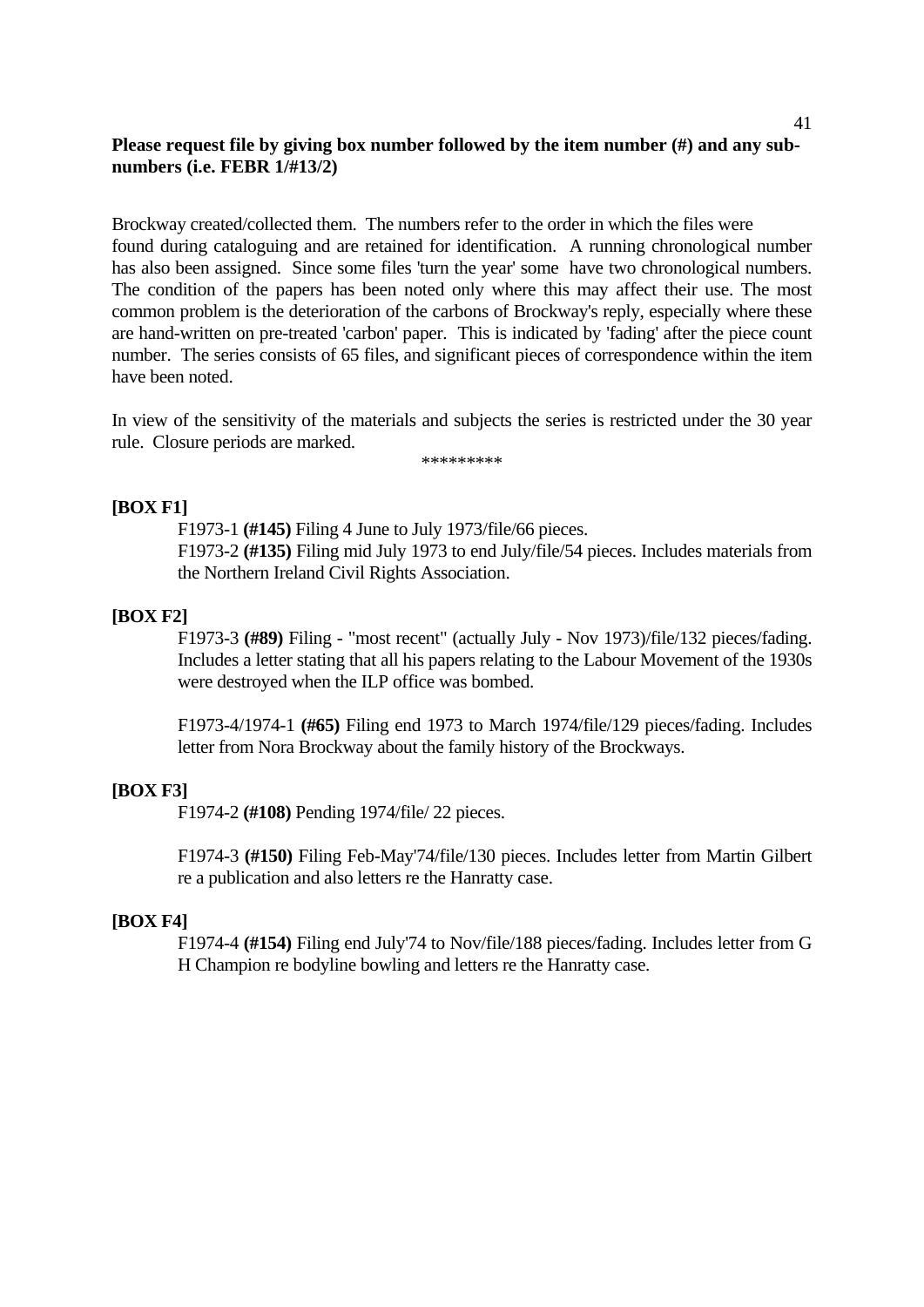**Please request file by giving box number followed by the item number (#) and any sub-numbers (i.e. FEBR 1/#13/2)**

Brockway created/collected them. The numbers refer to the order in which the files were found during cataloguing and are retained for identification. A running chronological number has also been assigned. Since some files 'turn the year' some have two chronological numbers. The condition of the papers has been noted only where this may affect their use. The most common problem is the deterioration of the carbons of Brockway's reply, especially where these are hand-written on pre-treated 'carbon' paper. This is indicated by 'fading' after the piece count number. The series consists of 65 files, and significant pieces of correspondence within the item have been noted.

In view of the sensitivity of the materials and subjects the series is restricted under the 30 year rule. Closure periods are marked.

*********

**[BOX F1]**

F1973-1 **(#145)** Filing 4 June to July 1973/file/66 pieces.

F1973-2 **(#135)** Filing mid July 1973 to end July/file/54 pieces. Includes materials from the Northern Ireland Civil Rights Association.

**[BOX F2]**

F1973-3 **(#89)** Filing - "most recent" (actually July - Nov 1973)/file/132 pieces/fading. Includes a letter stating that all his papers relating to the Labour Movement of the 1930s were destroyed when the ILP office was bombed.

F1973-4/1974-1 **(#65)** Filing end 1973 to March 1974/file/129 pieces/fading. Includes letter from Nora Brockway about the family history of the Brockways.

**[BOX F3]**

F1974-2 **(#108)** Pending 1974/file/ 22 pieces.

F1974-3 **(#150)** Filing Feb-May'74/file/130 pieces. Includes letter from Martin Gilbert re a publication and also letters re the Hanratty case.

**[BOX F4]**

F1974-4 **(#154)** Filing end July'74 to Nov/file/188 pieces/fading. Includes letter from G H Champion re bodyline bowling and letters re the Hanratty case.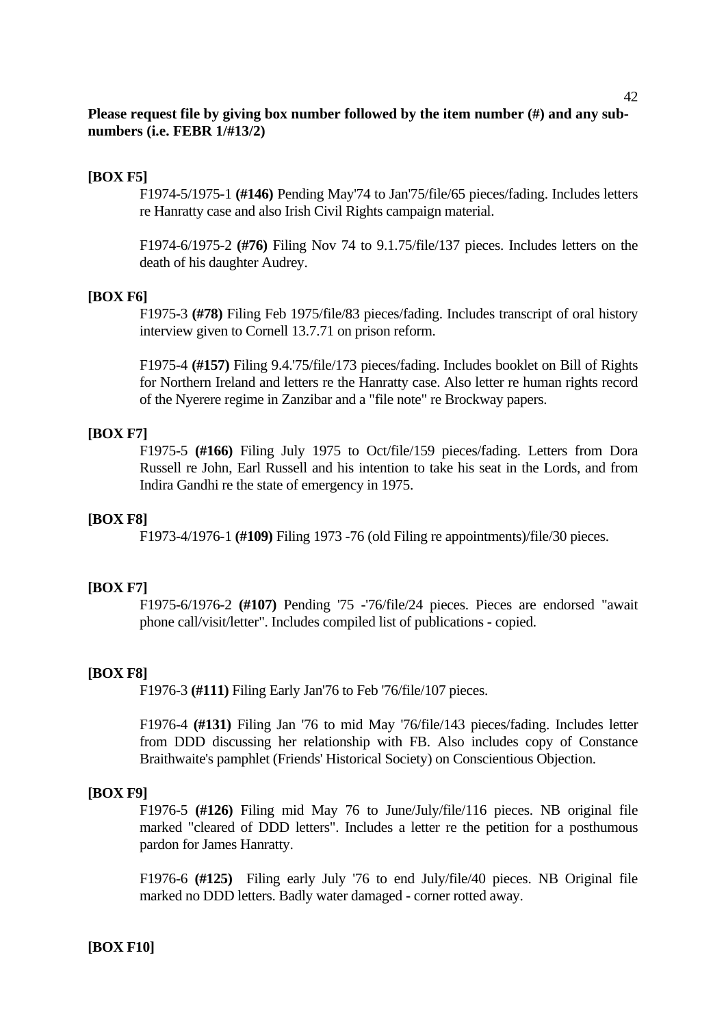**Please request file by giving box number followed by the item number (#) and any sub-numbers (i.e. FEBR 1/#13/2)**

**[BOX F5]**

F1974-5/1975-1 **(#146)** Pending May'74 to Jan'75/file/65 pieces/fading. Includes letters re Hanratty case and also Irish Civil Rights campaign material.

F1974-6/1975-2 **(#76)** Filing Nov 74 to 9.1.75/file/137 pieces. Includes letters on the death of his daughter Audrey.

**[BOX F6]**

F1975-3 **(#78)** Filing Feb 1975/file/83 pieces/fading. Includes transcript of oral history interview given to Cornell 13.7.71 on prison reform.

F1975-4 **(#157)** Filing 9.4.'75/file/173 pieces/fading. Includes booklet on Bill of Rights for Northern Ireland and letters re the Hanratty case. Also letter re human rights record of the Nyerere regime in Zanzibar and a "file note" re Brockway papers.

**[BOX F7]**

F1975-5 **(#166)** Filing July 1975 to Oct/file/159 pieces/fading. Letters from Dora Russell re John, Earl Russell and his intention to take his seat in the Lords, and from Indira Gandhi re the state of emergency in 1975.

**[BOX F8]**

F1973-4/1976-1 **(#109)** Filing 1973 -76 (old Filing re appointments)/file/30 pieces.

**[BOX F7]**

F1975-6/1976-2 **(#107)** Pending '75 -'76/file/24 pieces. Pieces are endorsed "await phone call/visit/letter". Includes compiled list of publications - copied.

**[BOX F8]**

F1976-3 **(#111)** Filing Early Jan'76 to Feb '76/file/107 pieces.

F1976-4 **(#131)** Filing Jan '76 to mid May '76/file/143 pieces/fading. Includes letter from DDD discussing her relationship with FB. Also includes copy of Constance Braithwaite's pamphlet (Friends' Historical Society) on Conscientious Objection.

**[BOX F9]**

F1976-5 **(#126)** Filing mid May 76 to June/July/file/116 pieces. NB original file marked "cleared of DDD letters". Includes a letter re the petition for a posthumous pardon for James Hanratty.

F1976-6 **(#125)** Filing early July '76 to end July/file/40 pieces. NB Original file marked no DDD letters. Badly water damaged - corner rotted away.

**[BOX F10]**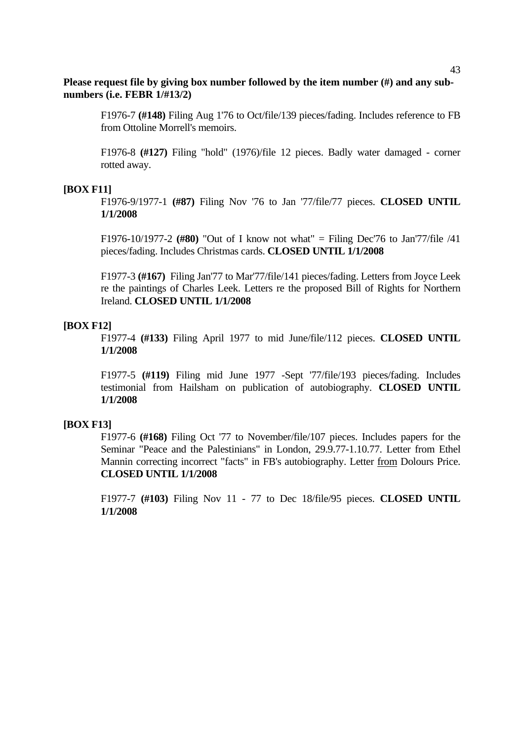**Please request file by giving box number followed by the item number (#) and any sub-numbers (i.e. FEBR 1/#13/2)**

F1976-7 **(#148)** Filing Aug 1'76 to Oct/file/139 pieces/fading. Includes reference to FB from Ottoline Morrell's memoirs.

F1976-8 **(#127)** Filing "hold" (1976)/file 12 pieces. Badly water damaged - corner rotted away.

**[BOX F11]**

F1976-9/1977-1 **(#87)** Filing Nov '76 to Jan '77/file/77 pieces. **CLOSED UNTIL 1/1/2008**

F1976-10/1977-2 **(#80)** "Out of I know not what" = Filing Dec'76 to Jan'77/file /41 pieces/fading. Includes Christmas cards. **CLOSED UNTIL 1/1/2008**

F1977-3 **(#167)** Filing Jan'77 to Mar'77/file/141 pieces/fading. Letters from Joyce Leek re the paintings of Charles Leek. Letters re the proposed Bill of Rights for Northern Ireland. **CLOSED UNTIL 1/1/2008**

**[BOX F12]**

F1977-4 **(#133)** Filing April 1977 to mid June/file/112 pieces. **CLOSED UNTIL 1/1/2008**

F1977-5 **(#119)** Filing mid June 1977 -Sept '77/file/193 pieces/fading. Includes testimonial from Hailsham on publication of autobiography. **CLOSED UNTIL 1/1/2008**

**[BOX F13]**

F1977-6 **(#168)** Filing Oct '77 to November/file/107 pieces. Includes papers for the Seminar "Peace and the Palestinians" in London, 29.9.77-1.10.77. Letter from Ethel Mannin correcting incorrect "facts" in FB's autobiography. Letter from Dolours Price. **CLOSED UNTIL 1/1/2008**

F1977-7 **(#103)** Filing Nov 11 - 77 to Dec 18/file/95 pieces. **CLOSED UNTIL 1/1/2008**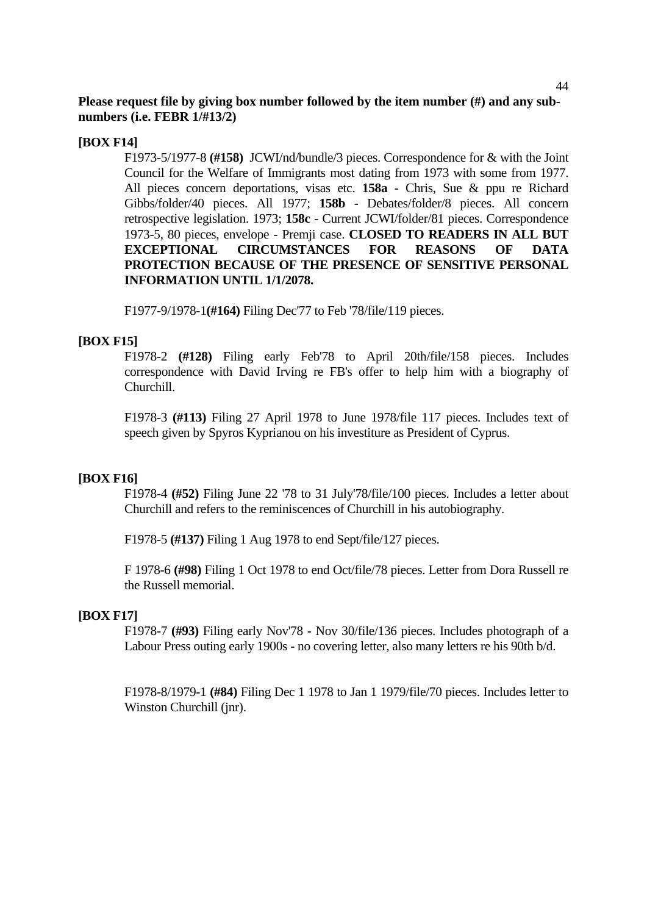**Please request file by giving box number followed by the item number (#) and any sub-numbers (i.e. FEBR 1/#13/2)**

**[BOX F14]**

F1973-5/1977-8 **(#158)** JCWI/nd/bundle/3 pieces. Correspondence for & with the Joint Council for the Welfare of Immigrants most dating from 1973 with some from 1977. All pieces concern deportations, visas etc. **158a** - Chris, Sue & ppu re Richard Gibbs/folder/40 pieces. All 1977; **158b** - Debates/folder/8 pieces. All concern retrospective legislation. 1973; **158c** - Current JCWI/folder/81 pieces. Correspondence 1973-5, 80 pieces, envelope - Premji case. **CLOSED TO READERS IN ALL BUT EXCEPTIONAL CIRCUMSTANCES FOR REASONS OF DATA PROTECTION BECAUSE OF THE PRESENCE OF SENSITIVE PERSONAL INFORMATION UNTIL 1/1/2078.**

F1977-9/1978-1**(#164)** Filing Dec'77 to Feb '78/file/119 pieces.

**[BOX F15]**

F1978-2 **(#128)** Filing early Feb'78 to April 20th/file/158 pieces. Includes correspondence with David Irving re FB's offer to help him with a biography of Churchill.

F1978-3 **(#113)** Filing 27 April 1978 to June 1978/file 117 pieces. Includes text of speech given by Spyros Kyprianou on his investiture as President of Cyprus.

**[BOX F16]**

F1978-4 **(#52)** Filing June 22 '78 to 31 July'78/file/100 pieces. Includes a letter about Churchill and refers to the reminiscences of Churchill in his autobiography.

F1978-5 **(#137)** Filing 1 Aug 1978 to end Sept/file/127 pieces.

F 1978-6 **(#98)** Filing 1 Oct 1978 to end Oct/file/78 pieces. Letter from Dora Russell re the Russell memorial.

**[BOX F17]**

F1978-7 **(#93)** Filing early Nov'78 - Nov 30/file/136 pieces. Includes photograph of a Labour Press outing early 1900s - no covering letter, also many letters re his 90th b/d.

F1978-8/1979-1 **(#84)** Filing Dec 1 1978 to Jan 1 1979/file/70 pieces. Includes letter to Winston Churchill (jnr).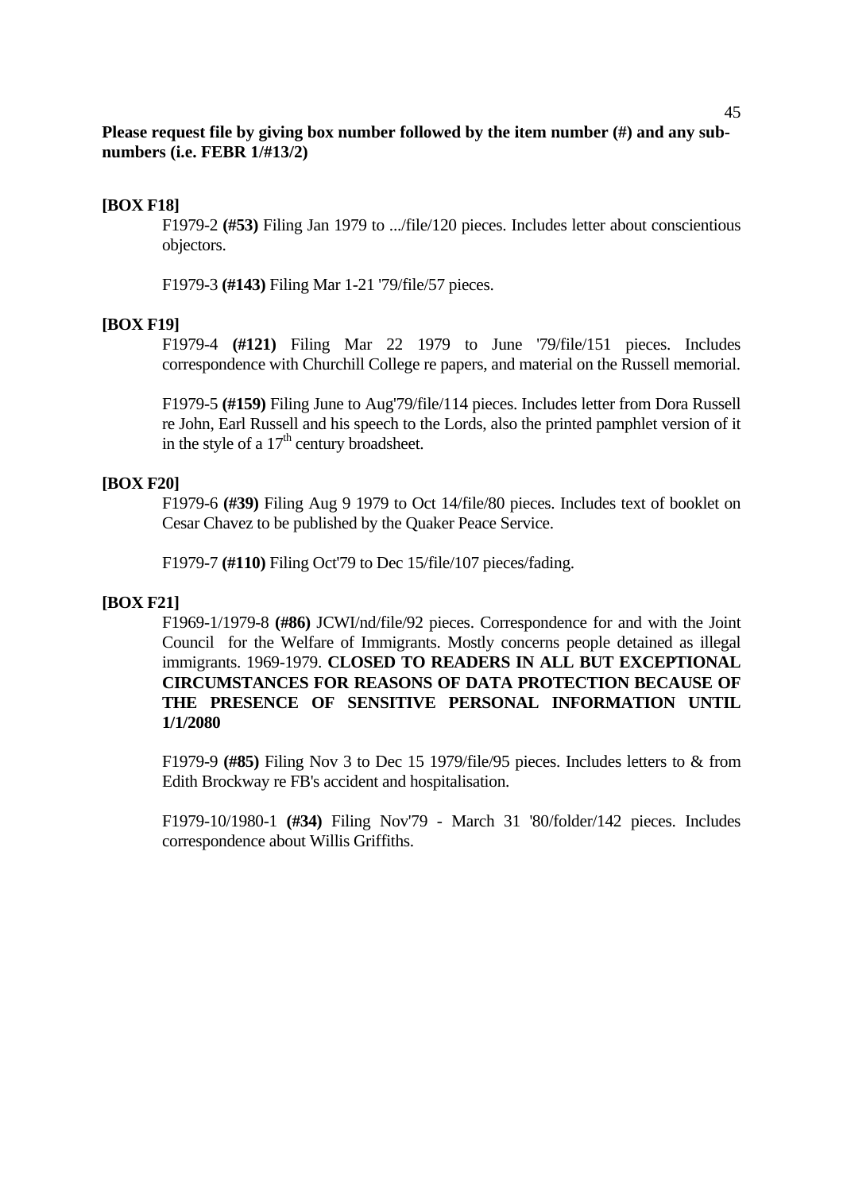**Please request file by giving box number followed by the item number (#) and any sub-numbers (i.e. FEBR 1/#13/2)**

**[BOX F18]**

F1979-2 **(#53)** Filing Jan 1979 to .../file/120 pieces. Includes letter about conscientious objectors.

F1979-3 **(#143)** Filing Mar 1-21 '79/file/57 pieces.

**[BOX F19]**

F1979-4 **(#121)** Filing Mar 22 1979 to June '79/file/151 pieces. Includes correspondence with Churchill College re papers, and material on the Russell memorial.

F1979-5 **(#159)** Filing June to Aug'79/file/114 pieces. Includes letter from Dora Russell re John, Earl Russell and his speech to the Lords, also the printed pamphlet version of it in the style of a 17th century broadsheet.

**[BOX F20]**

F1979-6 **(#39)** Filing Aug 9 1979 to Oct 14/file/80 pieces. Includes text of booklet on Cesar Chavez to be published by the Quaker Peace Service.

F1979-7 **(#110)** Filing Oct'79 to Dec 15/file/107 pieces/fading.

**[BOX F21]**

F1969-1/1979-8 **(#86)** JCWI/nd/file/92 pieces. Correspondence for and with the Joint Council for the Welfare of Immigrants. Mostly concerns people detained as illegal immigrants. 1969-1979. **CLOSED TO READERS IN ALL BUT EXCEPTIONAL CIRCUMSTANCES FOR REASONS OF DATA PROTECTION BECAUSE OF THE PRESENCE OF SENSITIVE PERSONAL INFORMATION UNTIL 1/1/2080**

F1979-9 **(#85)** Filing Nov 3 to Dec 15 1979/file/95 pieces. Includes letters to & from Edith Brockway re FB's accident and hospitalisation.

F1979-10/1980-1 **(#34)** Filing Nov'79 - March 31 '80/folder/142 pieces. Includes correspondence about Willis Griffiths.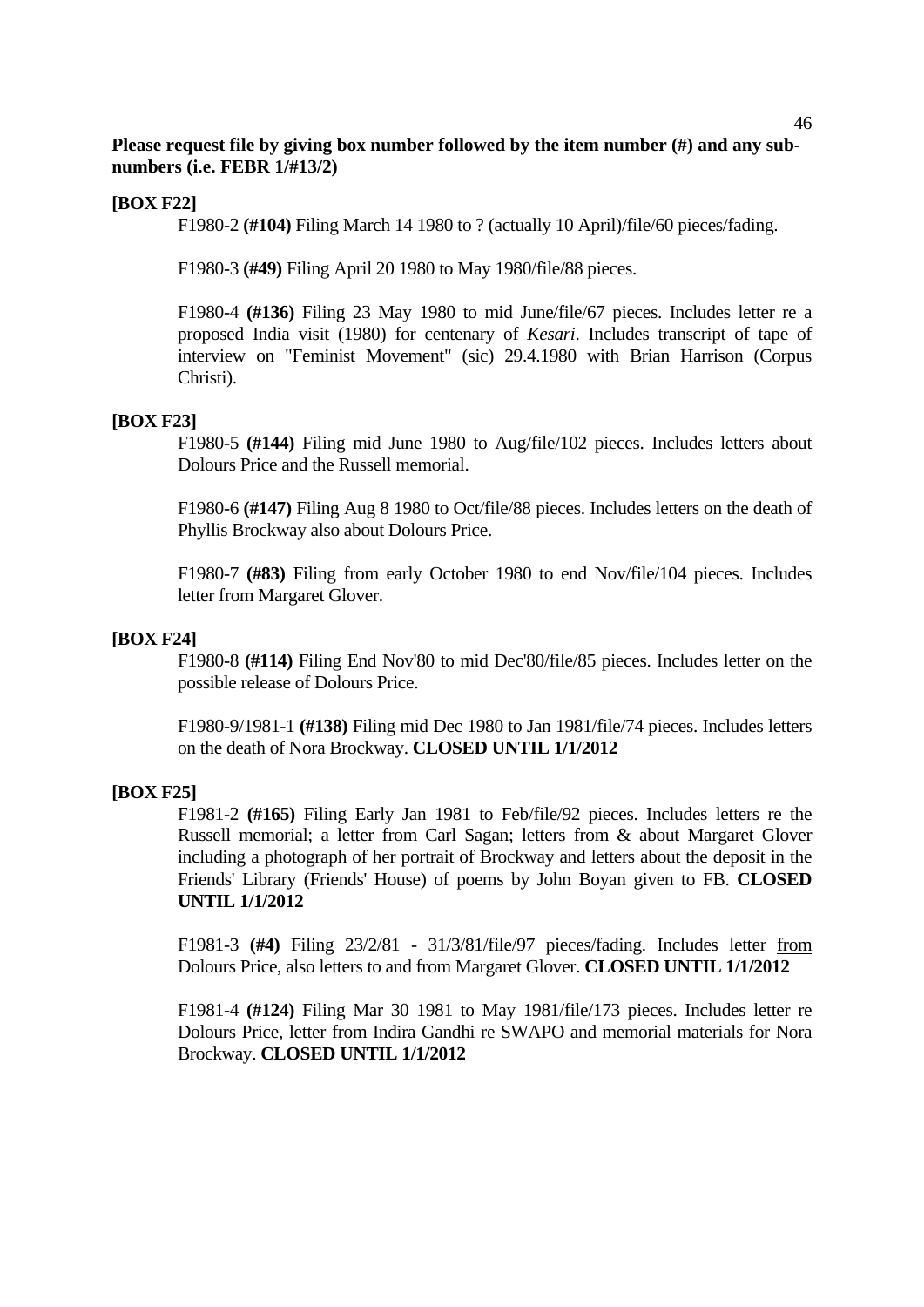**Please request file by giving box number followed by the item number (#) and any sub-numbers (i.e. FEBR 1/#13/2)**

**[BOX F22]**

F1980-2 **(#104)** Filing March 14 1980 to ? (actually 10 April)/file/60 pieces/fading.

F1980-3 **(#49)** Filing April 20 1980 to May 1980/file/88 pieces.

F1980-4 **(#136)** Filing 23 May 1980 to mid June/file/67 pieces. Includes letter re a proposed India visit (1980) for centenary of *Kesari*. Includes transcript of tape of interview on "Feminist Movement" (sic) 29.4.1980 with Brian Harrison (Corpus Christi).

**[BOX F23]**

F1980-5 **(#144)** Filing mid June 1980 to Aug/file/102 pieces. Includes letters about Dolours Price and the Russell memorial.

F1980-6 **(#147)** Filing Aug 8 1980 to Oct/file/88 pieces. Includes letters on the death of Phyllis Brockway also about Dolours Price.

F1980-7 **(#83)** Filing from early October 1980 to end Nov/file/104 pieces. Includes letter from Margaret Glover.

**[BOX F24]**

F1980-8 **(#114)** Filing End Nov'80 to mid Dec'80/file/85 pieces. Includes letter on the possible release of Dolours Price.

F1980-9/1981-1 **(#138)** Filing mid Dec 1980 to Jan 1981/file/74 pieces. Includes letters on the death of Nora Brockway. **CLOSED UNTIL 1/1/2012**

**[BOX F25]**

F1981-2 **(#165)** Filing Early Jan 1981 to Feb/file/92 pieces. Includes letters re the Russell memorial; a letter from Carl Sagan; letters from & about Margaret Glover including a photograph of her portrait of Brockway and letters about the deposit in the Friends' Library (Friends' House) of poems by John Boyan given to FB. **CLOSED UNTIL 1/1/2012**

F1981-3 **(#4)** Filing 23/2/81 - 31/3/81/file/97 pieces/fading. Includes letter <u>from</u> Dolours Price, also letters to and from Margaret Glover. **CLOSED UNTIL 1/1/2012**

F1981-4 **(#124)** Filing Mar 30 1981 to May 1981/file/173 pieces. Includes letter re Dolours Price, letter from Indira Gandhi re SWAPO and memorial materials for Nora Brockway. **CLOSED UNTIL 1/1/2012**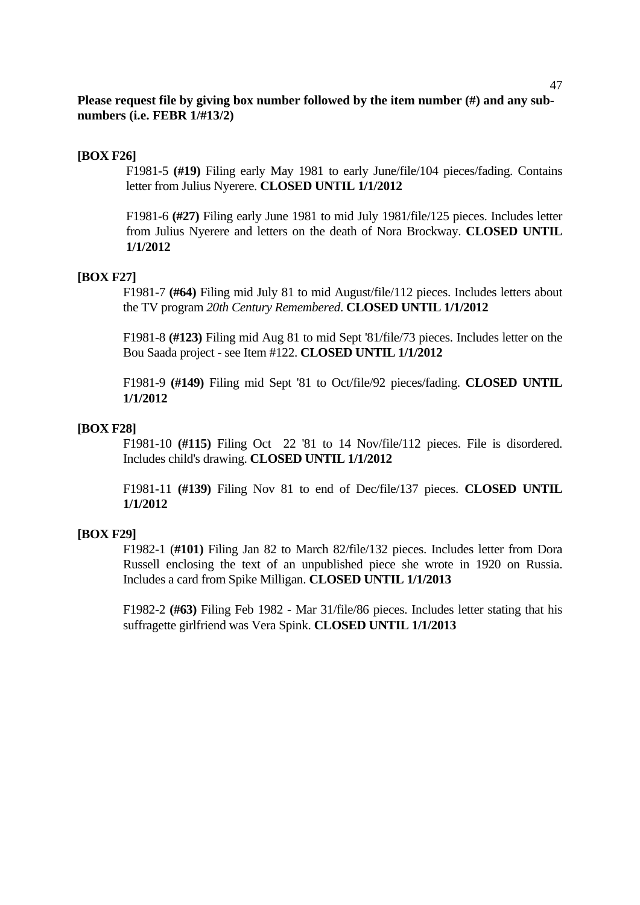**Please request file by giving box number followed by the item number (#) and any sub-numbers (i.e. FEBR 1/#13/2)**

**[BOX F26]**

F1981-5 **(#19)** Filing early May 1981 to early June/file/104 pieces/fading. Contains letter from Julius Nyerere. **CLOSED UNTIL 1/1/2012**

F1981-6 **(#27)** Filing early June 1981 to mid July 1981/file/125 pieces. Includes letter from Julius Nyerere and letters on the death of Nora Brockway. **CLOSED UNTIL 1/1/2012**

**[BOX F27]**

F1981-7 **(#64)** Filing mid July 81 to mid August/file/112 pieces. Includes letters about the TV program *20th Century Remembered*. **CLOSED UNTIL 1/1/2012**

F1981-8 **(#123)** Filing mid Aug 81 to mid Sept '81/file/73 pieces. Includes letter on the Bou Saada project - see Item #122. **CLOSED UNTIL 1/1/2012**

F1981-9 **(#149)** Filing mid Sept '81 to Oct/file/92 pieces/fading. **CLOSED UNTIL 1/1/2012**

**[BOX F28]**

F1981-10 **(#115)** Filing Oct 22 '81 to 14 Nov/file/112 pieces. File is disordered. Includes child's drawing. **CLOSED UNTIL 1/1/2012**

F1981-11 **(#139)** Filing Nov 81 to end of Dec/file/137 pieces. **CLOSED UNTIL 1/1/2012**

**[BOX F29]**

F1982-1 (**#101)** Filing Jan 82 to March 82/file/132 pieces. Includes letter from Dora Russell enclosing the text of an unpublished piece she wrote in 1920 on Russia. Includes a card from Spike Milligan. **CLOSED UNTIL 1/1/2013**

F1982-2 **(#63)** Filing Feb 1982 - Mar 31/file/86 pieces. Includes letter stating that his suffragette girlfriend was Vera Spink. **CLOSED UNTIL 1/1/2013**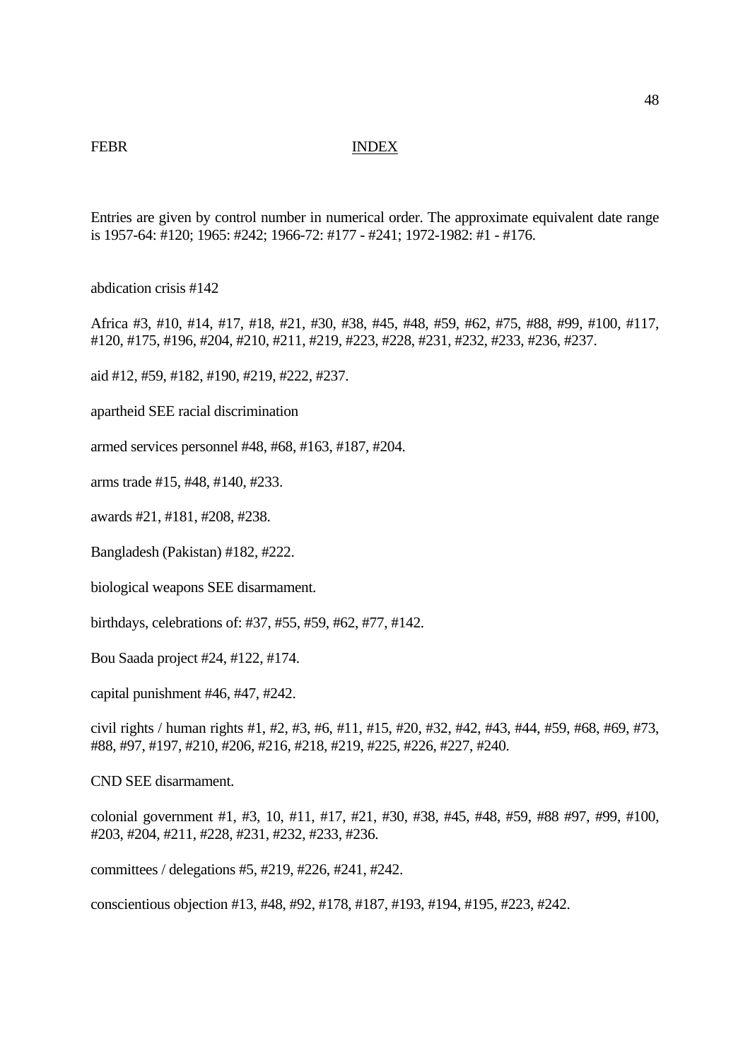FEBR INDEX

Entries are given by control number in numerical order. The approximate equivalent date range is 1957-64: #120; 1965: #242; 1966-72: #177 - #241; 1972-1982: #1 - #176.

abdication crisis #142

Africa #3, #10, #14, #17, #18, #21, #30, #38, #45, #48, #59, #62, #75, #88, #99, #100, #117, #120, #175, #196, #204, #210, #211, #219, #223, #228, #231, #232, #233, #236, #237.

aid #12, #59, #182, #190, #219, #222, #237.

apartheid SEE racial discrimination

armed services personnel #48, #68, #163, #187, #204.

arms trade #15, #48, #140, #233.

awards #21, #181, #208, #238.

Bangladesh (Pakistan) #182, #222.

biological weapons SEE disarmament.

birthdays, celebrations of: #37, #55, #59, #62, #77, #142.

Bou Saada project #24, #122, #174.

capital punishment #46, #47, #242.

civil rights / human rights #1, #2, #3, #6, #11, #15, #20, #32, #42, #43, #44, #59, #68, #69, #73, #88, #97, #197, #210, #206, #216, #218, #219, #225, #226, #227, #240.

CND SEE disarmament.

colonial government #1, #3, 10, #11, #17, #21, #30, #38, #45, #48, #59, #88 #97, #99, #100, #203, #204, #211, #228, #231, #232, #233, #236.

committees / delegations #5, #219, #226, #241, #242.

conscientious objection #13, #48, #92, #178, #187, #193, #194, #195, #223, #242.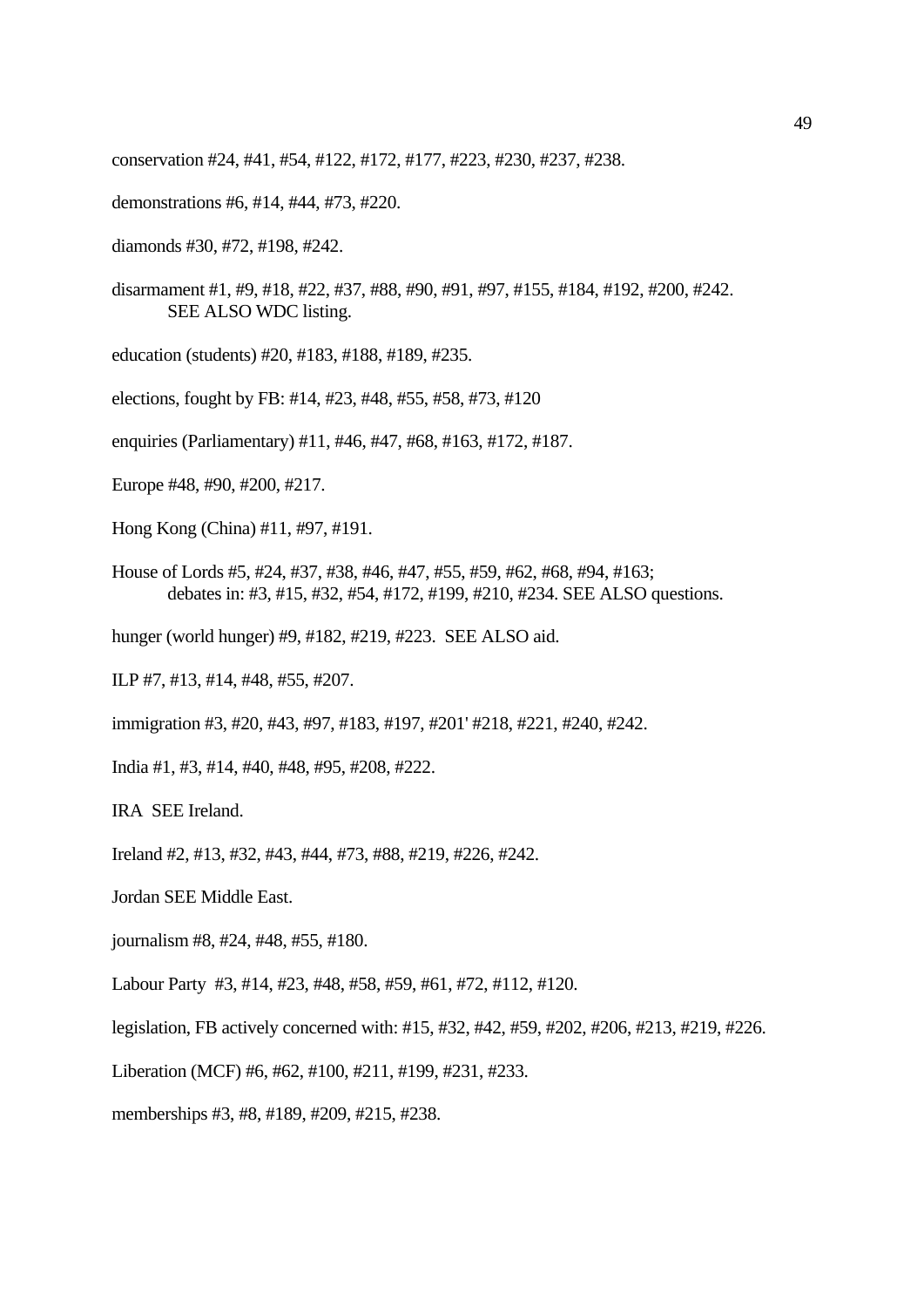conservation #24, #41, #54, #122, #172, #177, #223, #230, #237, #238.

demonstrations #6, #14, #44, #73, #220.

diamonds #30, #72, #198, #242.

disarmament #1, #9, #18, #22, #37, #88, #90, #91, #97, #155, #184, #192, #200, #242.
    SEE ALSO WDC listing.

education (students) #20, #183, #188, #189, #235.

elections, fought by FB: #14, #23, #48, #55, #58, #73, #120

enquiries (Parliamentary) #11, #46, #47, #68, #163, #172, #187.

Europe #48, #90, #200, #217.

Hong Kong (China) #11, #97, #191.

House of Lords #5, #24, #37, #38, #46, #47, #55, #59, #62, #68, #94, #163;
    debates in: #3, #15, #32, #54, #172, #199, #210, #234. SEE ALSO questions.

hunger (world hunger) #9, #182, #219, #223.  SEE ALSO aid.

ILP #7, #13, #14, #48, #55, #207.

immigration #3, #20, #43, #97, #183, #197, #201' #218, #221, #240, #242.

India #1, #3, #14, #40, #48, #95, #208, #222.

IRA  SEE Ireland.

Ireland #2, #13, #32, #43, #44, #73, #88, #219, #226, #242.

Jordan SEE Middle East.

journalism #8, #24, #48, #55, #180.

Labour Party  #3, #14, #23, #48, #58, #59, #61, #72, #112, #120.

legislation, FB actively concerned with: #15, #32, #42, #59, #202, #206, #213, #219, #226.

Liberation (MCF) #6, #62, #100, #211, #199, #231, #233.

memberships #3, #8, #189, #209, #215, #238.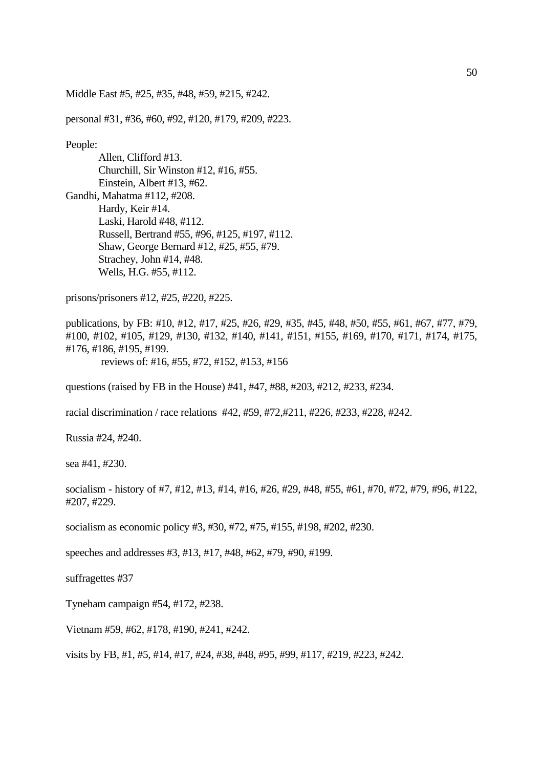Middle East #5, #25, #35, #48, #59, #215, #242.

personal #31, #36, #60, #92, #120, #179, #209, #223.

People:

- Allen, Clifford #13.
- Churchill, Sir Winston #12, #16, #55.
- Einstein, Albert #13, #62.
- Gandhi, Mahatma #112, #208.
- Hardy, Keir #14.
- Laski, Harold #48, #112.
- Russell, Bertrand #55, #96, #125, #197, #112.
- Shaw, George Bernard #12, #25, #55, #79.
- Strachey, John #14, #48.
- Wells, H.G. #55, #112.

prisons/prisoners #12, #25, #220, #225.

publications, by FB: #10, #12, #17, #25, #26, #29, #35, #45, #48, #50, #55, #61, #67, #77, #79, #100, #102, #105, #129, #130, #132, #140, #141, #151, #155, #169, #170, #171, #174, #175, #176, #186, #195, #199.

reviews of: #16, #55, #72, #152, #153, #156

questions (raised by FB in the House) #41, #47, #88, #203, #212, #233, #234.

racial discrimination / race relations #42, #59, #72,#211, #226, #233, #228, #242.

Russia #24, #240.

sea #41, #230.

socialism - history of #7, #12, #13, #14, #16, #26, #29, #48, #55, #61, #70, #72, #79, #96, #122, #207, #229.

socialism as economic policy #3, #30, #72, #75, #155, #198, #202, #230.

speeches and addresses #3, #13, #17, #48, #62, #79, #90, #199.

suffragettes #37

Tyneham campaign #54, #172, #238.

Vietnam #59, #62, #178, #190, #241, #242.

visits by FB, #1, #5, #14, #17, #24, #38, #48, #95, #99, #117, #219, #223, #242.